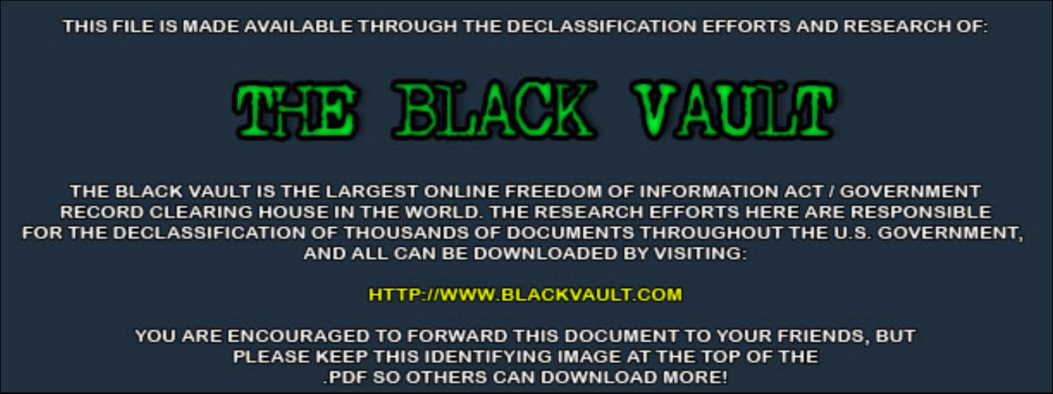THIS FILE IS MADE AVAILABLE THROUGH THE DECLASSIFICATION EFFORTS AND RESEARCH OF:

# THE BLACK VAULT

THE BLACK VAULT IS THE LARGEST ONLINE FREEDOM OF INFORMATION ACT / GOVERNMENT RECORD CLEARING HOUSE IN THE WORLD. THE RESEARCH EFFORTS HERE ARE RESPONSIBLE FOR THE DECLASSIFICATION OF THOUSANDS OF DOCUMENTS THROUGHOUT THE U.S. GOVERNMENT, AND ALL CAN BE DOWNLOADED BY VISITING:

HTTP://WWW.BLACKVAULT.COM

YOU ARE ENCOURAGED TO FORWARD THIS DOCUMENT TO YOUR FRIENDS, BUT PLEASE KEEP THIS IDENTIFYING IMAGE AT THE TOP OF THE .PDF SO OTHERS CAN DOWNLOAD MORE!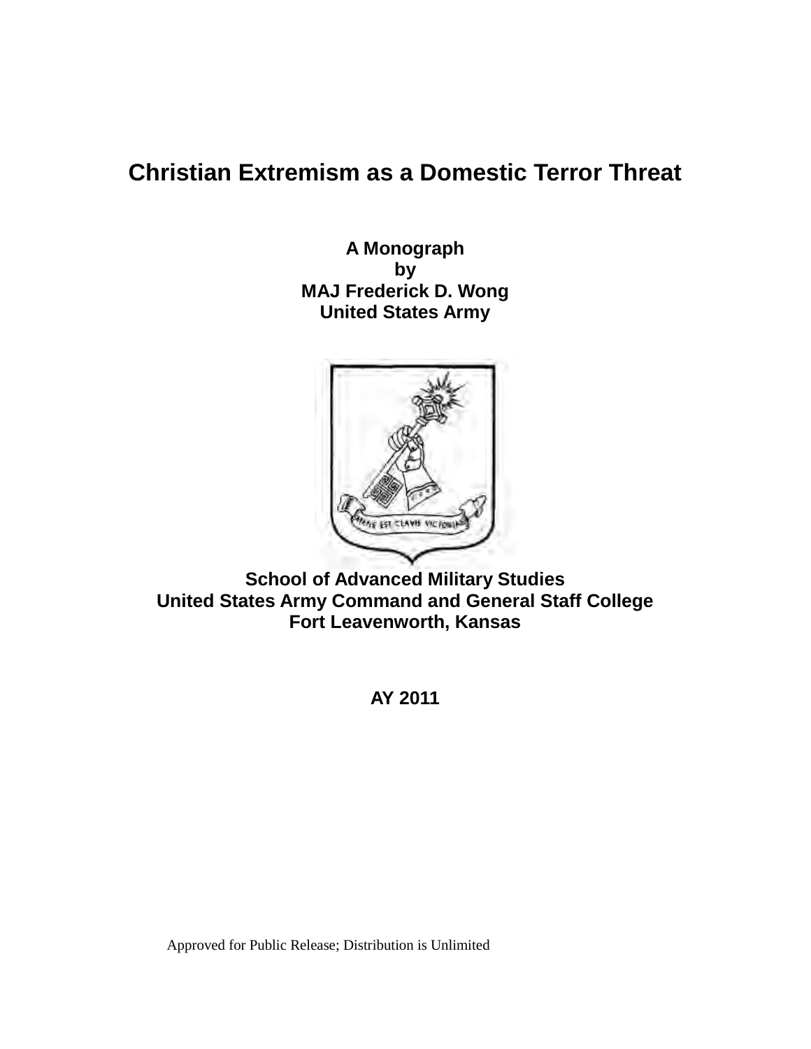# Christian Extremism as a Domestic Terror Threat

**A Monograph**
**by**
**MAJ Frederick D. Wong**
**United States Army**

**School of Advanced Military Studies**
**United States Army Command and General Staff College**
**Fort Leavenworth, Kansas**

**AY 2011**

Approved for Public Release; Distribution is Unlimited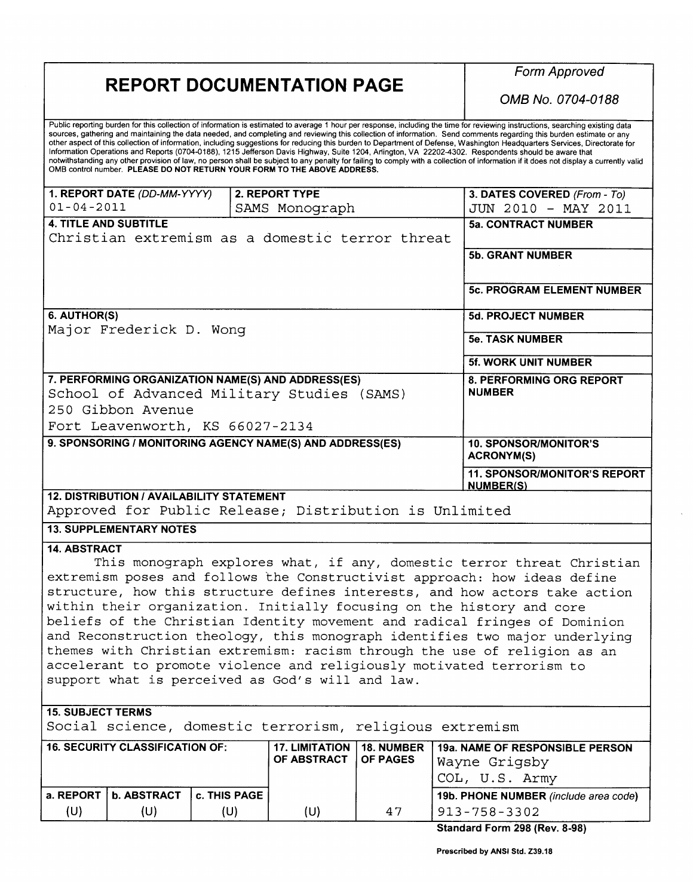# REPORT DOCUMENTATION PAGE

*Form Approved*

*OMB No. 0704-0188*

Public reporting burden for this collection of information is estimated to average 1 hour per response, including the time for reviewing instructions, searching existing data sources, gathering and maintaining the data needed, and completing and reviewing this collection of information. Send comments regarding this burden estimate or any other aspect of this collection of information, including suggestions for reducing this burden to Department of Defense, Washington Headquarters Services, Directorate for Information Operations and Reports (0704-0188), 1215 Jefferson Davis Highway, Suite 1204, Arlington, VA 22202-4302. Respondents should be aware that notwithstanding any other provision of law, no person shall be subject to any penalty for failing to comply with a collection of information if it does not display a currently valid OMB control number. **PLEASE DO NOT RETURN YOUR FORM TO THE ABOVE ADDRESS.**

| | | |
|---|---|---|
| **1. REPORT DATE** *(DD-MM-YYYY)* 01-04-2011 | **2. REPORT TYPE** SAMS Monograph | **3. DATES COVERED** *(From - To)* JUN 2010 - MAY 2011 |

**4. TITLE AND SUBTITLE**
Christian extremism as a domestic terror threat

**5a. CONTRACT NUMBER**

**5b. GRANT NUMBER**

**5c. PROGRAM ELEMENT NUMBER**

**6. AUTHOR(S)**
Major Frederick D. Wong

**5d. PROJECT NUMBER**

**5e. TASK NUMBER**

**5f. WORK UNIT NUMBER**

**7. PERFORMING ORGANIZATION NAME(S) AND ADDRESS(ES)**
School of Advanced Military Studies (SAMS)
250 Gibbon Avenue
Fort Leavenworth, KS 66027-2134

**8. PERFORMING ORG REPORT NUMBER**

**9. SPONSORING / MONITORING AGENCY NAME(S) AND ADDRESS(ES)**

**10. SPONSOR/MONITOR'S ACRONYM(S)**

**11. SPONSOR/MONITOR'S REPORT NUMBER(S)**

**12. DISTRIBUTION / AVAILABILITY STATEMENT**
Approved for Public Release; Distribution is Unlimited

**13. SUPPLEMENTARY NOTES**

**14. ABSTRACT**
This monograph explores what, if any, domestic terror threat Christian extremism poses and follows the Constructivist approach: how ideas define structure, how this structure defines interests, and how actors take action within their organization. Initially focusing on the history and core beliefs of the Christian Identity movement and radical fringes of Dominion and Reconstruction theology, this monograph identifies two major underlying themes with Christian extremism: racism through the use of religion as an accelerant to promote violence and religiously motivated terrorism to support what is perceived as God's will and law.

**15. SUBJECT TERMS**
Social science, domestic terrorism, religious extremism

| 16. SECURITY CLASSIFICATION OF: | | | 17. LIMITATION OF ABSTRACT | 18. NUMBER OF PAGES | 19a. NAME OF RESPONSIBLE PERSON |
|---|---|---|---|---|---|
| | | | | | Wayne Grigsby COL, U.S. Army |
| **a. REPORT** | **b. ABSTRACT** | **c. THIS PAGE** | | | **19b. PHONE NUMBER** *(include area code)* |
| (U) | (U) | (U) | (U) | 47 | 913-758-3302 |

**Standard Form 298 (Rev. 8-98)**

**Prescribed by ANSI Std. Z39.18**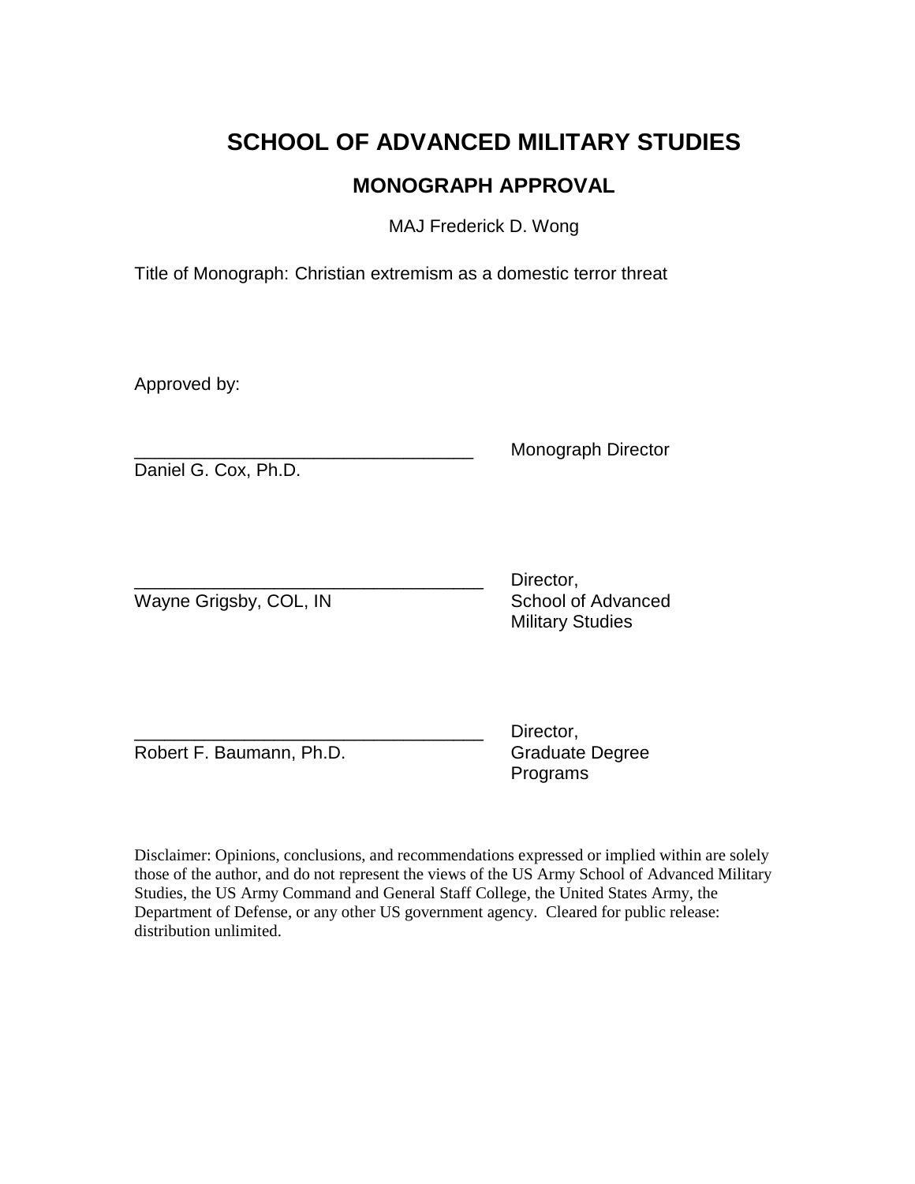# SCHOOL OF ADVANCED MILITARY STUDIES

## MONOGRAPH APPROVAL

MAJ Frederick D. Wong

Title of Monograph: Christian extremism as a domestic terror threat

Approved by:

__________________________________ Monograph Director
Daniel G. Cox, Ph.D.

__________________________________ Director, School of Advanced Military Studies
Wayne Grigsby, COL, IN

__________________________________ Director, Graduate Degree Programs
Robert F. Baumann, Ph.D.

Disclaimer: Opinions, conclusions, and recommendations expressed or implied within are solely those of the author, and do not represent the views of the US Army School of Advanced Military Studies, the US Army Command and General Staff College, the United States Army, the Department of Defense, or any other US government agency. Cleared for public release: distribution unlimited.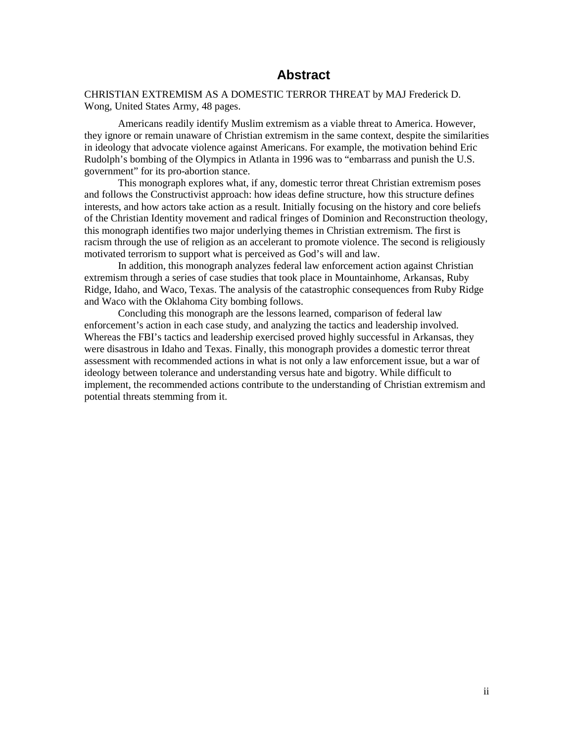# Abstract

CHRISTIAN EXTREMISM AS A DOMESTIC TERROR THREAT by MAJ Frederick D. Wong, United States Army, 48 pages.

Americans readily identify Muslim extremism as a viable threat to America. However, they ignore or remain unaware of Christian extremism in the same context, despite the similarities in ideology that advocate violence against Americans. For example, the motivation behind Eric Rudolph's bombing of the Olympics in Atlanta in 1996 was to "embarrass and punish the U.S. government" for its pro-abortion stance.

This monograph explores what, if any, domestic terror threat Christian extremism poses and follows the Constructivist approach: how ideas define structure, how this structure defines interests, and how actors take action as a result. Initially focusing on the history and core beliefs of the Christian Identity movement and radical fringes of Dominion and Reconstruction theology, this monograph identifies two major underlying themes in Christian extremism. The first is racism through the use of religion as an accelerant to promote violence. The second is religiously motivated terrorism to support what is perceived as God's will and law.

In addition, this monograph analyzes federal law enforcement action against Christian extremism through a series of case studies that took place in Mountainhome, Arkansas, Ruby Ridge, Idaho, and Waco, Texas. The analysis of the catastrophic consequences from Ruby Ridge and Waco with the Oklahoma City bombing follows.

Concluding this monograph are the lessons learned, comparison of federal law enforcement's action in each case study, and analyzing the tactics and leadership involved. Whereas the FBI's tactics and leadership exercised proved highly successful in Arkansas, they were disastrous in Idaho and Texas. Finally, this monograph provides a domestic terror threat assessment with recommended actions in what is not only a law enforcement issue, but a war of ideology between tolerance and understanding versus hate and bigotry. While difficult to implement, the recommended actions contribute to the understanding of Christian extremism and potential threats stemming from it.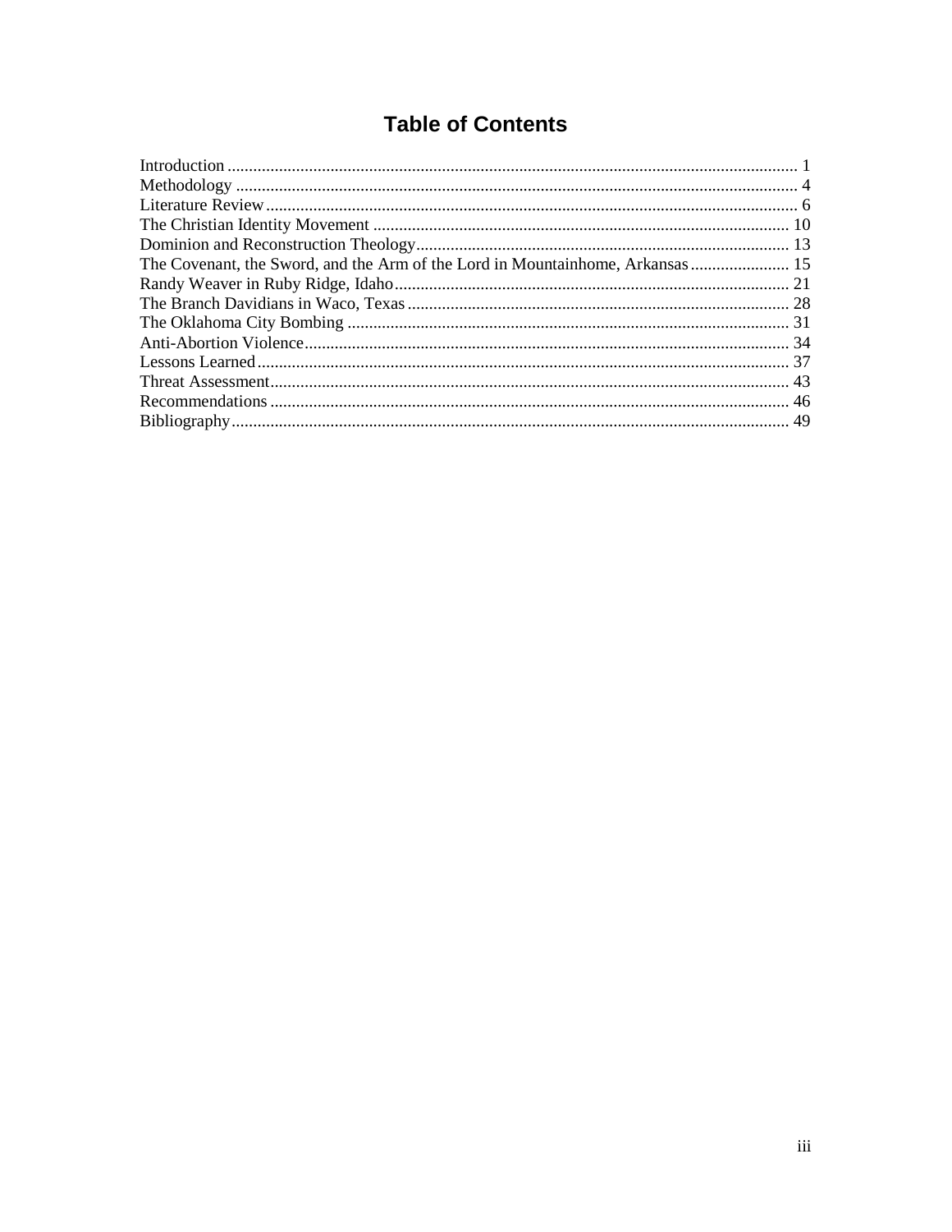# Table of Contents

Introduction ..................................................................................................................... 1
Methodology ................................................................................................................... 4
Literature Review ............................................................................................................ 6
The Christian Identity Movement .................................................................................. 10
Dominion and Reconstruction Theology........................................................................ 13
The Covenant, the Sword, and the Arm of the Lord in Mountainhome, Arkansas ........................ 15
Randy Weaver in Ruby Ridge, Idaho ............................................................................. 21
The Branch Davidians in Waco, Texas .......................................................................... 28
The Oklahoma City Bombing ........................................................................................ 31
Anti-Abortion Violence.................................................................................................. 34
Lessons Learned ............................................................................................................. 37
Threat Assessment.......................................................................................................... 43
Recommendations .......................................................................................................... 46
Bibliography ................................................................................................................... 49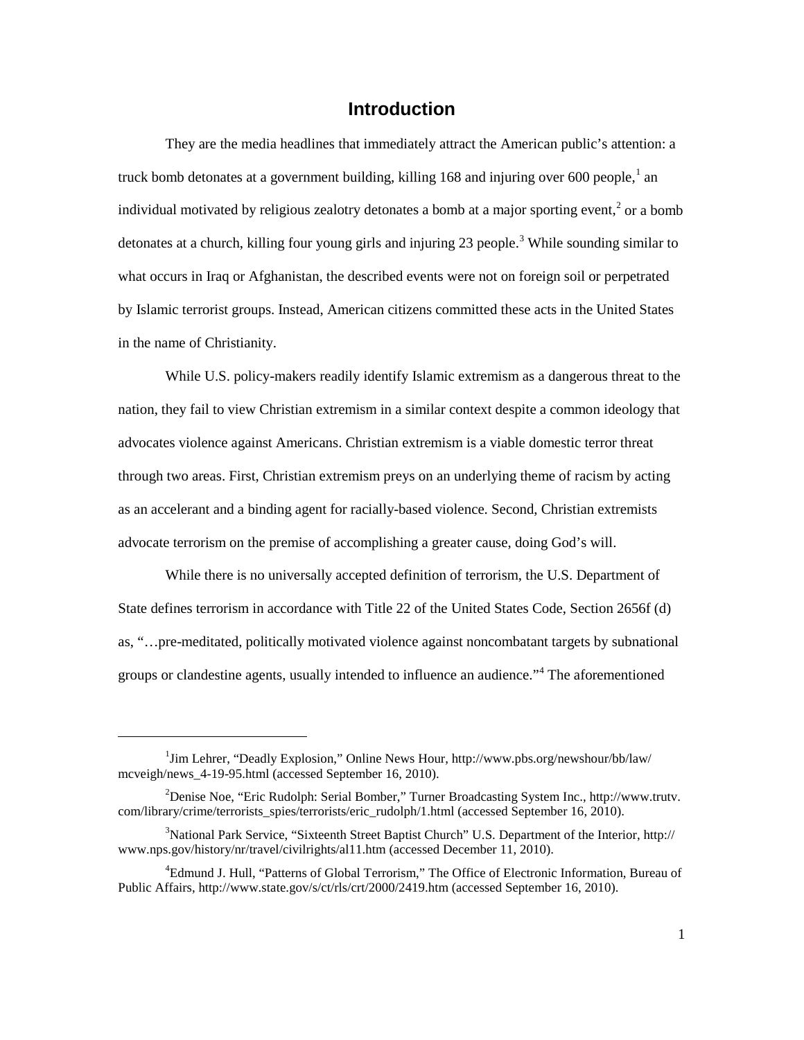# Introduction

They are the media headlines that immediately attract the American public's attention: a truck bomb detonates at a government building, killing 168 and injuring over 600 people,[1] an individual motivated by religious zealotry detonates a bomb at a major sporting event,[2] or a bomb detonates at a church, killing four young girls and injuring 23 people.[3] While sounding similar to what occurs in Iraq or Afghanistan, the described events were not on foreign soil or perpetrated by Islamic terrorist groups. Instead, American citizens committed these acts in the United States in the name of Christianity.

While U.S. policy-makers readily identify Islamic extremism as a dangerous threat to the nation, they fail to view Christian extremism in a similar context despite a common ideology that advocates violence against Americans. Christian extremism is a viable domestic terror threat through two areas. First, Christian extremism preys on an underlying theme of racism by acting as an accelerant and a binding agent for racially-based violence. Second, Christian extremists advocate terrorism on the premise of accomplishing a greater cause, doing God's will.

While there is no universally accepted definition of terrorism, the U.S. Department of State defines terrorism in accordance with Title 22 of the United States Code, Section 2656f (d) as, "…pre-meditated, politically motivated violence against noncombatant targets by subnational groups or clandestine agents, usually intended to influence an audience."[4] The aforementioned

---

[1] Jim Lehrer, "Deadly Explosion," Online News Hour, http://www.pbs.org/newshour/bb/law/mcveigh/news_4-19-95.html (accessed September 16, 2010).

[2] Denise Noe, "Eric Rudolph: Serial Bomber," Turner Broadcasting System Inc., http://www.trutv.com/library/crime/terrorists_spies/terrorists/eric_rudolph/1.html (accessed September 16, 2010).

[3] National Park Service, "Sixteenth Street Baptist Church" U.S. Department of the Interior, http://www.nps.gov/history/nr/travel/civilrights/al11.htm (accessed December 11, 2010).

[4] Edmund J. Hull, "Patterns of Global Terrorism," The Office of Electronic Information, Bureau of Public Affairs, http://www.state.gov/s/ct/rls/crt/2000/2419.htm (accessed September 16, 2010).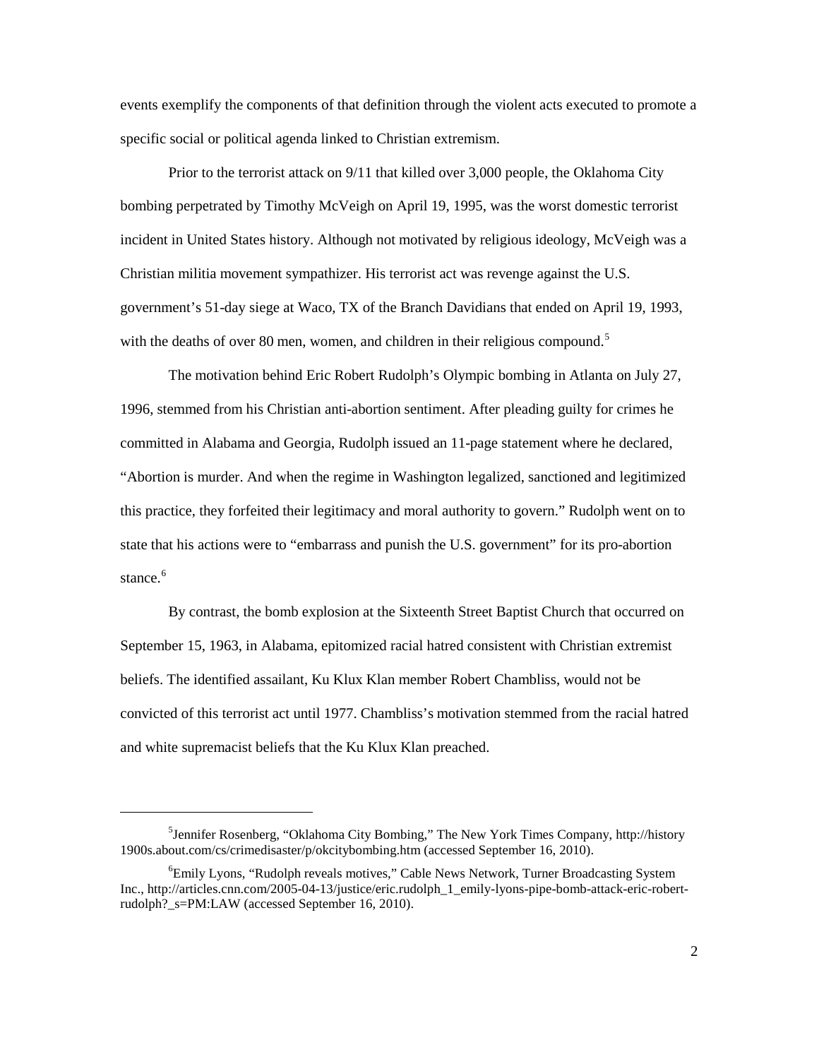events exemplify the components of that definition through the violent acts executed to promote a specific social or political agenda linked to Christian extremism.

Prior to the terrorist attack on 9/11 that killed over 3,000 people, the Oklahoma City bombing perpetrated by Timothy McVeigh on April 19, 1995, was the worst domestic terrorist incident in United States history. Although not motivated by religious ideology, McVeigh was a Christian militia movement sympathizer. His terrorist act was revenge against the U.S. government's 51-day siege at Waco, TX of the Branch Davidians that ended on April 19, 1993, with the deaths of over 80 men, women, and children in their religious compound.[5]

The motivation behind Eric Robert Rudolph's Olympic bombing in Atlanta on July 27, 1996, stemmed from his Christian anti-abortion sentiment. After pleading guilty for crimes he committed in Alabama and Georgia, Rudolph issued an 11-page statement where he declared, "Abortion is murder. And when the regime in Washington legalized, sanctioned and legitimized this practice, they forfeited their legitimacy and moral authority to govern." Rudolph went on to state that his actions were to "embarrass and punish the U.S. government" for its pro-abortion stance.[6]

By contrast, the bomb explosion at the Sixteenth Street Baptist Church that occurred on September 15, 1963, in Alabama, epitomized racial hatred consistent with Christian extremist beliefs. The identified assailant, Ku Klux Klan member Robert Chambliss, would not be convicted of this terrorist act until 1977. Chambliss's motivation stemmed from the racial hatred and white supremacist beliefs that the Ku Klux Klan preached.

---

[5]Jennifer Rosenberg, "Oklahoma City Bombing," The New York Times Company, http://history 1900s.about.com/cs/crimedisaster/p/okcitybombing.htm (accessed September 16, 2010).

[6]Emily Lyons, "Rudolph reveals motives," Cable News Network, Turner Broadcasting System Inc., http://articles.cnn.com/2005-04-13/justice/eric.rudolph_1_emily-lyons-pipe-bomb-attack-eric-robert-rudolph?_s=PM:LAW (accessed September 16, 2010).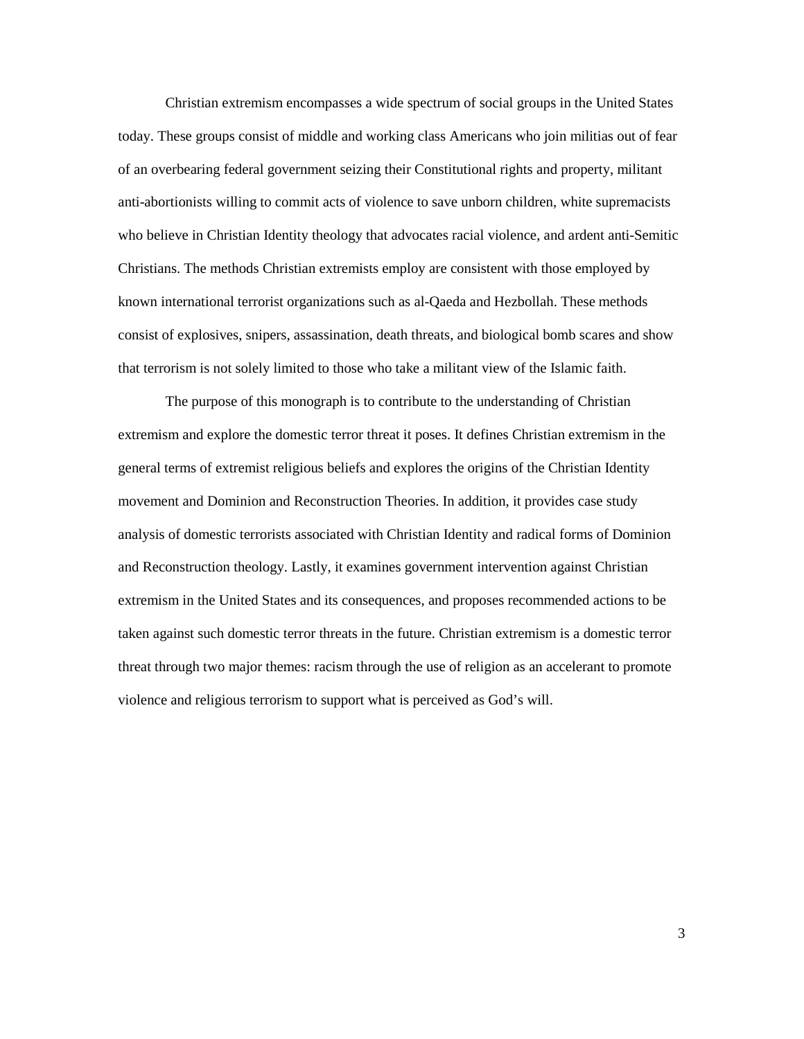Christian extremism encompasses a wide spectrum of social groups in the United States today. These groups consist of middle and working class Americans who join militias out of fear of an overbearing federal government seizing their Constitutional rights and property, militant anti-abortionists willing to commit acts of violence to save unborn children, white supremacists who believe in Christian Identity theology that advocates racial violence, and ardent anti-Semitic Christians. The methods Christian extremists employ are consistent with those employed by known international terrorist organizations such as al-Qaeda and Hezbollah. These methods consist of explosives, snipers, assassination, death threats, and biological bomb scares and show that terrorism is not solely limited to those who take a militant view of the Islamic faith.

The purpose of this monograph is to contribute to the understanding of Christian extremism and explore the domestic terror threat it poses. It defines Christian extremism in the general terms of extremist religious beliefs and explores the origins of the Christian Identity movement and Dominion and Reconstruction Theories. In addition, it provides case study analysis of domestic terrorists associated with Christian Identity and radical forms of Dominion and Reconstruction theology. Lastly, it examines government intervention against Christian extremism in the United States and its consequences, and proposes recommended actions to be taken against such domestic terror threats in the future. Christian extremism is a domestic terror threat through two major themes: racism through the use of religion as an accelerant to promote violence and religious terrorism to support what is perceived as God's will.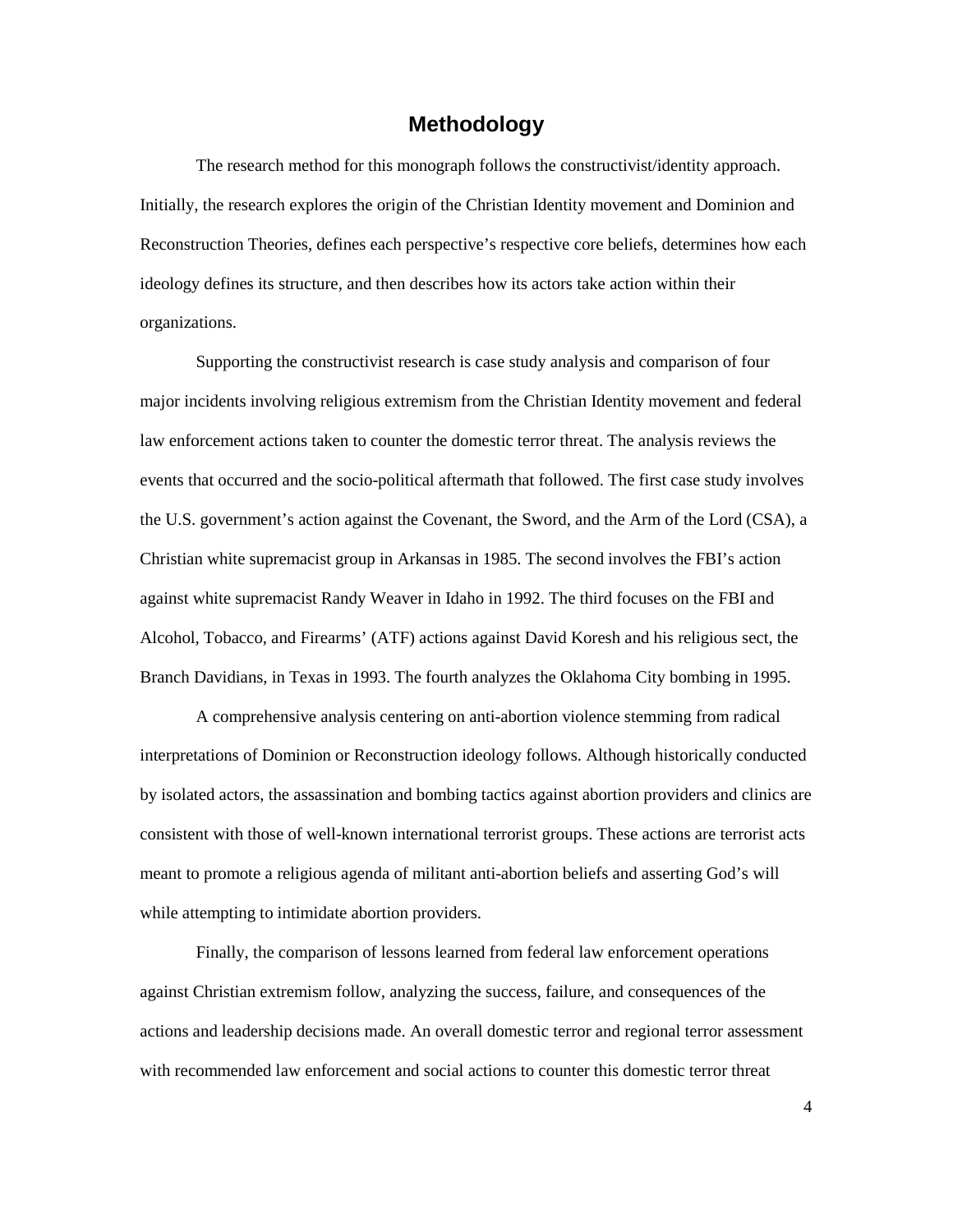## Methodology

The research method for this monograph follows the constructivist/identity approach. Initially, the research explores the origin of the Christian Identity movement and Dominion and Reconstruction Theories, defines each perspective's respective core beliefs, determines how each ideology defines its structure, and then describes how its actors take action within their organizations.

Supporting the constructivist research is case study analysis and comparison of four major incidents involving religious extremism from the Christian Identity movement and federal law enforcement actions taken to counter the domestic terror threat. The analysis reviews the events that occurred and the socio-political aftermath that followed. The first case study involves the U.S. government's action against the Covenant, the Sword, and the Arm of the Lord (CSA), a Christian white supremacist group in Arkansas in 1985. The second involves the FBI's action against white supremacist Randy Weaver in Idaho in 1992. The third focuses on the FBI and Alcohol, Tobacco, and Firearms' (ATF) actions against David Koresh and his religious sect, the Branch Davidians, in Texas in 1993. The fourth analyzes the Oklahoma City bombing in 1995.

A comprehensive analysis centering on anti-abortion violence stemming from radical interpretations of Dominion or Reconstruction ideology follows. Although historically conducted by isolated actors, the assassination and bombing tactics against abortion providers and clinics are consistent with those of well-known international terrorist groups. These actions are terrorist acts meant to promote a religious agenda of militant anti-abortion beliefs and asserting God's will while attempting to intimidate abortion providers.

Finally, the comparison of lessons learned from federal law enforcement operations against Christian extremism follow, analyzing the success, failure, and consequences of the actions and leadership decisions made. An overall domestic terror and regional terror assessment with recommended law enforcement and social actions to counter this domestic terror threat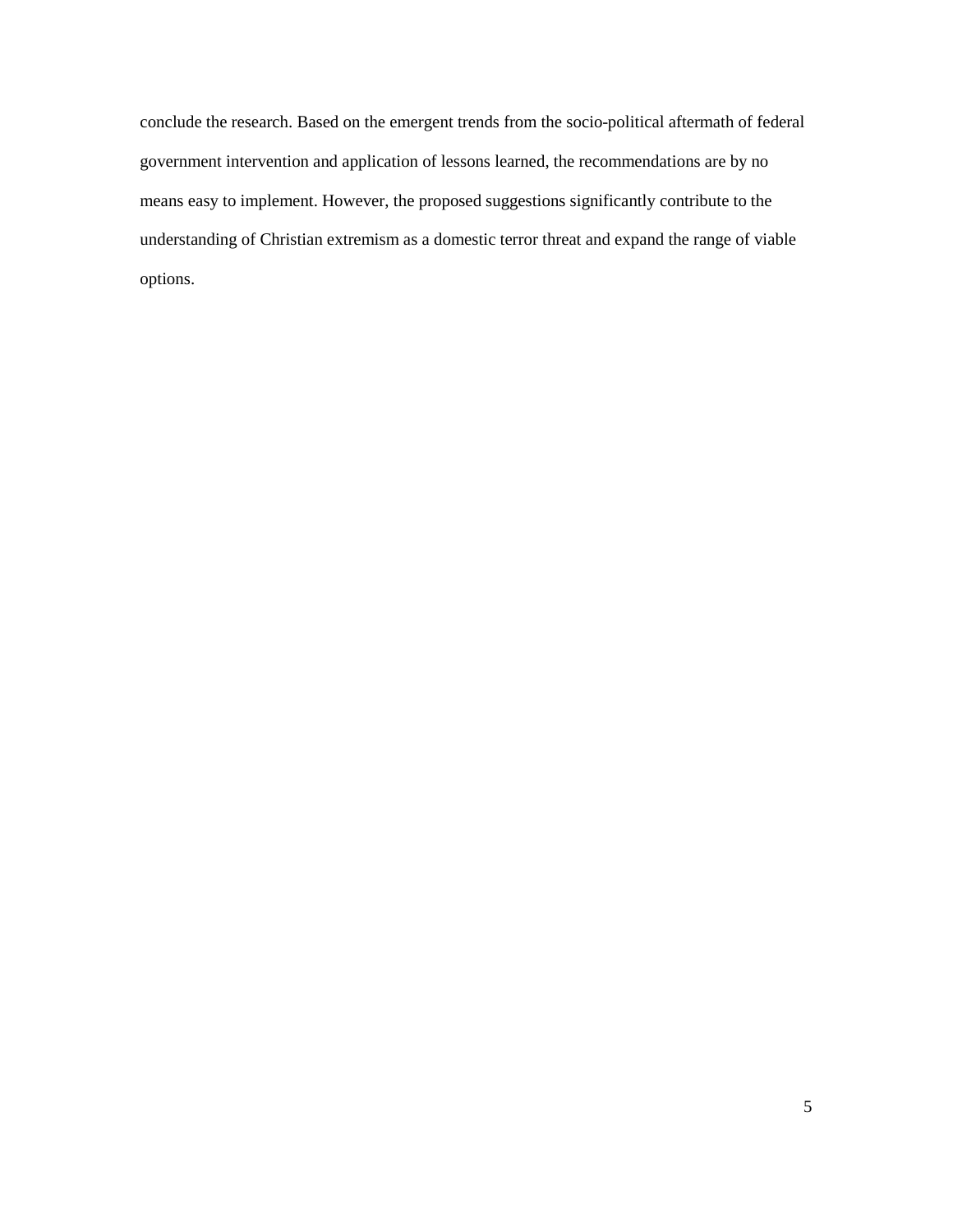conclude the research. Based on the emergent trends from the socio-political aftermath of federal government intervention and application of lessons learned, the recommendations are by no means easy to implement. However, the proposed suggestions significantly contribute to the understanding of Christian extremism as a domestic terror threat and expand the range of viable options.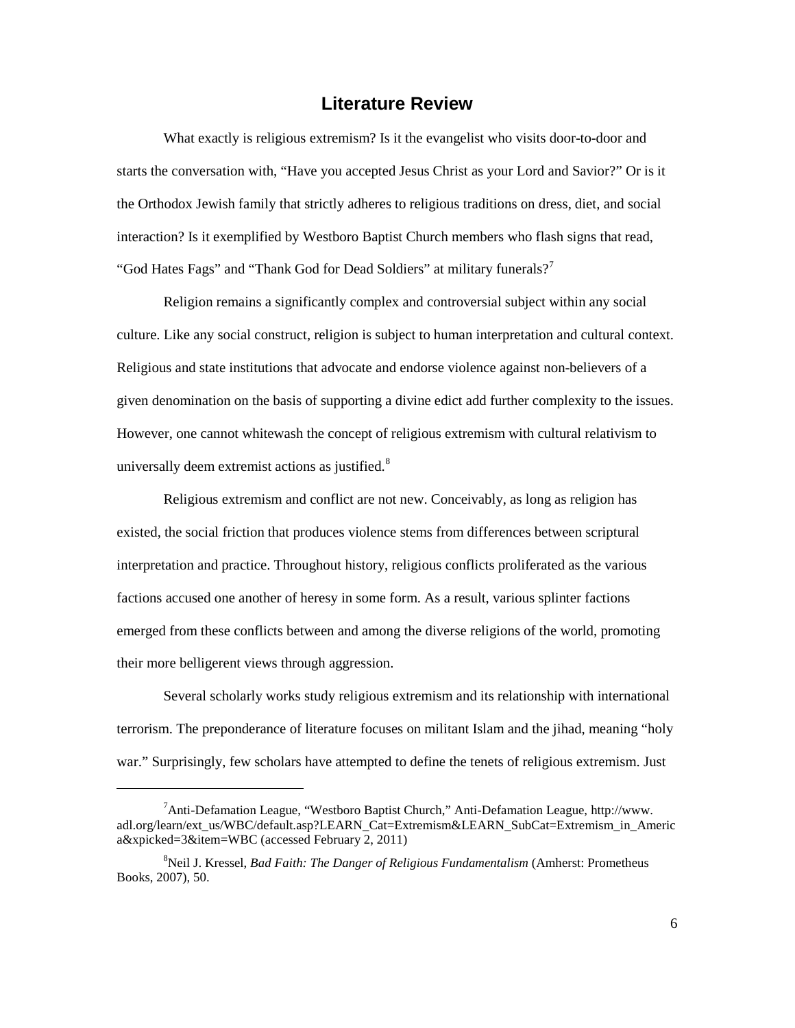## Literature Review

What exactly is religious extremism? Is it the evangelist who visits door-to-door and starts the conversation with, "Have you accepted Jesus Christ as your Lord and Savior?" Or is it the Orthodox Jewish family that strictly adheres to religious traditions on dress, diet, and social interaction? Is it exemplified by Westboro Baptist Church members who flash signs that read, "God Hates Fags" and "Thank God for Dead Soldiers" at military funerals?[7]

Religion remains a significantly complex and controversial subject within any social culture. Like any social construct, religion is subject to human interpretation and cultural context. Religious and state institutions that advocate and endorse violence against non-believers of a given denomination on the basis of supporting a divine edict add further complexity to the issues. However, one cannot whitewash the concept of religious extremism with cultural relativism to universally deem extremist actions as justified.[8]

Religious extremism and conflict are not new. Conceivably, as long as religion has existed, the social friction that produces violence stems from differences between scriptural interpretation and practice. Throughout history, religious conflicts proliferated as the various factions accused one another of heresy in some form. As a result, various splinter factions emerged from these conflicts between and among the diverse religions of the world, promoting their more belligerent views through aggression.

Several scholarly works study religious extremism and its relationship with international terrorism. The preponderance of literature focuses on militant Islam and the jihad, meaning "holy war." Surprisingly, few scholars have attempted to define the tenets of religious extremism. Just

---

[7] Anti-Defamation League, "Westboro Baptist Church," Anti-Defamation League, http://www.adl.org/learn/ext_us/WBC/default.asp?LEARN_Cat=Extremism&LEARN_SubCat=Extremism_in_America&xpicked=3&item=WBC (accessed February 2, 2011)

[8] Neil J. Kressel, *Bad Faith: The Danger of Religious Fundamentalism* (Amherst: Prometheus Books, 2007), 50.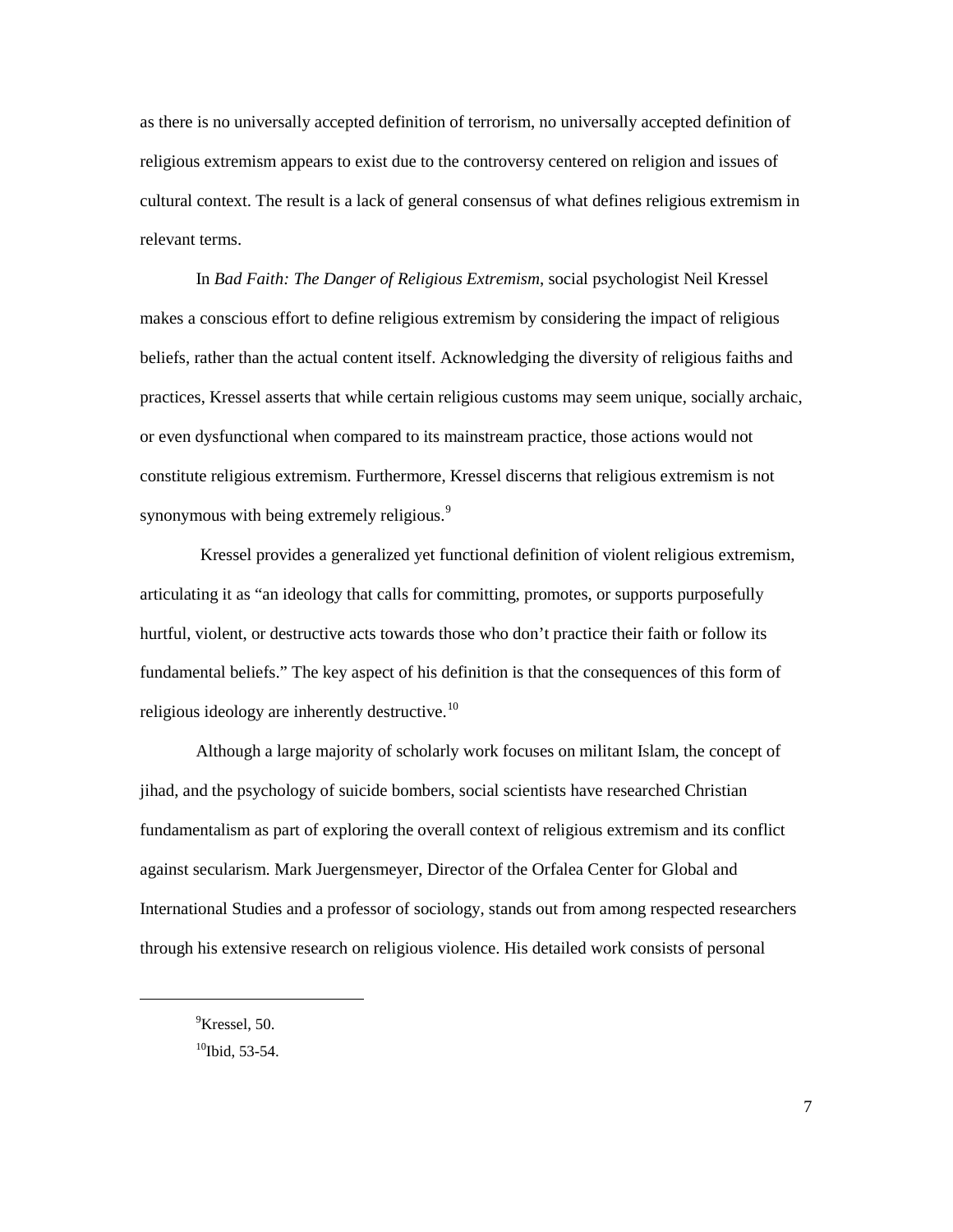as there is no universally accepted definition of terrorism, no universally accepted definition of religious extremism appears to exist due to the controversy centered on religion and issues of cultural context. The result is a lack of general consensus of what defines religious extremism in relevant terms.

In *Bad Faith: The Danger of Religious Extremism*, social psychologist Neil Kressel makes a conscious effort to define religious extremism by considering the impact of religious beliefs, rather than the actual content itself. Acknowledging the diversity of religious faiths and practices, Kressel asserts that while certain religious customs may seem unique, socially archaic, or even dysfunctional when compared to its mainstream practice, those actions would not constitute religious extremism. Furthermore, Kressel discerns that religious extremism is not synonymous with being extremely religious.[9]

Kressel provides a generalized yet functional definition of violent religious extremism, articulating it as "an ideology that calls for committing, promotes, or supports purposefully hurtful, violent, or destructive acts towards those who don't practice their faith or follow its fundamental beliefs." The key aspect of his definition is that the consequences of this form of religious ideology are inherently destructive.[10]

Although a large majority of scholarly work focuses on militant Islam, the concept of jihad, and the psychology of suicide bombers, social scientists have researched Christian fundamentalism as part of exploring the overall context of religious extremism and its conflict against secularism. Mark Juergensmeyer, Director of the Orfalea Center for Global and International Studies and a professor of sociology, stands out from among respected researchers through his extensive research on religious violence. His detailed work consists of personal

---

[9]Kressel, 50.

[10]Ibid, 53-54.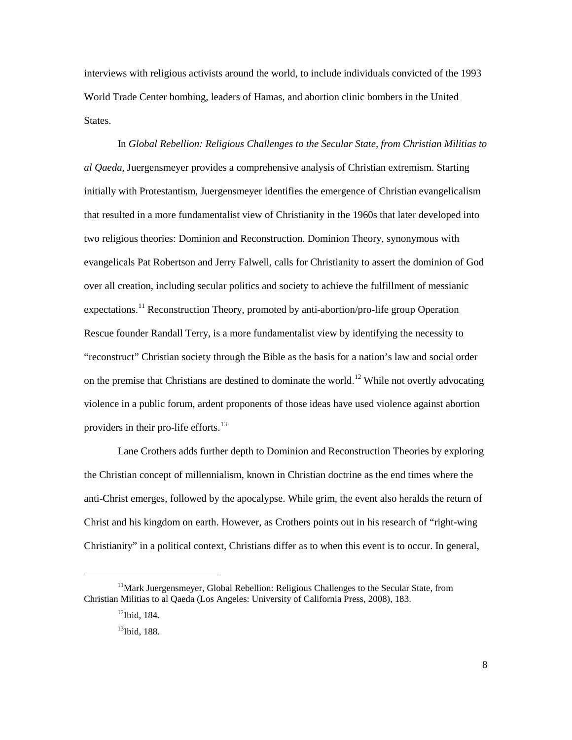interviews with religious activists around the world, to include individuals convicted of the 1993 World Trade Center bombing, leaders of Hamas, and abortion clinic bombers in the United States.

In *Global Rebellion: Religious Challenges to the Secular State, from Christian Militias to al Qaeda,* Juergensmeyer provides a comprehensive analysis of Christian extremism. Starting initially with Protestantism, Juergensmeyer identifies the emergence of Christian evangelicalism that resulted in a more fundamentalist view of Christianity in the 1960s that later developed into two religious theories: Dominion and Reconstruction. Dominion Theory, synonymous with evangelicals Pat Robertson and Jerry Falwell, calls for Christianity to assert the dominion of God over all creation, including secular politics and society to achieve the fulfillment of messianic expectations.[11] Reconstruction Theory, promoted by anti-abortion/pro-life group Operation Rescue founder Randall Terry, is a more fundamentalist view by identifying the necessity to "reconstruct" Christian society through the Bible as the basis for a nation's law and social order on the premise that Christians are destined to dominate the world.[12] While not overtly advocating violence in a public forum, ardent proponents of those ideas have used violence against abortion providers in their pro-life efforts.[13]

Lane Crothers adds further depth to Dominion and Reconstruction Theories by exploring the Christian concept of millennialism, known in Christian doctrine as the end times where the anti-Christ emerges, followed by the apocalypse. While grim, the event also heralds the return of Christ and his kingdom on earth. However, as Crothers points out in his research of "right-wing Christianity" in a political context, Christians differ as to when this event is to occur. In general,

---

[11]Mark Juergensmeyer, Global Rebellion: Religious Challenges to the Secular State, from Christian Militias to al Qaeda (Los Angeles: University of California Press, 2008), 183.

[12]Ibid, 184.

[13]Ibid, 188.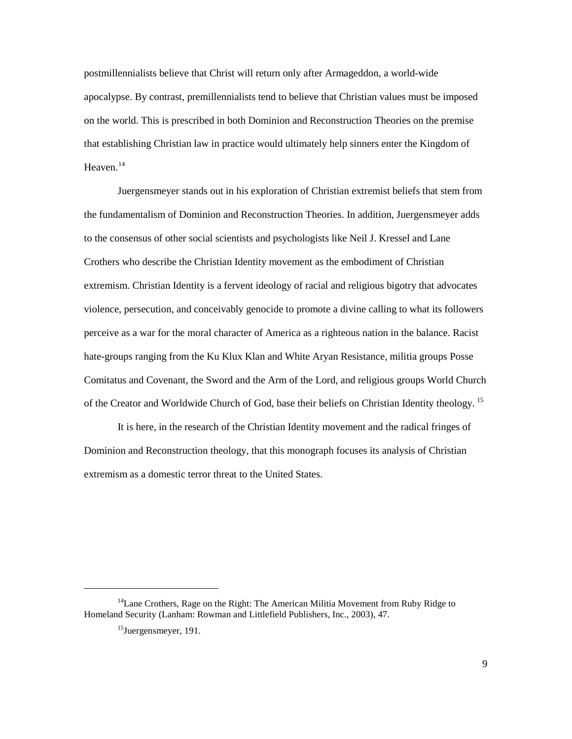postmillennialists believe that Christ will return only after Armageddon, a world-wide apocalypse. By contrast, premillennialists tend to believe that Christian values must be imposed on the world. This is prescribed in both Dominion and Reconstruction Theories on the premise that establishing Christian law in practice would ultimately help sinners enter the Kingdom of Heaven.[14]

Juergensmeyer stands out in his exploration of Christian extremist beliefs that stem from the fundamentalism of Dominion and Reconstruction Theories. In addition, Juergensmeyer adds to the consensus of other social scientists and psychologists like Neil J. Kressel and Lane Crothers who describe the Christian Identity movement as the embodiment of Christian extremism. Christian Identity is a fervent ideology of racial and religious bigotry that advocates violence, persecution, and conceivably genocide to promote a divine calling to what its followers perceive as a war for the moral character of America as a righteous nation in the balance. Racist hate-groups ranging from the Ku Klux Klan and White Aryan Resistance, militia groups Posse Comitatus and Covenant, the Sword and the Arm of the Lord, and religious groups World Church of the Creator and Worldwide Church of God, base their beliefs on Christian Identity theology.[15]

It is here, in the research of the Christian Identity movement and the radical fringes of Dominion and Reconstruction theology, that this monograph focuses its analysis of Christian extremism as a domestic terror threat to the United States.

---

[14] Lane Crothers, Rage on the Right: The American Militia Movement from Ruby Ridge to Homeland Security (Lanham: Rowman and Littlefield Publishers, Inc., 2003), 47.

[15] Juergensmeyer, 191.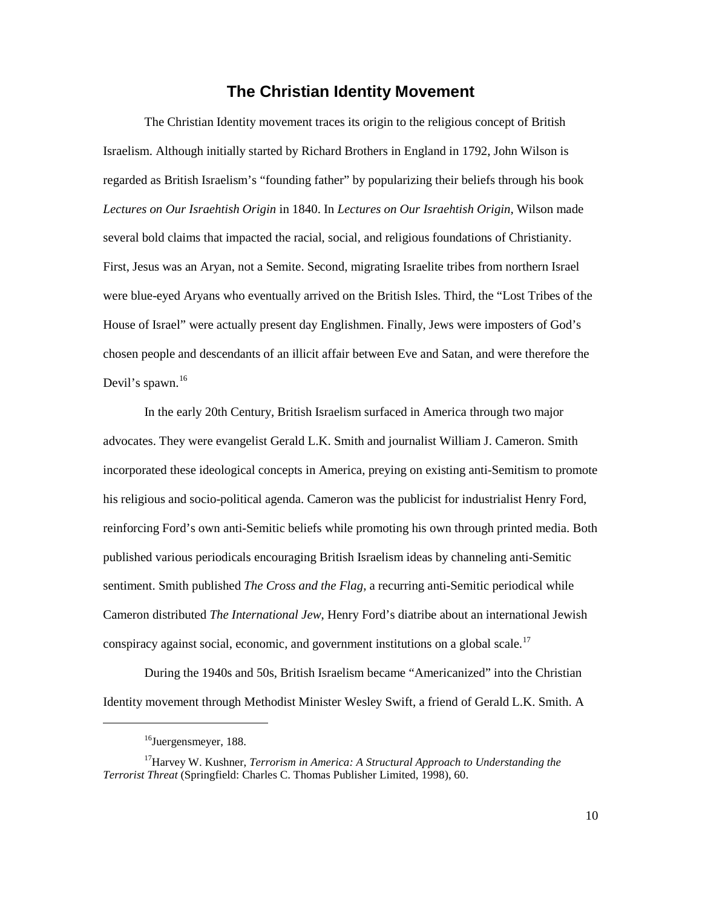## The Christian Identity Movement

The Christian Identity movement traces its origin to the religious concept of British Israelism. Although initially started by Richard Brothers in England in 1792, John Wilson is regarded as British Israelism's "founding father" by popularizing their beliefs through his book *Lectures on Our Israehtish Origin* in 1840. In *Lectures on Our Israehtish Origin,* Wilson made several bold claims that impacted the racial, social, and religious foundations of Christianity. First, Jesus was an Aryan, not a Semite. Second, migrating Israelite tribes from northern Israel were blue-eyed Aryans who eventually arrived on the British Isles. Third, the "Lost Tribes of the House of Israel" were actually present day Englishmen. Finally, Jews were imposters of God's chosen people and descendants of an illicit affair between Eve and Satan, and were therefore the Devil's spawn.[16]

In the early 20th Century, British Israelism surfaced in America through two major advocates. They were evangelist Gerald L.K. Smith and journalist William J. Cameron. Smith incorporated these ideological concepts in America, preying on existing anti-Semitism to promote his religious and socio-political agenda. Cameron was the publicist for industrialist Henry Ford, reinforcing Ford's own anti-Semitic beliefs while promoting his own through printed media. Both published various periodicals encouraging British Israelism ideas by channeling anti-Semitic sentiment. Smith published *The Cross and the Flag,* a recurring anti-Semitic periodical while Cameron distributed *The International Jew*, Henry Ford's diatribe about an international Jewish conspiracy against social, economic, and government institutions on a global scale.[17]

During the 1940s and 50s, British Israelism became "Americanized" into the Christian Identity movement through Methodist Minister Wesley Swift, a friend of Gerald L.K. Smith. A

---

[16] Juergensmeyer, 188.

[17] Harvey W. Kushner, *Terrorism in America: A Structural Approach to Understanding the Terrorist Threat* (Springfield: Charles C. Thomas Publisher Limited, 1998), 60.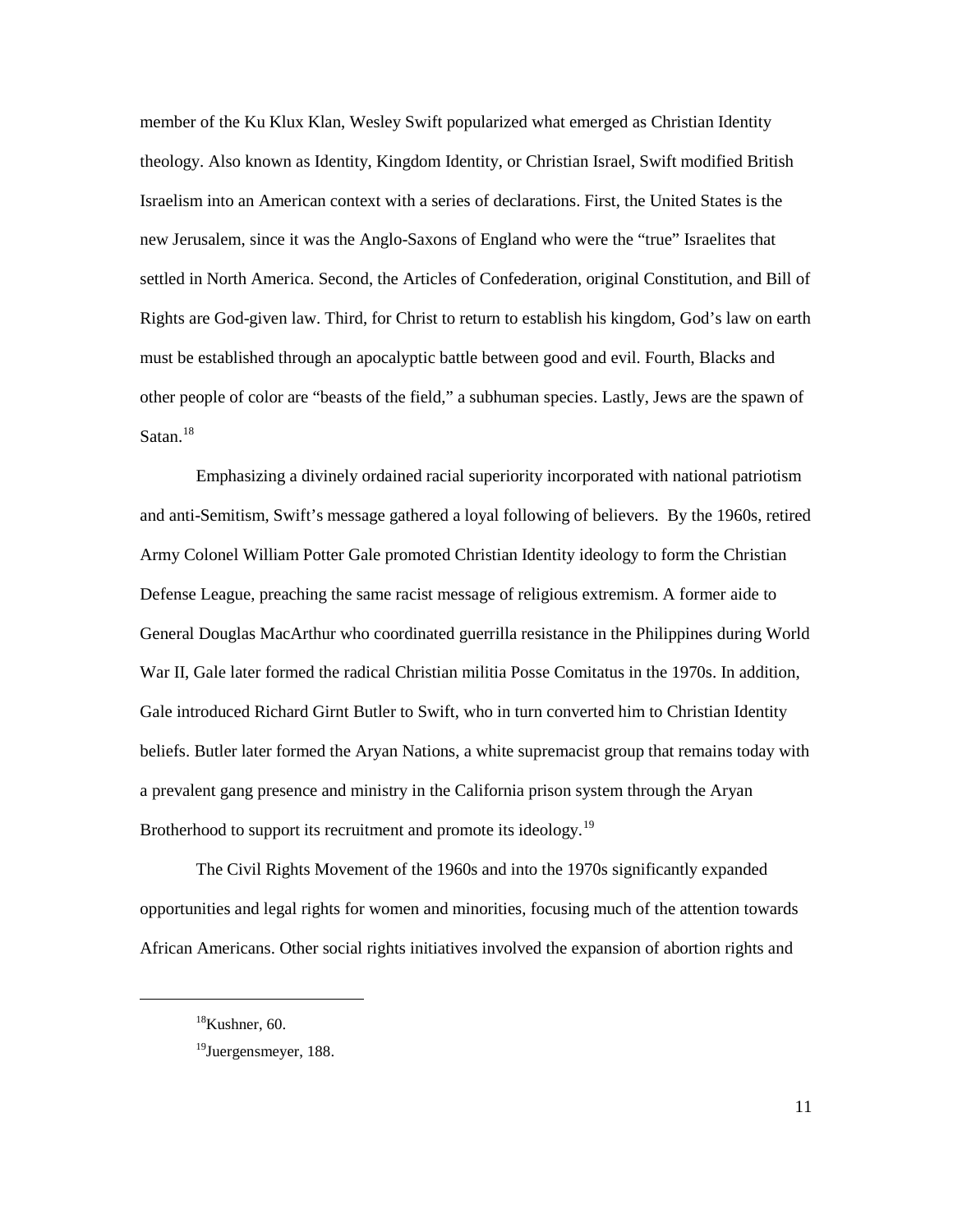member of the Ku Klux Klan, Wesley Swift popularized what emerged as Christian Identity theology. Also known as Identity, Kingdom Identity, or Christian Israel, Swift modified British Israelism into an American context with a series of declarations. First, the United States is the new Jerusalem, since it was the Anglo-Saxons of England who were the "true" Israelites that settled in North America. Second, the Articles of Confederation, original Constitution, and Bill of Rights are God-given law. Third, for Christ to return to establish his kingdom, God's law on earth must be established through an apocalyptic battle between good and evil. Fourth, Blacks and other people of color are "beasts of the field," a subhuman species. Lastly, Jews are the spawn of Satan.[18]

Emphasizing a divinely ordained racial superiority incorporated with national patriotism and anti-Semitism, Swift's message gathered a loyal following of believers. By the 1960s, retired Army Colonel William Potter Gale promoted Christian Identity ideology to form the Christian Defense League, preaching the same racist message of religious extremism. A former aide to General Douglas MacArthur who coordinated guerrilla resistance in the Philippines during World War II, Gale later formed the radical Christian militia Posse Comitatus in the 1970s. In addition, Gale introduced Richard Girnt Butler to Swift, who in turn converted him to Christian Identity beliefs. Butler later formed the Aryan Nations, a white supremacist group that remains today with a prevalent gang presence and ministry in the California prison system through the Aryan Brotherhood to support its recruitment and promote its ideology.[19]

The Civil Rights Movement of the 1960s and into the 1970s significantly expanded opportunities and legal rights for women and minorities, focusing much of the attention towards African Americans. Other social rights initiatives involved the expansion of abortion rights and

---

[18] Kushner, 60.

[19] Juergensmeyer, 188.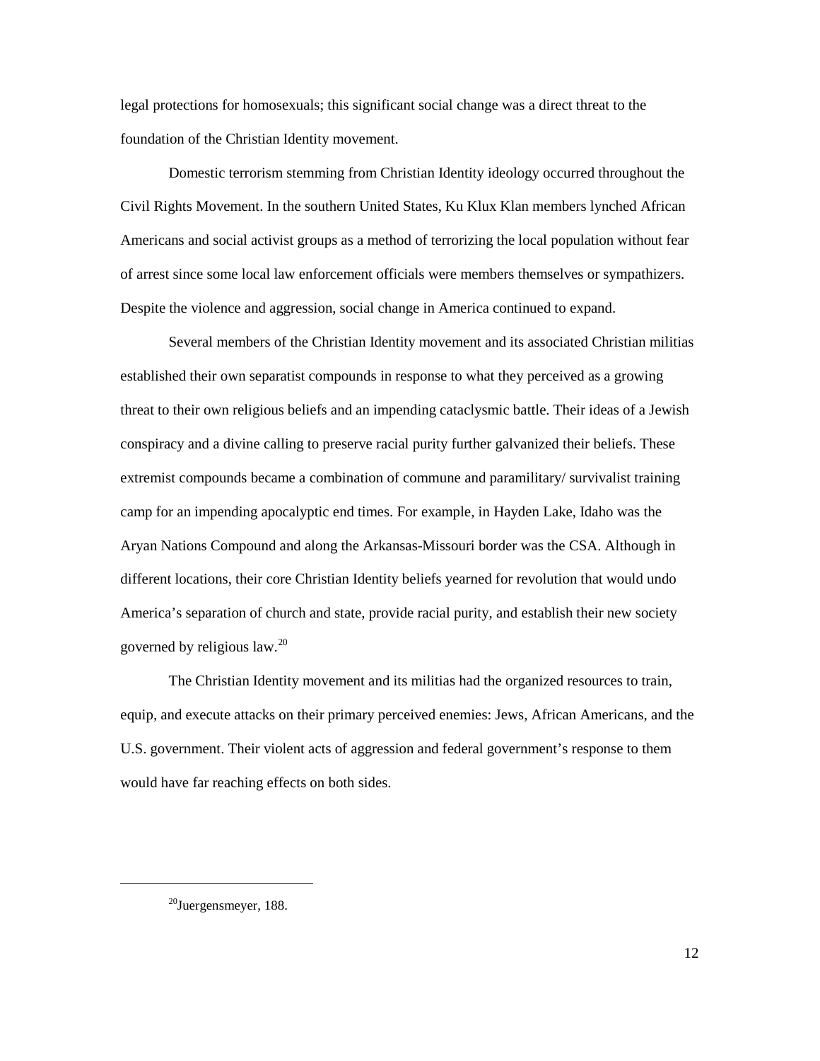legal protections for homosexuals; this significant social change was a direct threat to the foundation of the Christian Identity movement.

Domestic terrorism stemming from Christian Identity ideology occurred throughout the Civil Rights Movement. In the southern United States, Ku Klux Klan members lynched African Americans and social activist groups as a method of terrorizing the local population without fear of arrest since some local law enforcement officials were members themselves or sympathizers. Despite the violence and aggression, social change in America continued to expand.

Several members of the Christian Identity movement and its associated Christian militias established their own separatist compounds in response to what they perceived as a growing threat to their own religious beliefs and an impending cataclysmic battle. Their ideas of a Jewish conspiracy and a divine calling to preserve racial purity further galvanized their beliefs. These extremist compounds became a combination of commune and paramilitary/ survivalist training camp for an impending apocalyptic end times. For example, in Hayden Lake, Idaho was the Aryan Nations Compound and along the Arkansas-Missouri border was the CSA. Although in different locations, their core Christian Identity beliefs yearned for revolution that would undo America's separation of church and state, provide racial purity, and establish their new society governed by religious law.[20]

The Christian Identity movement and its militias had the organized resources to train, equip, and execute attacks on their primary perceived enemies: Jews, African Americans, and the U.S. government. Their violent acts of aggression and federal government's response to them would have far reaching effects on both sides.

---

[20] Juergensmeyer, 188.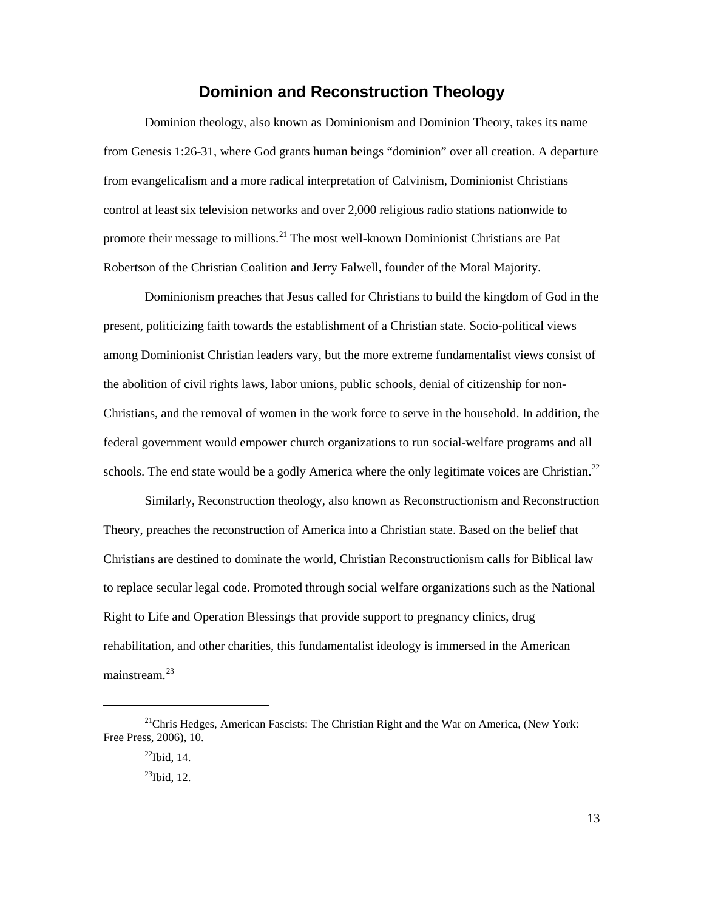## Dominion and Reconstruction Theology

Dominion theology, also known as Dominionism and Dominion Theory, takes its name from Genesis 1:26-31, where God grants human beings "dominion" over all creation. A departure from evangelicalism and a more radical interpretation of Calvinism, Dominionist Christians control at least six television networks and over 2,000 religious radio stations nationwide to promote their message to millions.[21] The most well-known Dominionist Christians are Pat Robertson of the Christian Coalition and Jerry Falwell, founder of the Moral Majority.

Dominionism preaches that Jesus called for Christians to build the kingdom of God in the present, politicizing faith towards the establishment of a Christian state. Socio-political views among Dominionist Christian leaders vary, but the more extreme fundamentalist views consist of the abolition of civil rights laws, labor unions, public schools, denial of citizenship for non-Christians, and the removal of women in the work force to serve in the household. In addition, the federal government would empower church organizations to run social-welfare programs and all schools. The end state would be a godly America where the only legitimate voices are Christian.[22]

Similarly, Reconstruction theology, also known as Reconstructionism and Reconstruction Theory, preaches the reconstruction of America into a Christian state. Based on the belief that Christians are destined to dominate the world, Christian Reconstructionism calls for Biblical law to replace secular legal code. Promoted through social welfare organizations such as the National Right to Life and Operation Blessings that provide support to pregnancy clinics, drug rehabilitation, and other charities, this fundamentalist ideology is immersed in the American mainstream.[23]

---

[21] Chris Hedges, American Fascists: The Christian Right and the War on America, (New York: Free Press, 2006), 10.

[22] Ibid, 14.

[23] Ibid, 12.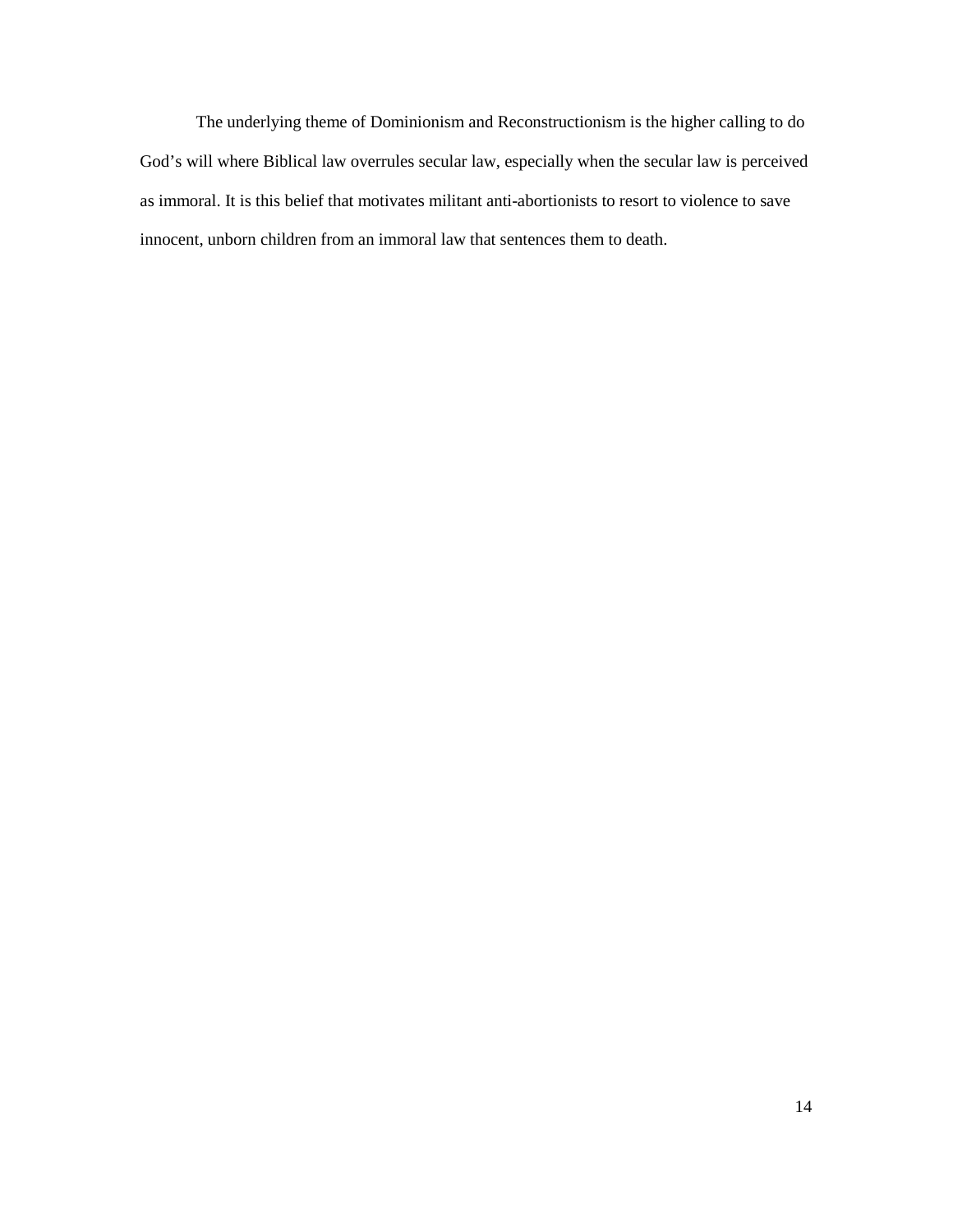The underlying theme of Dominionism and Reconstructionism is the higher calling to do God’s will where Biblical law overrules secular law, especially when the secular law is perceived as immoral. It is this belief that motivates militant anti-abortionists to resort to violence to save innocent, unborn children from an immoral law that sentences them to death.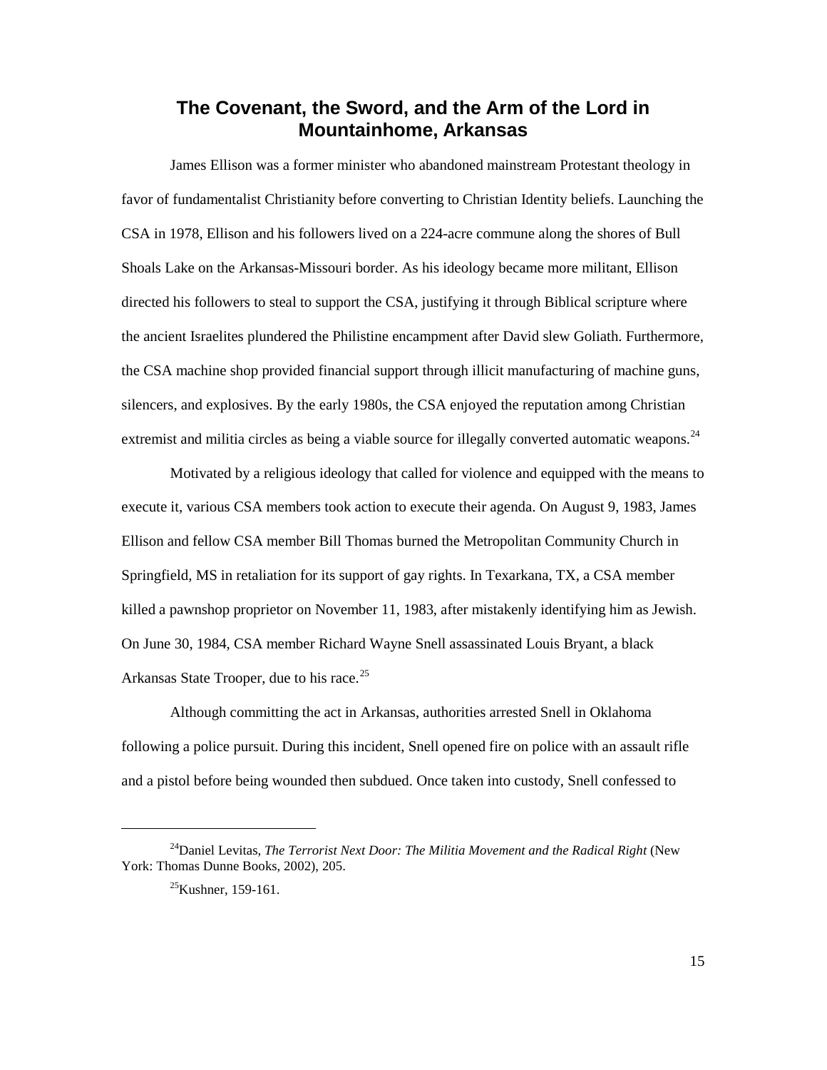## The Covenant, the Sword, and the Arm of the Lord in Mountainhome, Arkansas

James Ellison was a former minister who abandoned mainstream Protestant theology in favor of fundamentalist Christianity before converting to Christian Identity beliefs. Launching the CSA in 1978, Ellison and his followers lived on a 224-acre commune along the shores of Bull Shoals Lake on the Arkansas-Missouri border. As his ideology became more militant, Ellison directed his followers to steal to support the CSA, justifying it through Biblical scripture where the ancient Israelites plundered the Philistine encampment after David slew Goliath. Furthermore, the CSA machine shop provided financial support through illicit manufacturing of machine guns, silencers, and explosives. By the early 1980s, the CSA enjoyed the reputation among Christian extremist and militia circles as being a viable source for illegally converted automatic weapons.[24]

Motivated by a religious ideology that called for violence and equipped with the means to execute it, various CSA members took action to execute their agenda. On August 9, 1983, James Ellison and fellow CSA member Bill Thomas burned the Metropolitan Community Church in Springfield, MS in retaliation for its support of gay rights. In Texarkana, TX, a CSA member killed a pawnshop proprietor on November 11, 1983, after mistakenly identifying him as Jewish. On June 30, 1984, CSA member Richard Wayne Snell assassinated Louis Bryant, a black Arkansas State Trooper, due to his race.[25]

Although committing the act in Arkansas, authorities arrested Snell in Oklahoma following a police pursuit. During this incident, Snell opened fire on police with an assault rifle and a pistol before being wounded then subdued. Once taken into custody, Snell confessed to

---

[24] Daniel Levitas, *The Terrorist Next Door: The Militia Movement and the Radical Right* (New York: Thomas Dunne Books, 2002), 205.

[25] Kushner, 159-161.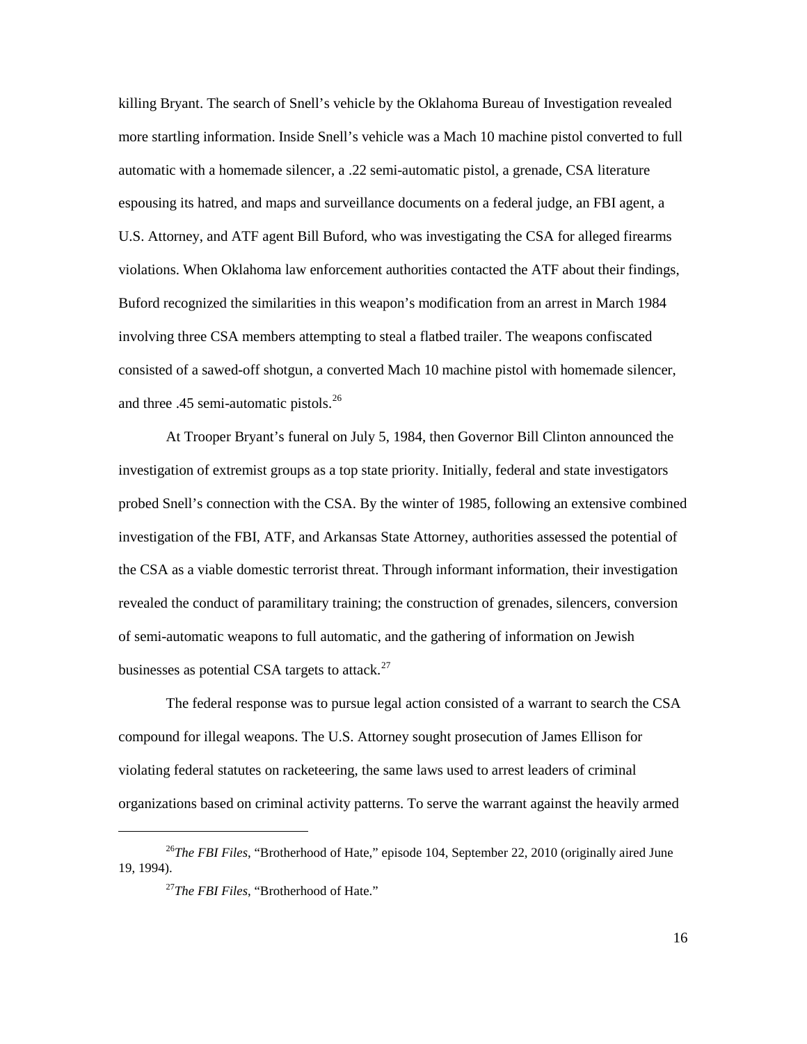killing Bryant. The search of Snell's vehicle by the Oklahoma Bureau of Investigation revealed more startling information. Inside Snell's vehicle was a Mach 10 machine pistol converted to full automatic with a homemade silencer, a .22 semi-automatic pistol, a grenade, CSA literature espousing its hatred, and maps and surveillance documents on a federal judge, an FBI agent, a U.S. Attorney, and ATF agent Bill Buford, who was investigating the CSA for alleged firearms violations. When Oklahoma law enforcement authorities contacted the ATF about their findings, Buford recognized the similarities in this weapon's modification from an arrest in March 1984 involving three CSA members attempting to steal a flatbed trailer. The weapons confiscated consisted of a sawed-off shotgun, a converted Mach 10 machine pistol with homemade silencer, and three .45 semi-automatic pistols.[26]

At Trooper Bryant's funeral on July 5, 1984, then Governor Bill Clinton announced the investigation of extremist groups as a top state priority. Initially, federal and state investigators probed Snell's connection with the CSA. By the winter of 1985, following an extensive combined investigation of the FBI, ATF, and Arkansas State Attorney, authorities assessed the potential of the CSA as a viable domestic terrorist threat. Through informant information, their investigation revealed the conduct of paramilitary training; the construction of grenades, silencers, conversion of semi-automatic weapons to full automatic, and the gathering of information on Jewish businesses as potential CSA targets to attack.[27]

The federal response was to pursue legal action consisted of a warrant to search the CSA compound for illegal weapons. The U.S. Attorney sought prosecution of James Ellison for violating federal statutes on racketeering, the same laws used to arrest leaders of criminal organizations based on criminal activity patterns. To serve the warrant against the heavily armed

---

[26] *The FBI Files*, "Brotherhood of Hate," episode 104, September 22, 2010 (originally aired June 19, 1994).

[27] *The FBI Files*, "Brotherhood of Hate."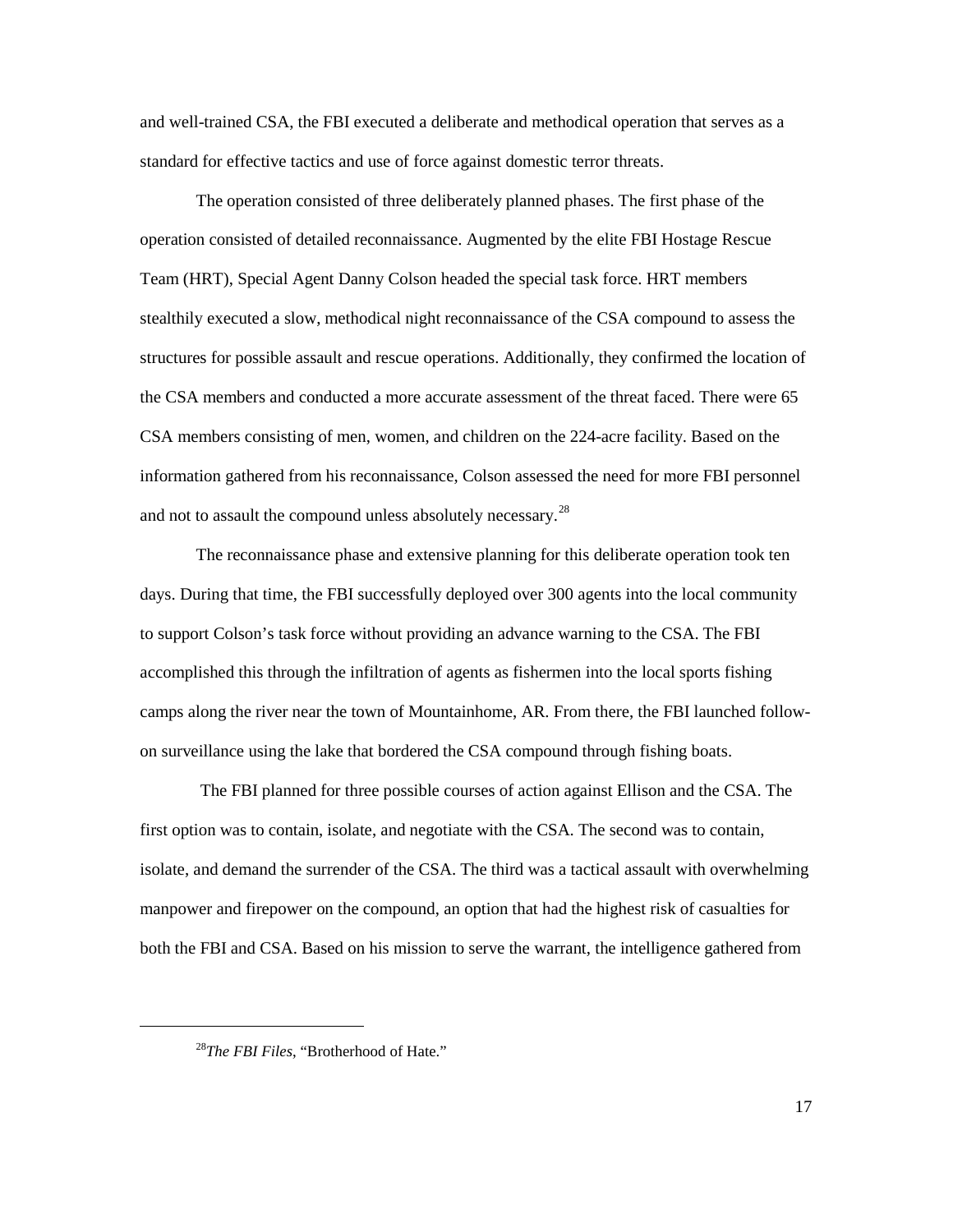and well-trained CSA, the FBI executed a deliberate and methodical operation that serves as a standard for effective tactics and use of force against domestic terror threats.

The operation consisted of three deliberately planned phases. The first phase of the operation consisted of detailed reconnaissance. Augmented by the elite FBI Hostage Rescue Team (HRT), Special Agent Danny Colson headed the special task force. HRT members stealthily executed a slow, methodical night reconnaissance of the CSA compound to assess the structures for possible assault and rescue operations. Additionally, they confirmed the location of the CSA members and conducted a more accurate assessment of the threat faced. There were 65 CSA members consisting of men, women, and children on the 224-acre facility. Based on the information gathered from his reconnaissance, Colson assessed the need for more FBI personnel and not to assault the compound unless absolutely necessary.[28]

The reconnaissance phase and extensive planning for this deliberate operation took ten days. During that time, the FBI successfully deployed over 300 agents into the local community to support Colson's task force without providing an advance warning to the CSA. The FBI accomplished this through the infiltration of agents as fishermen into the local sports fishing camps along the river near the town of Mountainhome, AR. From there, the FBI launched follow-on surveillance using the lake that bordered the CSA compound through fishing boats.

The FBI planned for three possible courses of action against Ellison and the CSA. The first option was to contain, isolate, and negotiate with the CSA. The second was to contain, isolate, and demand the surrender of the CSA. The third was a tactical assault with overwhelming manpower and firepower on the compound, an option that had the highest risk of casualties for both the FBI and CSA. Based on his mission to serve the warrant, the intelligence gathered from

[28]*The FBI Files*, "Brotherhood of Hate."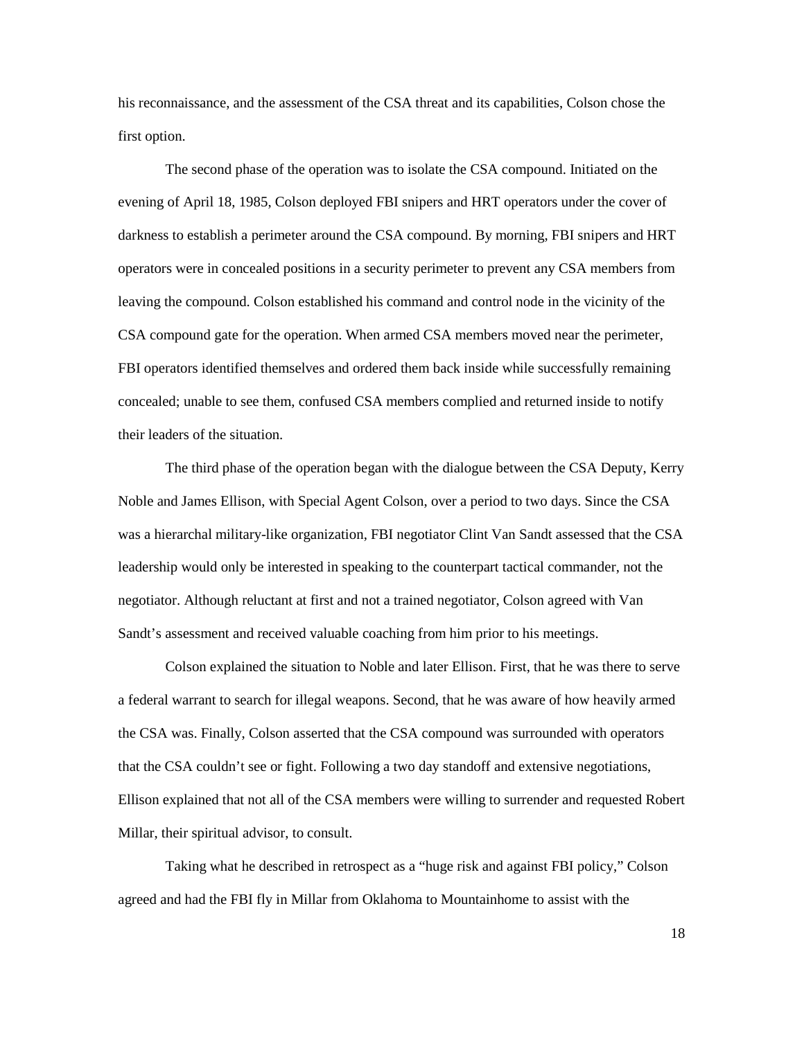his reconnaissance, and the assessment of the CSA threat and its capabilities, Colson chose the first option.

The second phase of the operation was to isolate the CSA compound. Initiated on the evening of April 18, 1985, Colson deployed FBI snipers and HRT operators under the cover of darkness to establish a perimeter around the CSA compound. By morning, FBI snipers and HRT operators were in concealed positions in a security perimeter to prevent any CSA members from leaving the compound. Colson established his command and control node in the vicinity of the CSA compound gate for the operation. When armed CSA members moved near the perimeter, FBI operators identified themselves and ordered them back inside while successfully remaining concealed; unable to see them, confused CSA members complied and returned inside to notify their leaders of the situation.

The third phase of the operation began with the dialogue between the CSA Deputy, Kerry Noble and James Ellison, with Special Agent Colson, over a period to two days. Since the CSA was a hierarchal military-like organization, FBI negotiator Clint Van Sandt assessed that the CSA leadership would only be interested in speaking to the counterpart tactical commander, not the negotiator. Although reluctant at first and not a trained negotiator, Colson agreed with Van Sandt's assessment and received valuable coaching from him prior to his meetings.

Colson explained the situation to Noble and later Ellison. First, that he was there to serve a federal warrant to search for illegal weapons. Second, that he was aware of how heavily armed the CSA was. Finally, Colson asserted that the CSA compound was surrounded with operators that the CSA couldn't see or fight. Following a two day standoff and extensive negotiations, Ellison explained that not all of the CSA members were willing to surrender and requested Robert Millar, their spiritual advisor, to consult.

Taking what he described in retrospect as a "huge risk and against FBI policy," Colson agreed and had the FBI fly in Millar from Oklahoma to Mountainhome to assist with the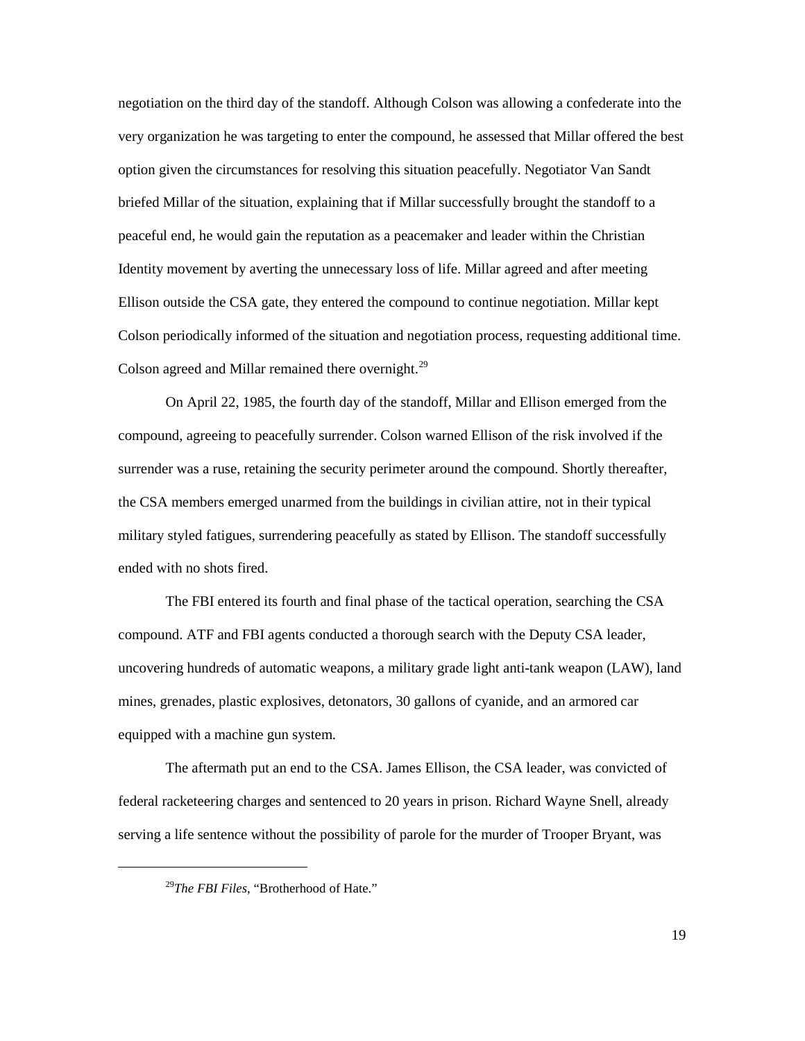negotiation on the third day of the standoff. Although Colson was allowing a confederate into the very organization he was targeting to enter the compound, he assessed that Millar offered the best option given the circumstances for resolving this situation peacefully. Negotiator Van Sandt briefed Millar of the situation, explaining that if Millar successfully brought the standoff to a peaceful end, he would gain the reputation as a peacemaker and leader within the Christian Identity movement by averting the unnecessary loss of life. Millar agreed and after meeting Ellison outside the CSA gate, they entered the compound to continue negotiation. Millar kept Colson periodically informed of the situation and negotiation process, requesting additional time. Colson agreed and Millar remained there overnight.[29]

On April 22, 1985, the fourth day of the standoff, Millar and Ellison emerged from the compound, agreeing to peacefully surrender. Colson warned Ellison of the risk involved if the surrender was a ruse, retaining the security perimeter around the compound. Shortly thereafter, the CSA members emerged unarmed from the buildings in civilian attire, not in their typical military styled fatigues, surrendering peacefully as stated by Ellison. The standoff successfully ended with no shots fired.

The FBI entered its fourth and final phase of the tactical operation, searching the CSA compound. ATF and FBI agents conducted a thorough search with the Deputy CSA leader, uncovering hundreds of automatic weapons, a military grade light anti-tank weapon (LAW), land mines, grenades, plastic explosives, detonators, 30 gallons of cyanide, and an armored car equipped with a machine gun system.

The aftermath put an end to the CSA. James Ellison, the CSA leader, was convicted of federal racketeering charges and sentenced to 20 years in prison. Richard Wayne Snell, already serving a life sentence without the possibility of parole for the murder of Trooper Bryant, was

---

[29] *The FBI Files*, "Brotherhood of Hate."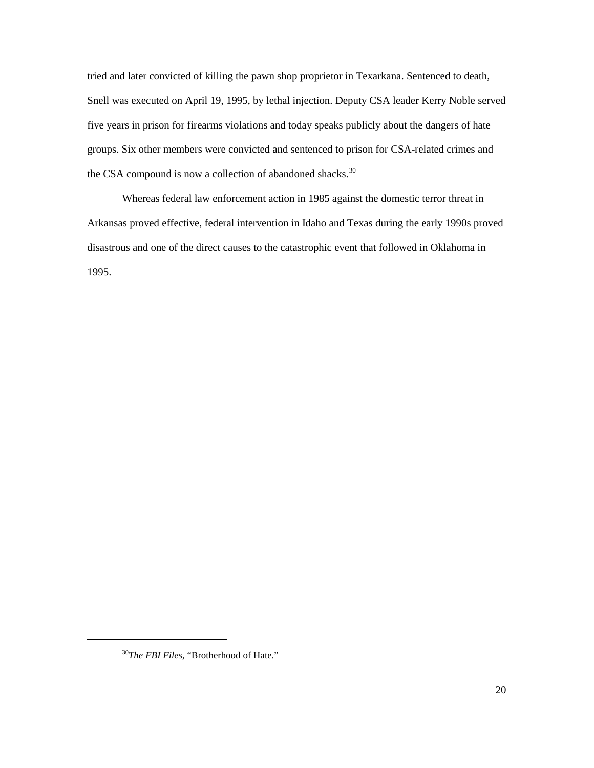tried and later convicted of killing the pawn shop proprietor in Texarkana. Sentenced to death, Snell was executed on April 19, 1995, by lethal injection. Deputy CSA leader Kerry Noble served five years in prison for firearms violations and today speaks publicly about the dangers of hate groups. Six other members were convicted and sentenced to prison for CSA-related crimes and the CSA compound is now a collection of abandoned shacks.[30]

Whereas federal law enforcement action in 1985 against the domestic terror threat in Arkansas proved effective, federal intervention in Idaho and Texas during the early 1990s proved disastrous and one of the direct causes to the catastrophic event that followed in Oklahoma in 1995.

---

[30]*The FBI Files*, "Brotherhood of Hate."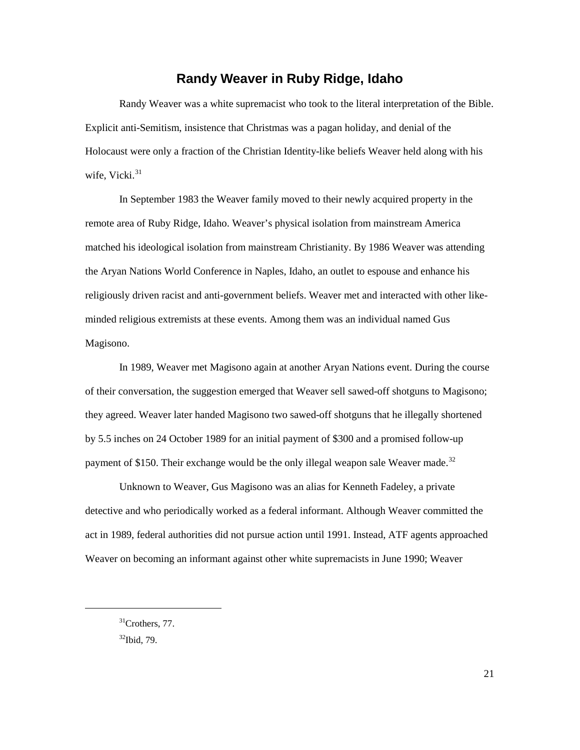## Randy Weaver in Ruby Ridge, Idaho

Randy Weaver was a white supremacist who took to the literal interpretation of the Bible. Explicit anti-Semitism, insistence that Christmas was a pagan holiday, and denial of the Holocaust were only a fraction of the Christian Identity-like beliefs Weaver held along with his wife, Vicki.[31]

In September 1983 the Weaver family moved to their newly acquired property in the remote area of Ruby Ridge, Idaho. Weaver's physical isolation from mainstream America matched his ideological isolation from mainstream Christianity. By 1986 Weaver was attending the Aryan Nations World Conference in Naples, Idaho, an outlet to espouse and enhance his religiously driven racist and anti-government beliefs. Weaver met and interacted with other like-minded religious extremists at these events. Among them was an individual named Gus Magisono.

In 1989, Weaver met Magisono again at another Aryan Nations event. During the course of their conversation, the suggestion emerged that Weaver sell sawed-off shotguns to Magisono; they agreed. Weaver later handed Magisono two sawed-off shotguns that he illegally shortened by 5.5 inches on 24 October 1989 for an initial payment of $300 and a promised follow-up payment of $150. Their exchange would be the only illegal weapon sale Weaver made.[32]

Unknown to Weaver, Gus Magisono was an alias for Kenneth Fadeley, a private detective and who periodically worked as a federal informant. Although Weaver committed the act in 1989, federal authorities did not pursue action until 1991. Instead, ATF agents approached Weaver on becoming an informant against other white supremacists in June 1990; Weaver

---

[31] Crothers, 77.

[32] Ibid, 79.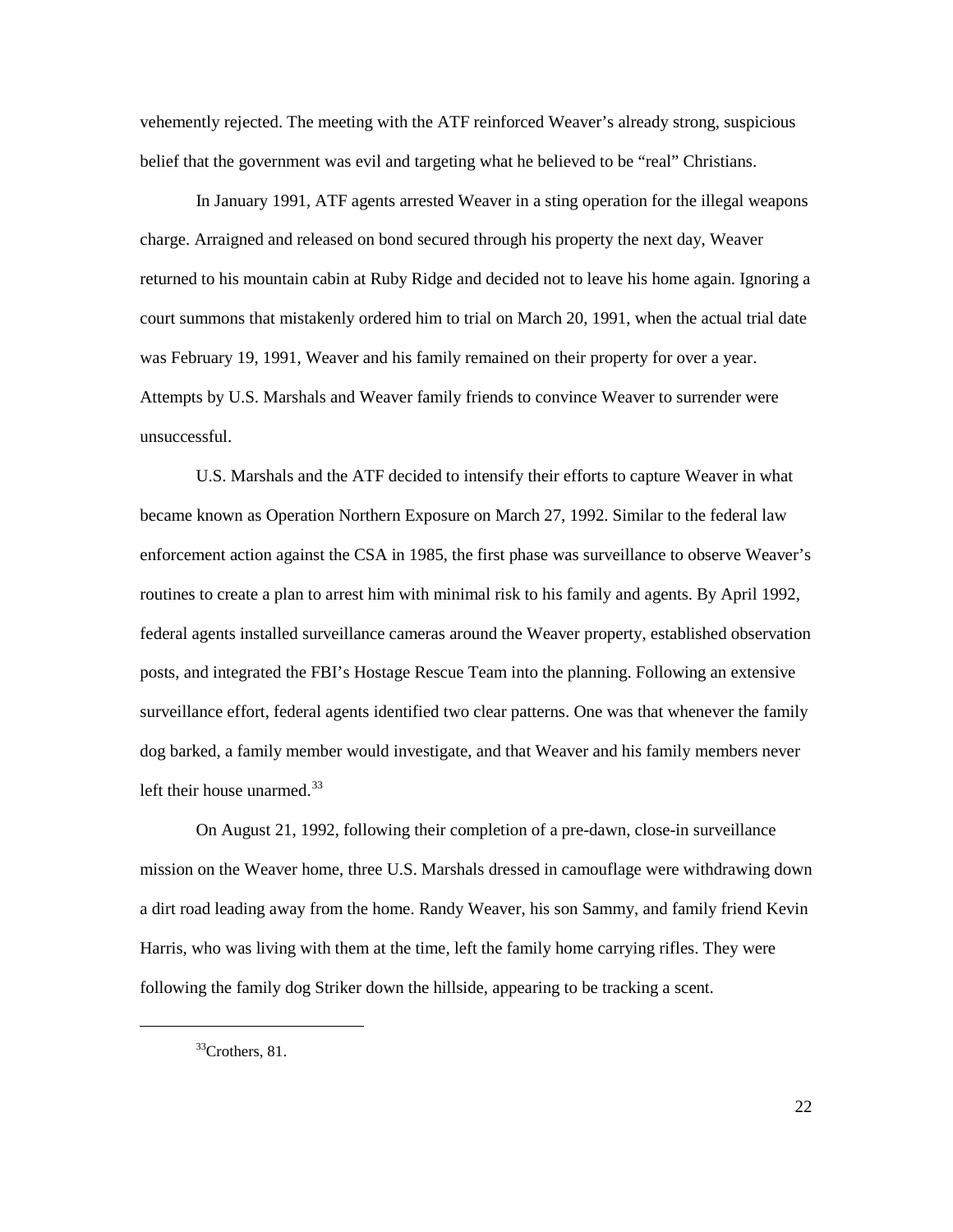vehemently rejected. The meeting with the ATF reinforced Weaver's already strong, suspicious belief that the government was evil and targeting what he believed to be "real" Christians.

In January 1991, ATF agents arrested Weaver in a sting operation for the illegal weapons charge. Arraigned and released on bond secured through his property the next day, Weaver returned to his mountain cabin at Ruby Ridge and decided not to leave his home again. Ignoring a court summons that mistakenly ordered him to trial on March 20, 1991, when the actual trial date was February 19, 1991, Weaver and his family remained on their property for over a year. Attempts by U.S. Marshals and Weaver family friends to convince Weaver to surrender were unsuccessful.

U.S. Marshals and the ATF decided to intensify their efforts to capture Weaver in what became known as Operation Northern Exposure on March 27, 1992. Similar to the federal law enforcement action against the CSA in 1985, the first phase was surveillance to observe Weaver's routines to create a plan to arrest him with minimal risk to his family and agents. By April 1992, federal agents installed surveillance cameras around the Weaver property, established observation posts, and integrated the FBI's Hostage Rescue Team into the planning. Following an extensive surveillance effort, federal agents identified two clear patterns. One was that whenever the family dog barked, a family member would investigate, and that Weaver and his family members never left their house unarmed.[33]

On August 21, 1992, following their completion of a pre-dawn, close-in surveillance mission on the Weaver home, three U.S. Marshals dressed in camouflage were withdrawing down a dirt road leading away from the home. Randy Weaver, his son Sammy, and family friend Kevin Harris, who was living with them at the time, left the family home carrying rifles. They were following the family dog Striker down the hillside, appearing to be tracking a scent.

---

[33]Crothers, 81.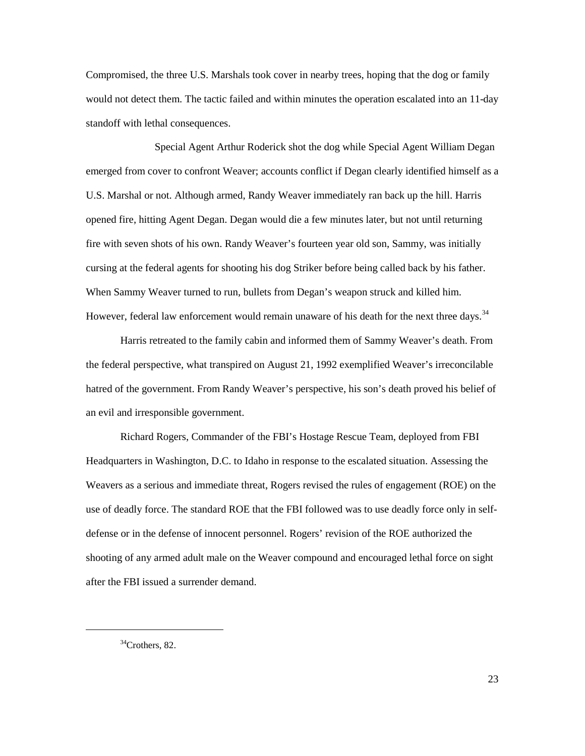Compromised, the three U.S. Marshals took cover in nearby trees, hoping that the dog or family would not detect them. The tactic failed and within minutes the operation escalated into an 11-day standoff with lethal consequences.

Special Agent Arthur Roderick shot the dog while Special Agent William Degan emerged from cover to confront Weaver; accounts conflict if Degan clearly identified himself as a U.S. Marshal or not. Although armed, Randy Weaver immediately ran back up the hill. Harris opened fire, hitting Agent Degan. Degan would die a few minutes later, but not until returning fire with seven shots of his own. Randy Weaver's fourteen year old son, Sammy, was initially cursing at the federal agents for shooting his dog Striker before being called back by his father. When Sammy Weaver turned to run, bullets from Degan's weapon struck and killed him. However, federal law enforcement would remain unaware of his death for the next three days.[34]

Harris retreated to the family cabin and informed them of Sammy Weaver's death. From the federal perspective, what transpired on August 21, 1992 exemplified Weaver's irreconcilable hatred of the government. From Randy Weaver's perspective, his son's death proved his belief of an evil and irresponsible government.

Richard Rogers, Commander of the FBI's Hostage Rescue Team, deployed from FBI Headquarters in Washington, D.C. to Idaho in response to the escalated situation. Assessing the Weavers as a serious and immediate threat, Rogers revised the rules of engagement (ROE) on the use of deadly force. The standard ROE that the FBI followed was to use deadly force only in self-defense or in the defense of innocent personnel. Rogers' revision of the ROE authorized the shooting of any armed adult male on the Weaver compound and encouraged lethal force on sight after the FBI issued a surrender demand.

---

[34]Crothers, 82.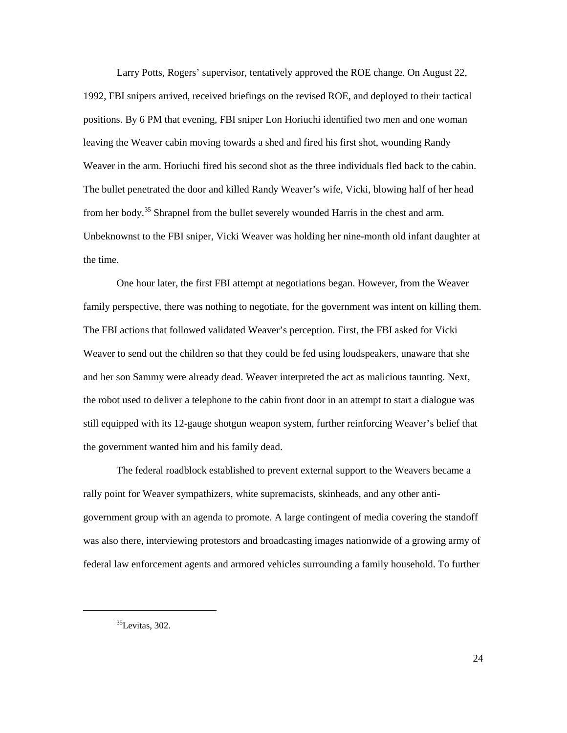Larry Potts, Rogers' supervisor, tentatively approved the ROE change. On August 22, 1992, FBI snipers arrived, received briefings on the revised ROE, and deployed to their tactical positions. By 6 PM that evening, FBI sniper Lon Horiuchi identified two men and one woman leaving the Weaver cabin moving towards a shed and fired his first shot, wounding Randy Weaver in the arm. Horiuchi fired his second shot as the three individuals fled back to the cabin. The bullet penetrated the door and killed Randy Weaver's wife, Vicki, blowing half of her head from her body.[35] Shrapnel from the bullet severely wounded Harris in the chest and arm. Unbeknownst to the FBI sniper, Vicki Weaver was holding her nine-month old infant daughter at the time.

One hour later, the first FBI attempt at negotiations began. However, from the Weaver family perspective, there was nothing to negotiate, for the government was intent on killing them. The FBI actions that followed validated Weaver's perception. First, the FBI asked for Vicki Weaver to send out the children so that they could be fed using loudspeakers, unaware that she and her son Sammy were already dead. Weaver interpreted the act as malicious taunting. Next, the robot used to deliver a telephone to the cabin front door in an attempt to start a dialogue was still equipped with its 12-gauge shotgun weapon system, further reinforcing Weaver's belief that the government wanted him and his family dead.

The federal roadblock established to prevent external support to the Weavers became a rally point for Weaver sympathizers, white supremacists, skinheads, and any other anti-government group with an agenda to promote. A large contingent of media covering the standoff was also there, interviewing protestors and broadcasting images nationwide of a growing army of federal law enforcement agents and armored vehicles surrounding a family household. To further

[35]Levitas, 302.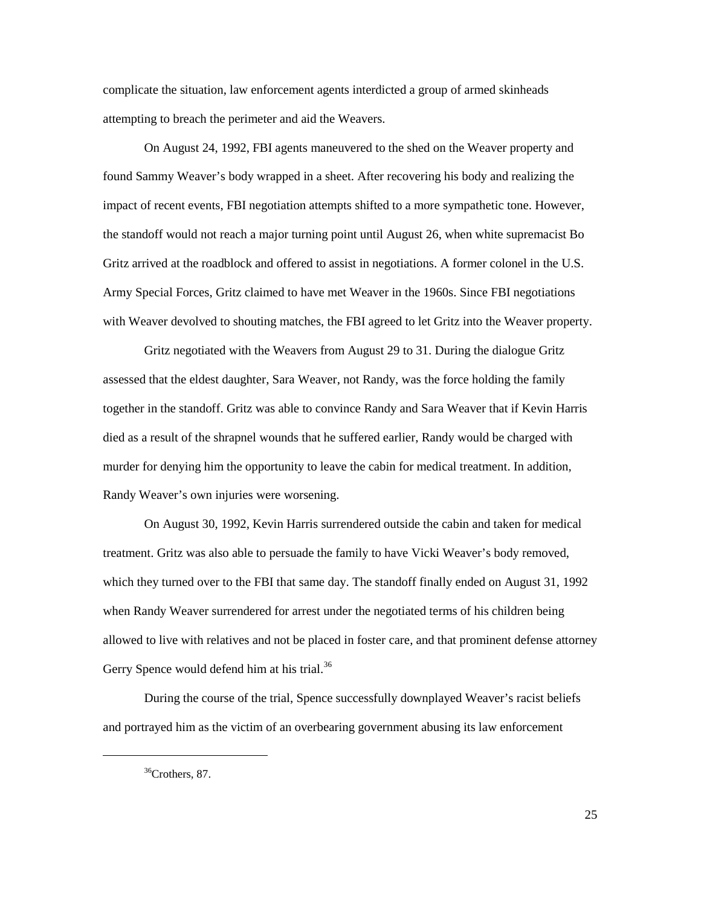complicate the situation, law enforcement agents interdicted a group of armed skinheads attempting to breach the perimeter and aid the Weavers.

On August 24, 1992, FBI agents maneuvered to the shed on the Weaver property and found Sammy Weaver's body wrapped in a sheet. After recovering his body and realizing the impact of recent events, FBI negotiation attempts shifted to a more sympathetic tone. However, the standoff would not reach a major turning point until August 26, when white supremacist Bo Gritz arrived at the roadblock and offered to assist in negotiations. A former colonel in the U.S. Army Special Forces, Gritz claimed to have met Weaver in the 1960s. Since FBI negotiations with Weaver devolved to shouting matches, the FBI agreed to let Gritz into the Weaver property.

Gritz negotiated with the Weavers from August 29 to 31. During the dialogue Gritz assessed that the eldest daughter, Sara Weaver, not Randy, was the force holding the family together in the standoff. Gritz was able to convince Randy and Sara Weaver that if Kevin Harris died as a result of the shrapnel wounds that he suffered earlier, Randy would be charged with murder for denying him the opportunity to leave the cabin for medical treatment. In addition, Randy Weaver's own injuries were worsening.

On August 30, 1992, Kevin Harris surrendered outside the cabin and taken for medical treatment. Gritz was also able to persuade the family to have Vicki Weaver's body removed, which they turned over to the FBI that same day. The standoff finally ended on August 31, 1992 when Randy Weaver surrendered for arrest under the negotiated terms of his children being allowed to live with relatives and not be placed in foster care, and that prominent defense attorney Gerry Spence would defend him at his trial.[36]

During the course of the trial, Spence successfully downplayed Weaver's racist beliefs and portrayed him as the victim of an overbearing government abusing its law enforcement

---

[36] Crothers, 87.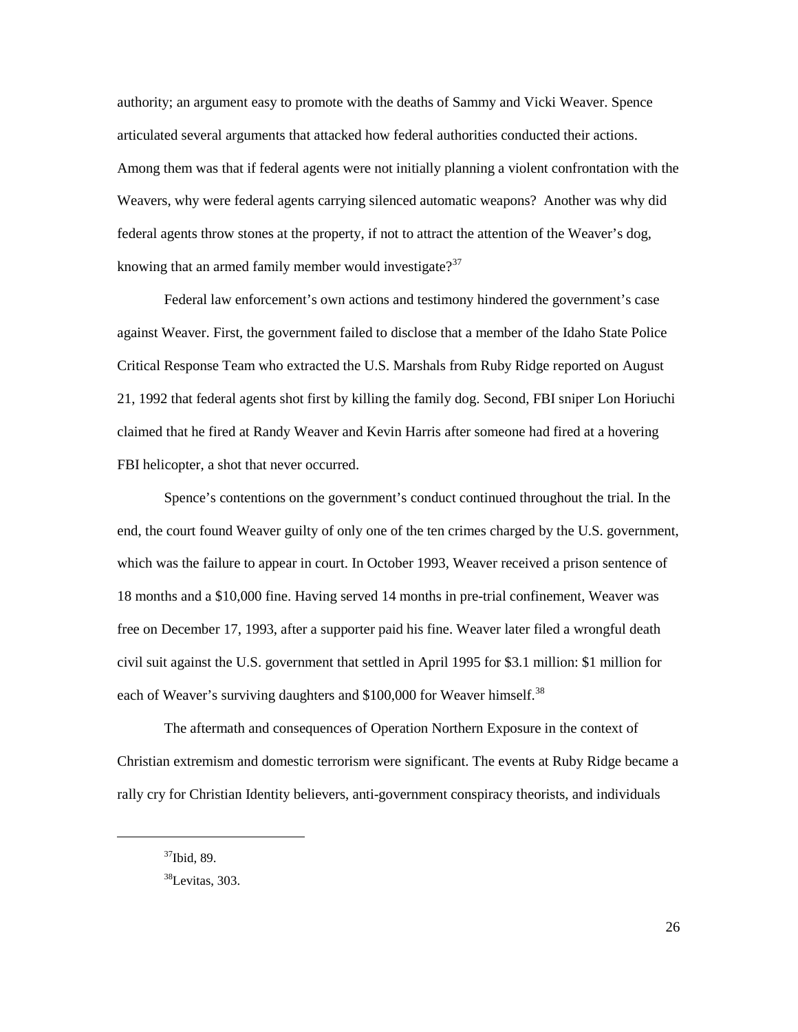authority; an argument easy to promote with the deaths of Sammy and Vicki Weaver. Spence articulated several arguments that attacked how federal authorities conducted their actions. Among them was that if federal agents were not initially planning a violent confrontation with the Weavers, why were federal agents carrying silenced automatic weapons? Another was why did federal agents throw stones at the property, if not to attract the attention of the Weaver's dog, knowing that an armed family member would investigate?[37]

Federal law enforcement's own actions and testimony hindered the government's case against Weaver. First, the government failed to disclose that a member of the Idaho State Police Critical Response Team who extracted the U.S. Marshals from Ruby Ridge reported on August 21, 1992 that federal agents shot first by killing the family dog. Second, FBI sniper Lon Horiuchi claimed that he fired at Randy Weaver and Kevin Harris after someone had fired at a hovering FBI helicopter, a shot that never occurred.

Spence's contentions on the government's conduct continued throughout the trial. In the end, the court found Weaver guilty of only one of the ten crimes charged by the U.S. government, which was the failure to appear in court. In October 1993, Weaver received a prison sentence of 18 months and a $10,000 fine. Having served 14 months in pre-trial confinement, Weaver was free on December 17, 1993, after a supporter paid his fine. Weaver later filed a wrongful death civil suit against the U.S. government that settled in April 1995 for $3.1 million: $1 million for each of Weaver's surviving daughters and $100,000 for Weaver himself.[38]

The aftermath and consequences of Operation Northern Exposure in the context of Christian extremism and domestic terrorism were significant. The events at Ruby Ridge became a rally cry for Christian Identity believers, anti-government conspiracy theorists, and individuals

---

[37]Ibid, 89.

[38]Levitas, 303.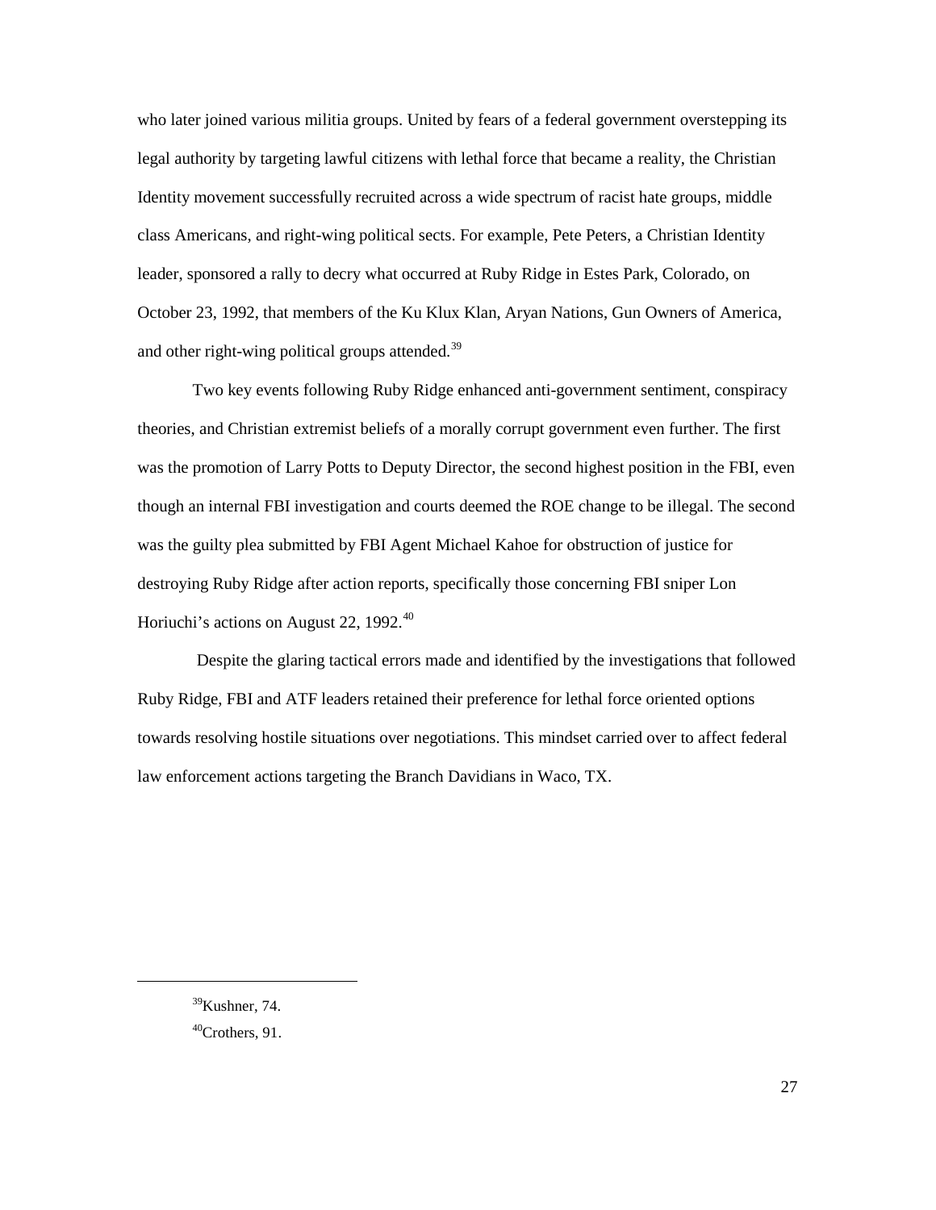who later joined various militia groups. United by fears of a federal government overstepping its legal authority by targeting lawful citizens with lethal force that became a reality, the Christian Identity movement successfully recruited across a wide spectrum of racist hate groups, middle class Americans, and right-wing political sects. For example, Pete Peters, a Christian Identity leader, sponsored a rally to decry what occurred at Ruby Ridge in Estes Park, Colorado, on October 23, 1992, that members of the Ku Klux Klan, Aryan Nations, Gun Owners of America, and other right-wing political groups attended.[39]

Two key events following Ruby Ridge enhanced anti-government sentiment, conspiracy theories, and Christian extremist beliefs of a morally corrupt government even further. The first was the promotion of Larry Potts to Deputy Director, the second highest position in the FBI, even though an internal FBI investigation and courts deemed the ROE change to be illegal. The second was the guilty plea submitted by FBI Agent Michael Kahoe for obstruction of justice for destroying Ruby Ridge after action reports, specifically those concerning FBI sniper Lon Horiuchi's actions on August 22, 1992.[40]

Despite the glaring tactical errors made and identified by the investigations that followed Ruby Ridge, FBI and ATF leaders retained their preference for lethal force oriented options towards resolving hostile situations over negotiations. This mindset carried over to affect federal law enforcement actions targeting the Branch Davidians in Waco, TX.

---

[39]Kushner, 74.

[40]Crothers, 91.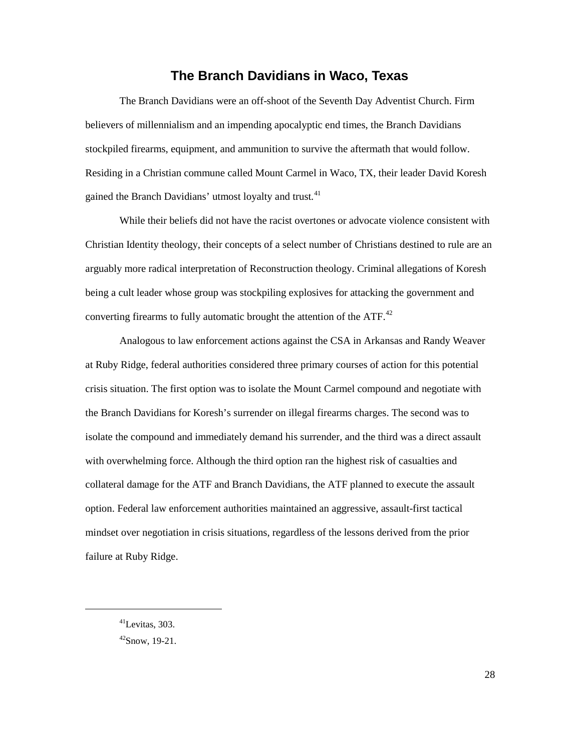## The Branch Davidians in Waco, Texas

The Branch Davidians were an off-shoot of the Seventh Day Adventist Church. Firm believers of millennialism and an impending apocalyptic end times, the Branch Davidians stockpiled firearms, equipment, and ammunition to survive the aftermath that would follow. Residing in a Christian commune called Mount Carmel in Waco, TX, their leader David Koresh gained the Branch Davidians' utmost loyalty and trust.[41]

While their beliefs did not have the racist overtones or advocate violence consistent with Christian Identity theology, their concepts of a select number of Christians destined to rule are an arguably more radical interpretation of Reconstruction theology. Criminal allegations of Koresh being a cult leader whose group was stockpiling explosives for attacking the government and converting firearms to fully automatic brought the attention of the ATF.[42]

Analogous to law enforcement actions against the CSA in Arkansas and Randy Weaver at Ruby Ridge, federal authorities considered three primary courses of action for this potential crisis situation. The first option was to isolate the Mount Carmel compound and negotiate with the Branch Davidians for Koresh's surrender on illegal firearms charges. The second was to isolate the compound and immediately demand his surrender, and the third was a direct assault with overwhelming force. Although the third option ran the highest risk of casualties and collateral damage for the ATF and Branch Davidians, the ATF planned to execute the assault option. Federal law enforcement authorities maintained an aggressive, assault-first tactical mindset over negotiation in crisis situations, regardless of the lessons derived from the prior failure at Ruby Ridge.

---

[41] Levitas, 303.

[42] Snow, 19-21.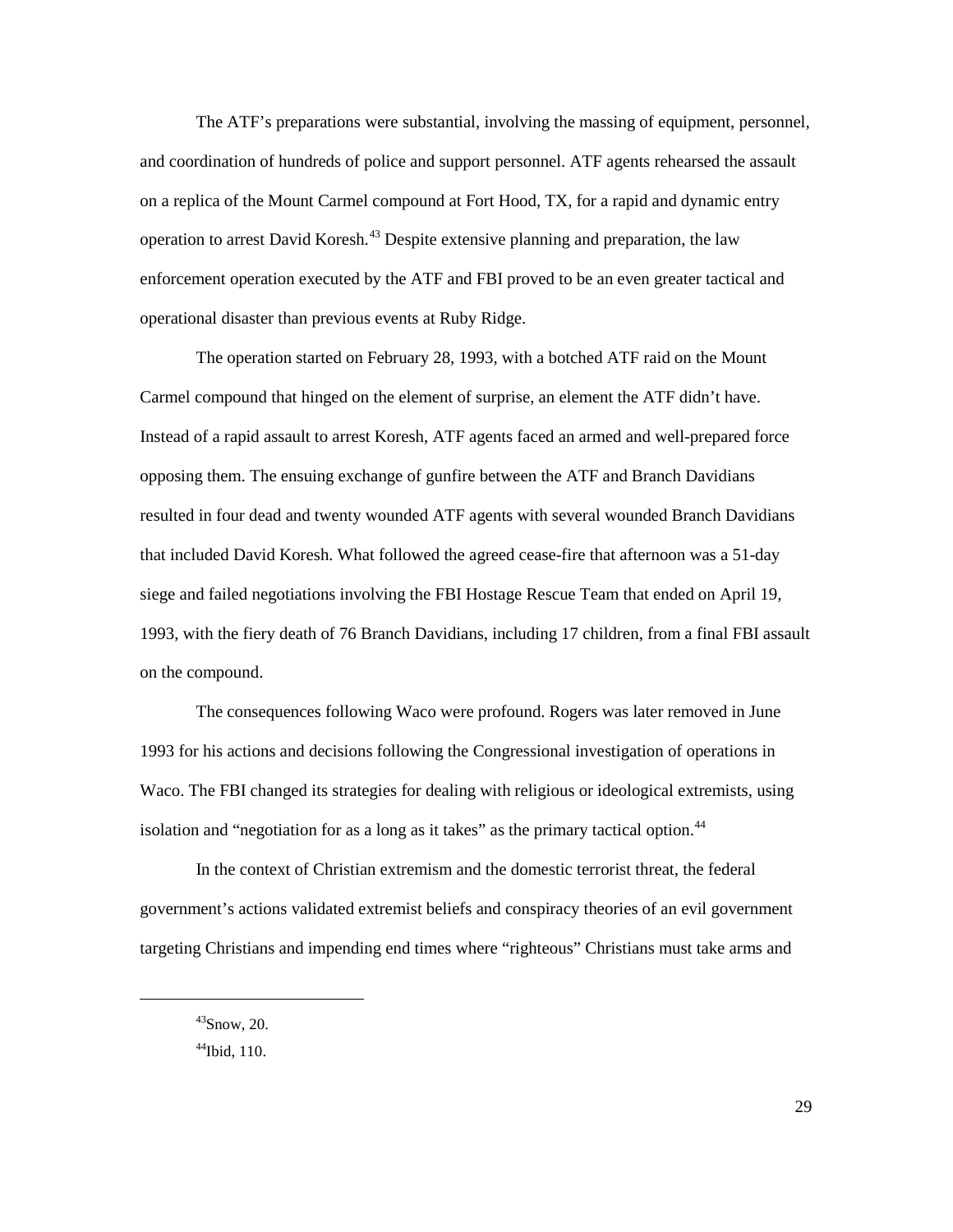The ATF's preparations were substantial, involving the massing of equipment, personnel, and coordination of hundreds of police and support personnel. ATF agents rehearsed the assault on a replica of the Mount Carmel compound at Fort Hood, TX, for a rapid and dynamic entry operation to arrest David Koresh.[43] Despite extensive planning and preparation, the law enforcement operation executed by the ATF and FBI proved to be an even greater tactical and operational disaster than previous events at Ruby Ridge.

The operation started on February 28, 1993, with a botched ATF raid on the Mount Carmel compound that hinged on the element of surprise, an element the ATF didn't have. Instead of a rapid assault to arrest Koresh, ATF agents faced an armed and well-prepared force opposing them. The ensuing exchange of gunfire between the ATF and Branch Davidians resulted in four dead and twenty wounded ATF agents with several wounded Branch Davidians that included David Koresh. What followed the agreed cease-fire that afternoon was a 51-day siege and failed negotiations involving the FBI Hostage Rescue Team that ended on April 19, 1993, with the fiery death of 76 Branch Davidians, including 17 children, from a final FBI assault on the compound.

The consequences following Waco were profound. Rogers was later removed in June 1993 for his actions and decisions following the Congressional investigation of operations in Waco. The FBI changed its strategies for dealing with religious or ideological extremists, using isolation and "negotiation for as a long as it takes" as the primary tactical option.[44]

In the context of Christian extremism and the domestic terrorist threat, the federal government's actions validated extremist beliefs and conspiracy theories of an evil government targeting Christians and impending end times where "righteous" Christians must take arms and

---

[43]Snow, 20.

[44]Ibid, 110.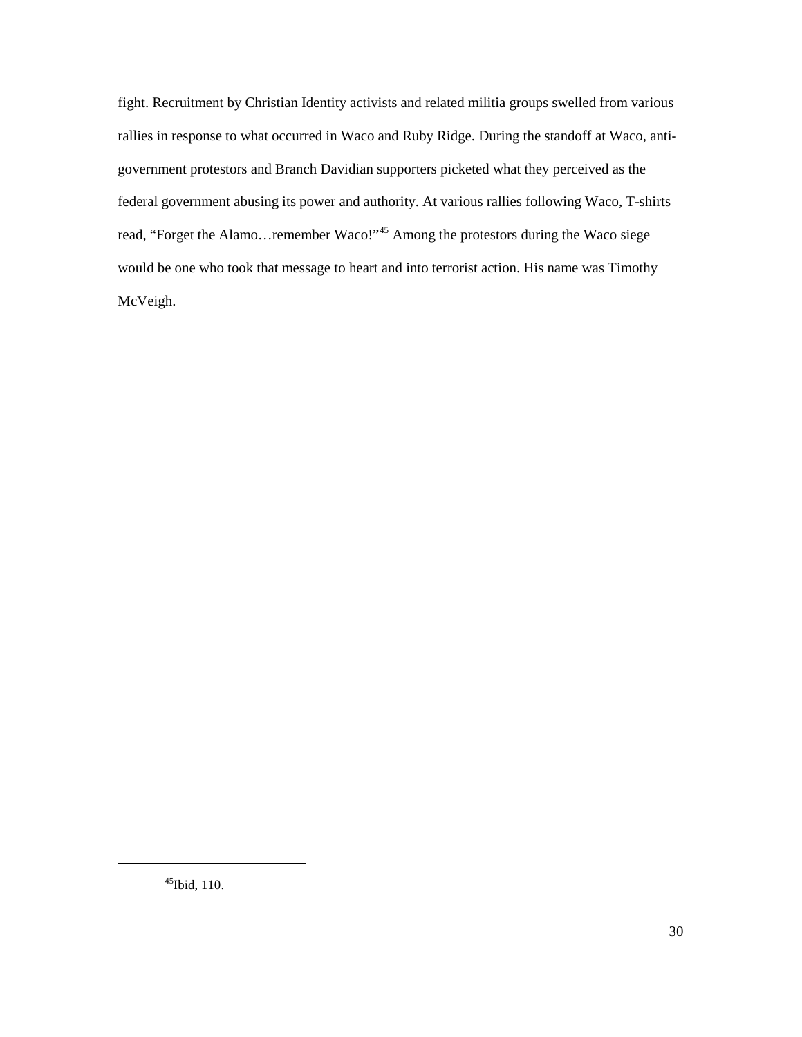fight. Recruitment by Christian Identity activists and related militia groups swelled from various rallies in response to what occurred in Waco and Ruby Ridge. During the standoff at Waco, anti-government protestors and Branch Davidian supporters picketed what they perceived as the federal government abusing its power and authority. At various rallies following Waco, T-shirts read, "Forget the Alamo…remember Waco!"[45] Among the protestors during the Waco siege would be one who took that message to heart and into terrorist action. His name was Timothy McVeigh.

---

[45]Ibid, 110.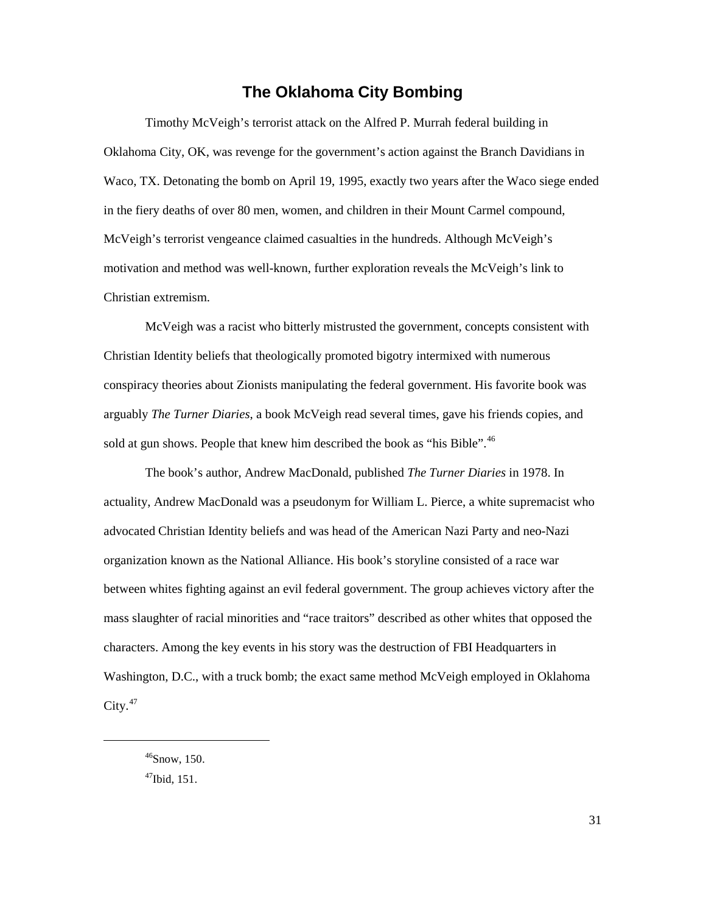## The Oklahoma City Bombing

Timothy McVeigh's terrorist attack on the Alfred P. Murrah federal building in Oklahoma City, OK, was revenge for the government's action against the Branch Davidians in Waco, TX. Detonating the bomb on April 19, 1995, exactly two years after the Waco siege ended in the fiery deaths of over 80 men, women, and children in their Mount Carmel compound, McVeigh's terrorist vengeance claimed casualties in the hundreds. Although McVeigh's motivation and method was well-known, further exploration reveals the McVeigh's link to Christian extremism.

McVeigh was a racist who bitterly mistrusted the government, concepts consistent with Christian Identity beliefs that theologically promoted bigotry intermixed with numerous conspiracy theories about Zionists manipulating the federal government. His favorite book was arguably *The Turner Diaries*, a book McVeigh read several times, gave his friends copies, and sold at gun shows. People that knew him described the book as "his Bible".[46]

The book's author, Andrew MacDonald, published *The Turner Diaries* in 1978. In actuality, Andrew MacDonald was a pseudonym for William L. Pierce, a white supremacist who advocated Christian Identity beliefs and was head of the American Nazi Party and neo-Nazi organization known as the National Alliance. His book's storyline consisted of a race war between whites fighting against an evil federal government. The group achieves victory after the mass slaughter of racial minorities and "race traitors" described as other whites that opposed the characters. Among the key events in his story was the destruction of FBI Headquarters in Washington, D.C., with a truck bomb; the exact same method McVeigh employed in Oklahoma City.[47]

---

[46]Snow, 150.

[47]Ibid, 151.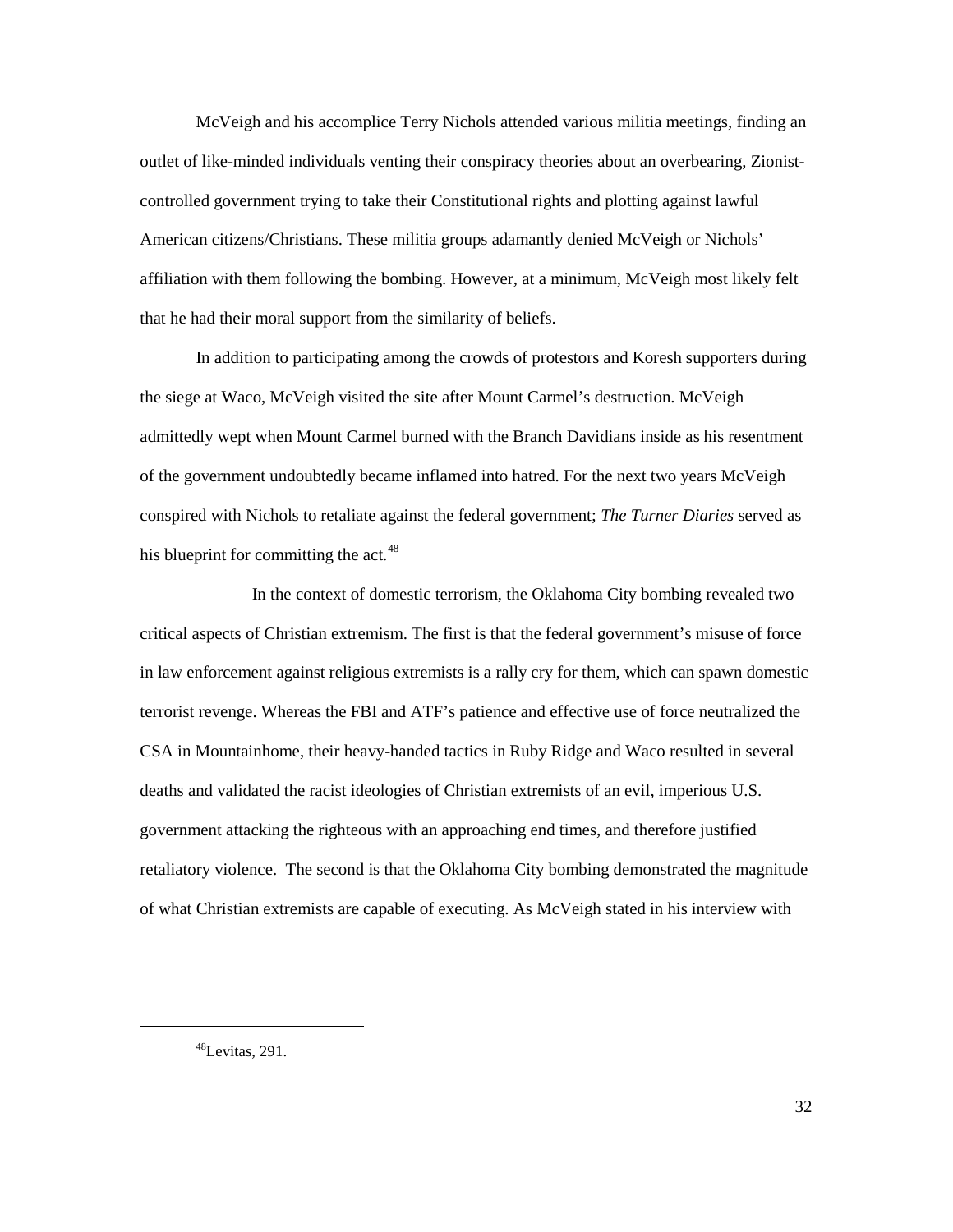McVeigh and his accomplice Terry Nichols attended various militia meetings, finding an outlet of like-minded individuals venting their conspiracy theories about an overbearing, Zionist-controlled government trying to take their Constitutional rights and plotting against lawful American citizens/Christians. These militia groups adamantly denied McVeigh or Nichols' affiliation with them following the bombing. However, at a minimum, McVeigh most likely felt that he had their moral support from the similarity of beliefs.

In addition to participating among the crowds of protestors and Koresh supporters during the siege at Waco, McVeigh visited the site after Mount Carmel's destruction. McVeigh admittedly wept when Mount Carmel burned with the Branch Davidians inside as his resentment of the government undoubtedly became inflamed into hatred. For the next two years McVeigh conspired with Nichols to retaliate against the federal government; *The Turner Diaries* served as his blueprint for committing the act.[48]

In the context of domestic terrorism, the Oklahoma City bombing revealed two critical aspects of Christian extremism. The first is that the federal government's misuse of force in law enforcement against religious extremists is a rally cry for them, which can spawn domestic terrorist revenge. Whereas the FBI and ATF's patience and effective use of force neutralized the CSA in Mountainhome, their heavy-handed tactics in Ruby Ridge and Waco resulted in several deaths and validated the racist ideologies of Christian extremists of an evil, imperious U.S. government attacking the righteous with an approaching end times, and therefore justified retaliatory violence. The second is that the Oklahoma City bombing demonstrated the magnitude of what Christian extremists are capable of executing. As McVeigh stated in his interview with

---

[48] Levitas, 291.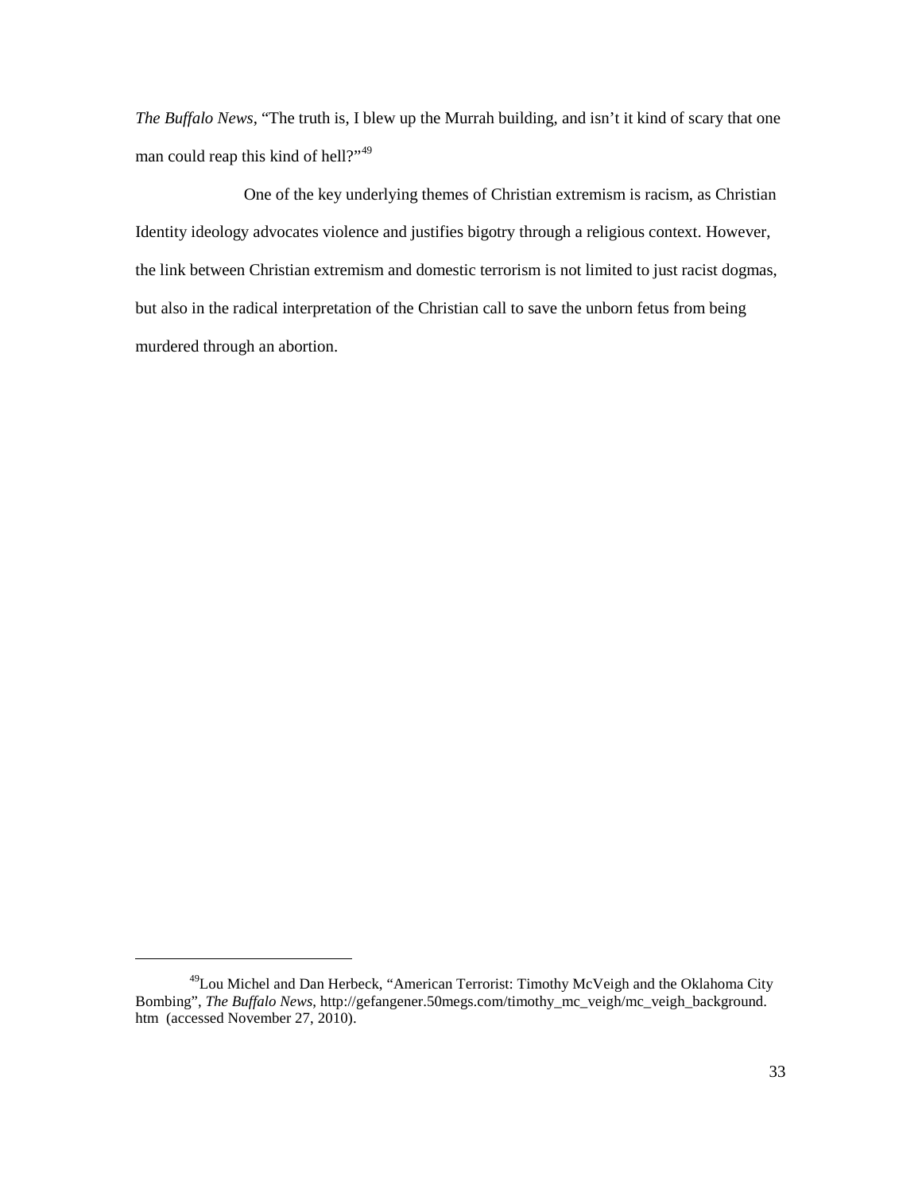*The Buffalo News*, "The truth is, I blew up the Murrah building, and isn't it kind of scary that one man could reap this kind of hell?"[49]

One of the key underlying themes of Christian extremism is racism, as Christian Identity ideology advocates violence and justifies bigotry through a religious context. However, the link between Christian extremism and domestic terrorism is not limited to just racist dogmas, but also in the radical interpretation of the Christian call to save the unborn fetus from being murdered through an abortion.

---

[49]Lou Michel and Dan Herbeck, "American Terrorist: Timothy McVeigh and the Oklahoma City Bombing", *The Buffalo News*, http://gefangener.50megs.com/timothy_mc_veigh/mc_veigh_background.htm (accessed November 27, 2010).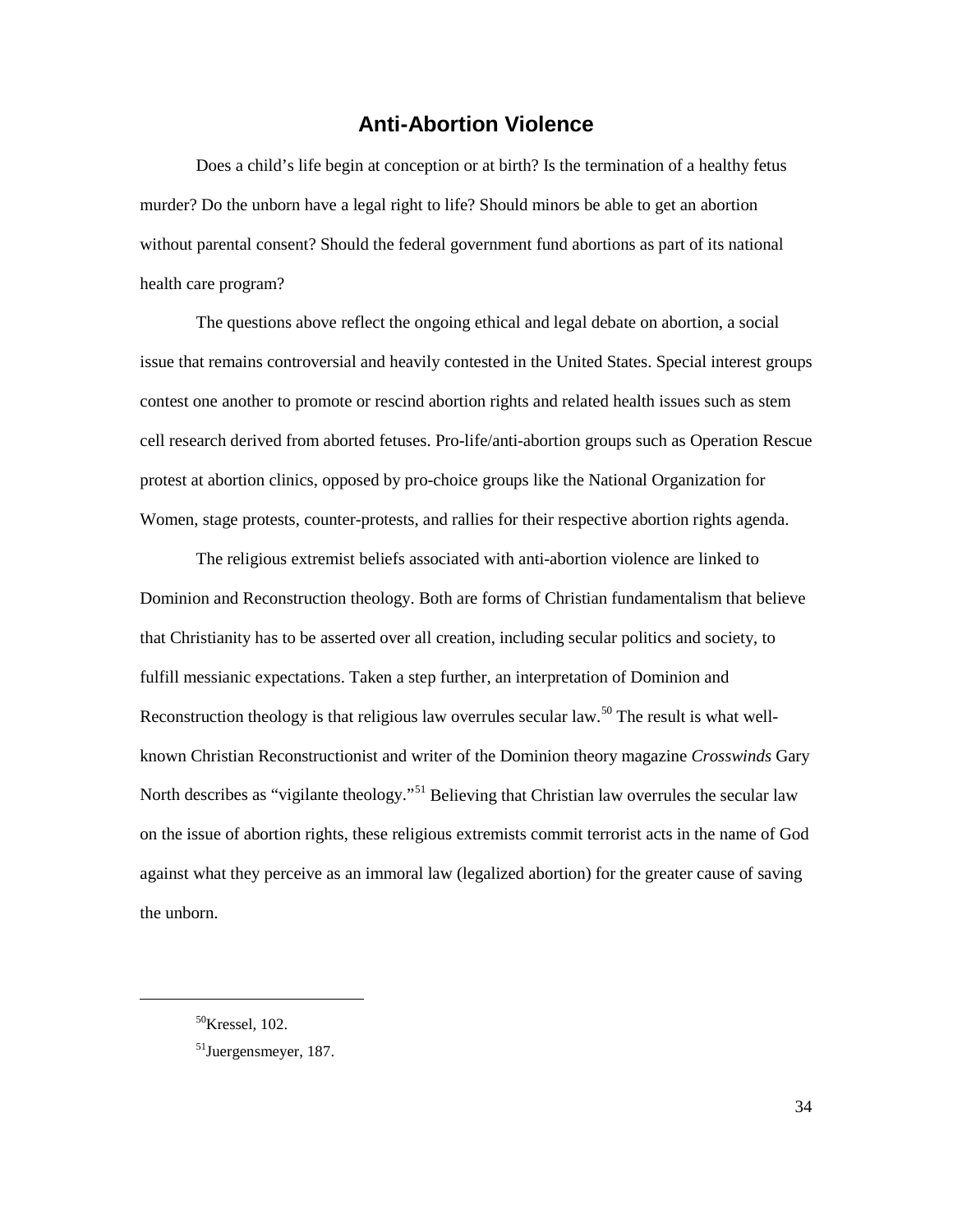## Anti-Abortion Violence

Does a child's life begin at conception or at birth? Is the termination of a healthy fetus murder? Do the unborn have a legal right to life? Should minors be able to get an abortion without parental consent? Should the federal government fund abortions as part of its national health care program?

The questions above reflect the ongoing ethical and legal debate on abortion, a social issue that remains controversial and heavily contested in the United States. Special interest groups contest one another to promote or rescind abortion rights and related health issues such as stem cell research derived from aborted fetuses. Pro-life/anti-abortion groups such as Operation Rescue protest at abortion clinics, opposed by pro-choice groups like the National Organization for Women, stage protests, counter-protests, and rallies for their respective abortion rights agenda.

The religious extremist beliefs associated with anti-abortion violence are linked to Dominion and Reconstruction theology. Both are forms of Christian fundamentalism that believe that Christianity has to be asserted over all creation, including secular politics and society, to fulfill messianic expectations. Taken a step further, an interpretation of Dominion and Reconstruction theology is that religious law overrules secular law.[50] The result is what well-known Christian Reconstructionist and writer of the Dominion theory magazine *Crosswinds* Gary North describes as "vigilante theology."[51] Believing that Christian law overrules the secular law on the issue of abortion rights, these religious extremists commit terrorist acts in the name of God against what they perceive as an immoral law (legalized abortion) for the greater cause of saving the unborn.

---

[50] Kressel, 102.

[51] Juergensmeyer, 187.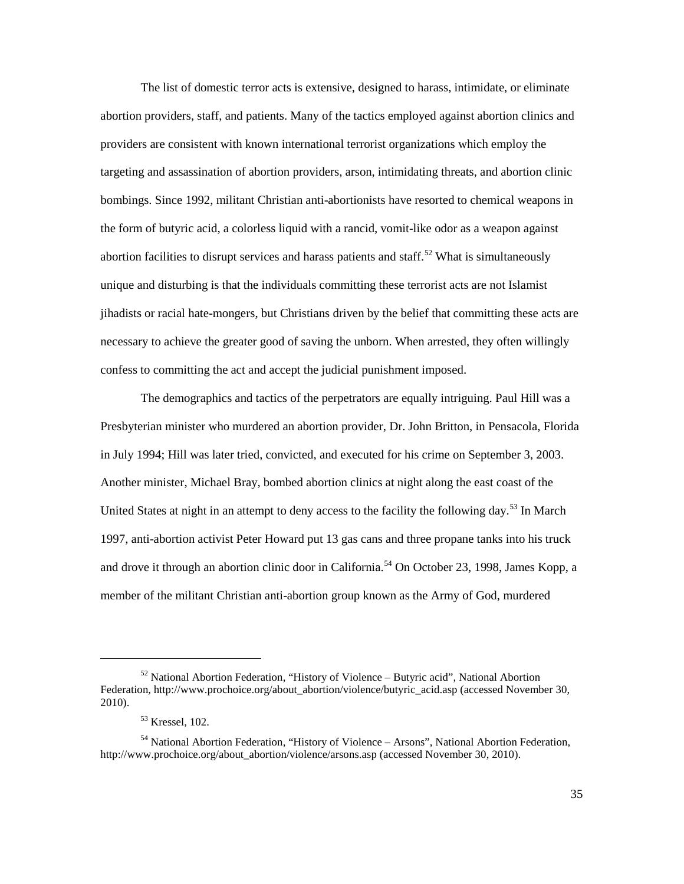The list of domestic terror acts is extensive, designed to harass, intimidate, or eliminate abortion providers, staff, and patients. Many of the tactics employed against abortion clinics and providers are consistent with known international terrorist organizations which employ the targeting and assassination of abortion providers, arson, intimidating threats, and abortion clinic bombings. Since 1992, militant Christian anti-abortionists have resorted to chemical weapons in the form of butyric acid, a colorless liquid with a rancid, vomit-like odor as a weapon against abortion facilities to disrupt services and harass patients and staff.[52] What is simultaneously unique and disturbing is that the individuals committing these terrorist acts are not Islamist jihadists or racial hate-mongers, but Christians driven by the belief that committing these acts are necessary to achieve the greater good of saving the unborn. When arrested, they often willingly confess to committing the act and accept the judicial punishment imposed.

The demographics and tactics of the perpetrators are equally intriguing. Paul Hill was a Presbyterian minister who murdered an abortion provider, Dr. John Britton, in Pensacola, Florida in July 1994; Hill was later tried, convicted, and executed for his crime on September 3, 2003. Another minister, Michael Bray, bombed abortion clinics at night along the east coast of the United States at night in an attempt to deny access to the facility the following day.[53] In March 1997, anti-abortion activist Peter Howard put 13 gas cans and three propane tanks into his truck and drove it through an abortion clinic door in California.[54] On October 23, 1998, James Kopp, a member of the militant Christian anti-abortion group known as the Army of God, murdered

---

[52] National Abortion Federation, "History of Violence – Butyric acid", National Abortion Federation, http://www.prochoice.org/about_abortion/violence/butyric_acid.asp (accessed November 30, 2010).

[53] Kressel, 102.

[54] National Abortion Federation, "History of Violence – Arsons", National Abortion Federation, http://www.prochoice.org/about_abortion/violence/arsons.asp (accessed November 30, 2010).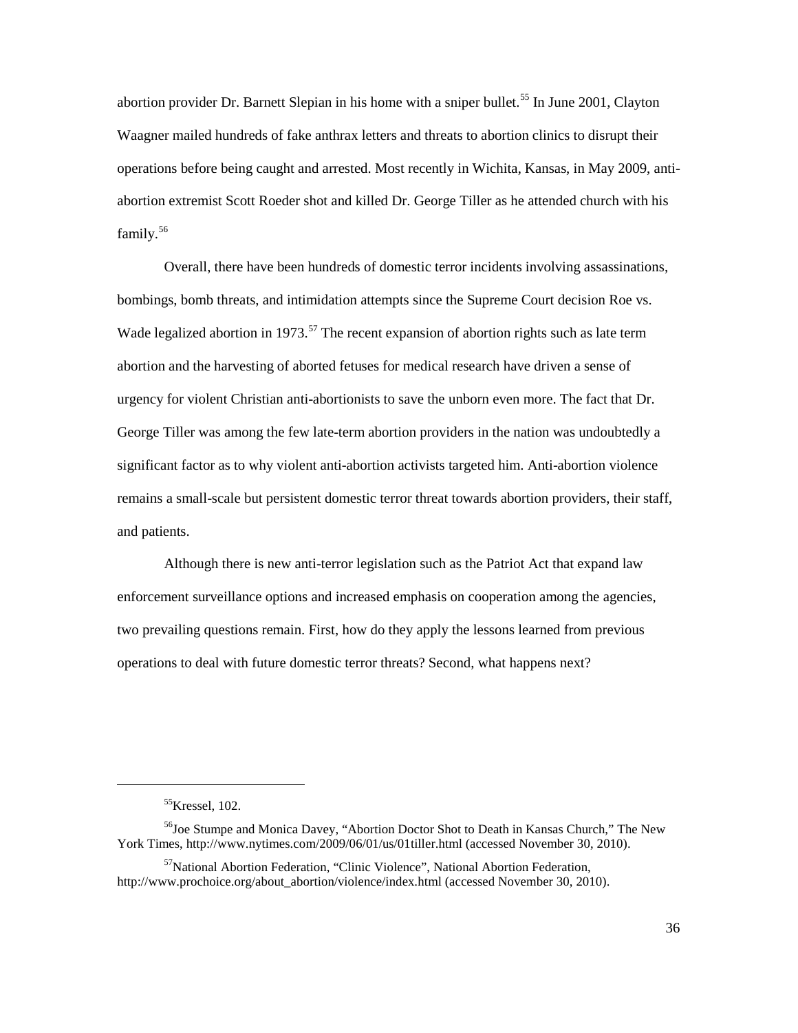abortion provider Dr. Barnett Slepian in his home with a sniper bullet.[55] In June 2001, Clayton Waagner mailed hundreds of fake anthrax letters and threats to abortion clinics to disrupt their operations before being caught and arrested. Most recently in Wichita, Kansas, in May 2009, anti-abortion extremist Scott Roeder shot and killed Dr. George Tiller as he attended church with his family.[56]

Overall, there have been hundreds of domestic terror incidents involving assassinations, bombings, bomb threats, and intimidation attempts since the Supreme Court decision Roe vs. Wade legalized abortion in 1973.[57] The recent expansion of abortion rights such as late term abortion and the harvesting of aborted fetuses for medical research have driven a sense of urgency for violent Christian anti-abortionists to save the unborn even more. The fact that Dr. George Tiller was among the few late-term abortion providers in the nation was undoubtedly a significant factor as to why violent anti-abortion activists targeted him. Anti-abortion violence remains a small-scale but persistent domestic terror threat towards abortion providers, their staff, and patients.

Although there is new anti-terror legislation such as the Patriot Act that expand law enforcement surveillance options and increased emphasis on cooperation among the agencies, two prevailing questions remain. First, how do they apply the lessons learned from previous operations to deal with future domestic terror threats? Second, what happens next?

---

[55] Kressel, 102.

[56] Joe Stumpe and Monica Davey, "Abortion Doctor Shot to Death in Kansas Church," The New York Times, http://www.nytimes.com/2009/06/01/us/01tiller.html (accessed November 30, 2010).

[57] National Abortion Federation, "Clinic Violence", National Abortion Federation, http://www.prochoice.org/about_abortion/violence/index.html (accessed November 30, 2010).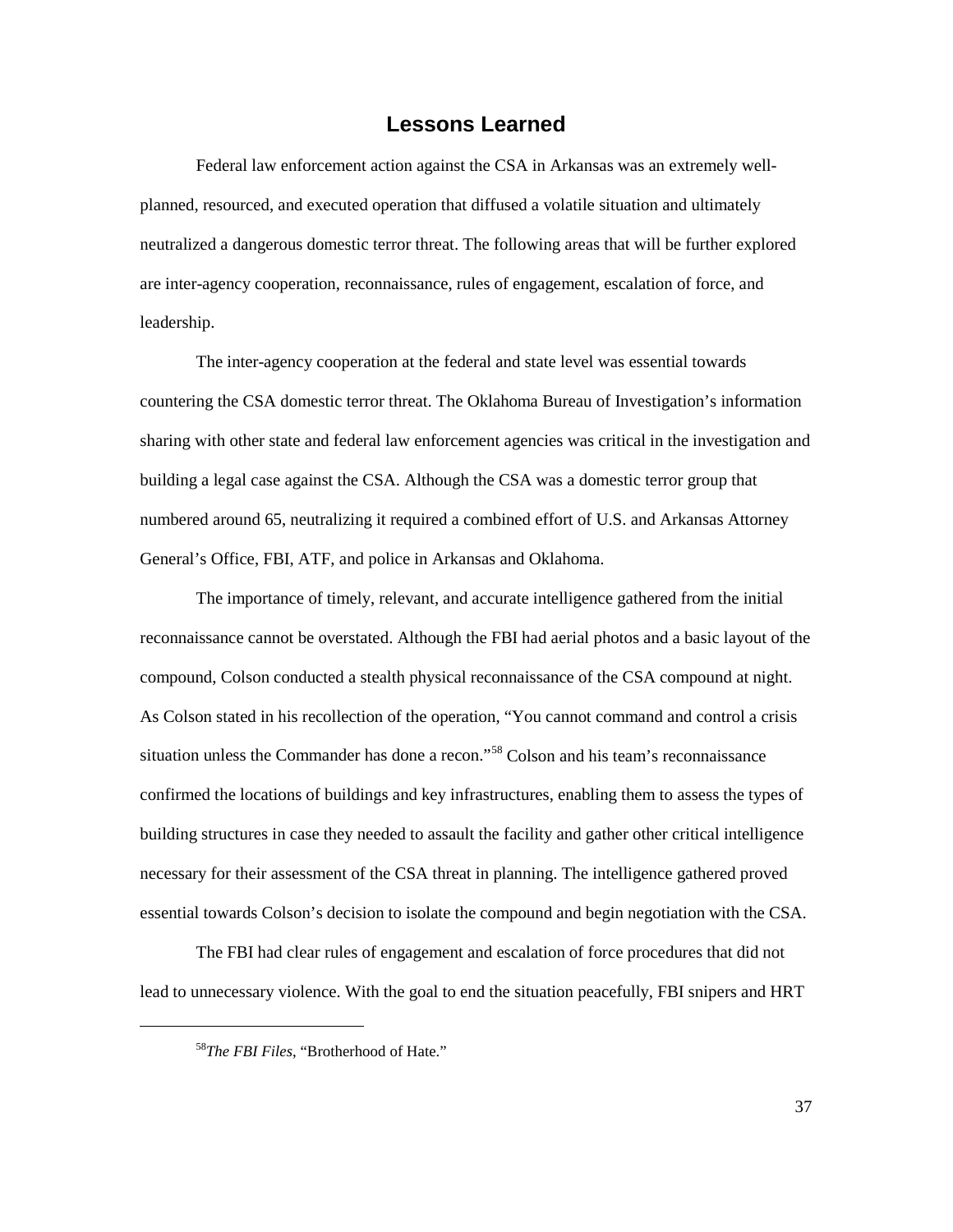## Lessons Learned

Federal law enforcement action against the CSA in Arkansas was an extremely well-planned, resourced, and executed operation that diffused a volatile situation and ultimately neutralized a dangerous domestic terror threat. The following areas that will be further explored are inter-agency cooperation, reconnaissance, rules of engagement, escalation of force, and leadership.

The inter-agency cooperation at the federal and state level was essential towards countering the CSA domestic terror threat. The Oklahoma Bureau of Investigation's information sharing with other state and federal law enforcement agencies was critical in the investigation and building a legal case against the CSA. Although the CSA was a domestic terror group that numbered around 65, neutralizing it required a combined effort of U.S. and Arkansas Attorney General's Office, FBI, ATF, and police in Arkansas and Oklahoma.

The importance of timely, relevant, and accurate intelligence gathered from the initial reconnaissance cannot be overstated. Although the FBI had aerial photos and a basic layout of the compound, Colson conducted a stealth physical reconnaissance of the CSA compound at night. As Colson stated in his recollection of the operation, "You cannot command and control a crisis situation unless the Commander has done a recon."[58] Colson and his team's reconnaissance confirmed the locations of buildings and key infrastructures, enabling them to assess the types of building structures in case they needed to assault the facility and gather other critical intelligence necessary for their assessment of the CSA threat in planning. The intelligence gathered proved essential towards Colson's decision to isolate the compound and begin negotiation with the CSA.

The FBI had clear rules of engagement and escalation of force procedures that did not lead to unnecessary violence. With the goal to end the situation peacefully, FBI snipers and HRT

[58]*The FBI Files*, "Brotherhood of Hate."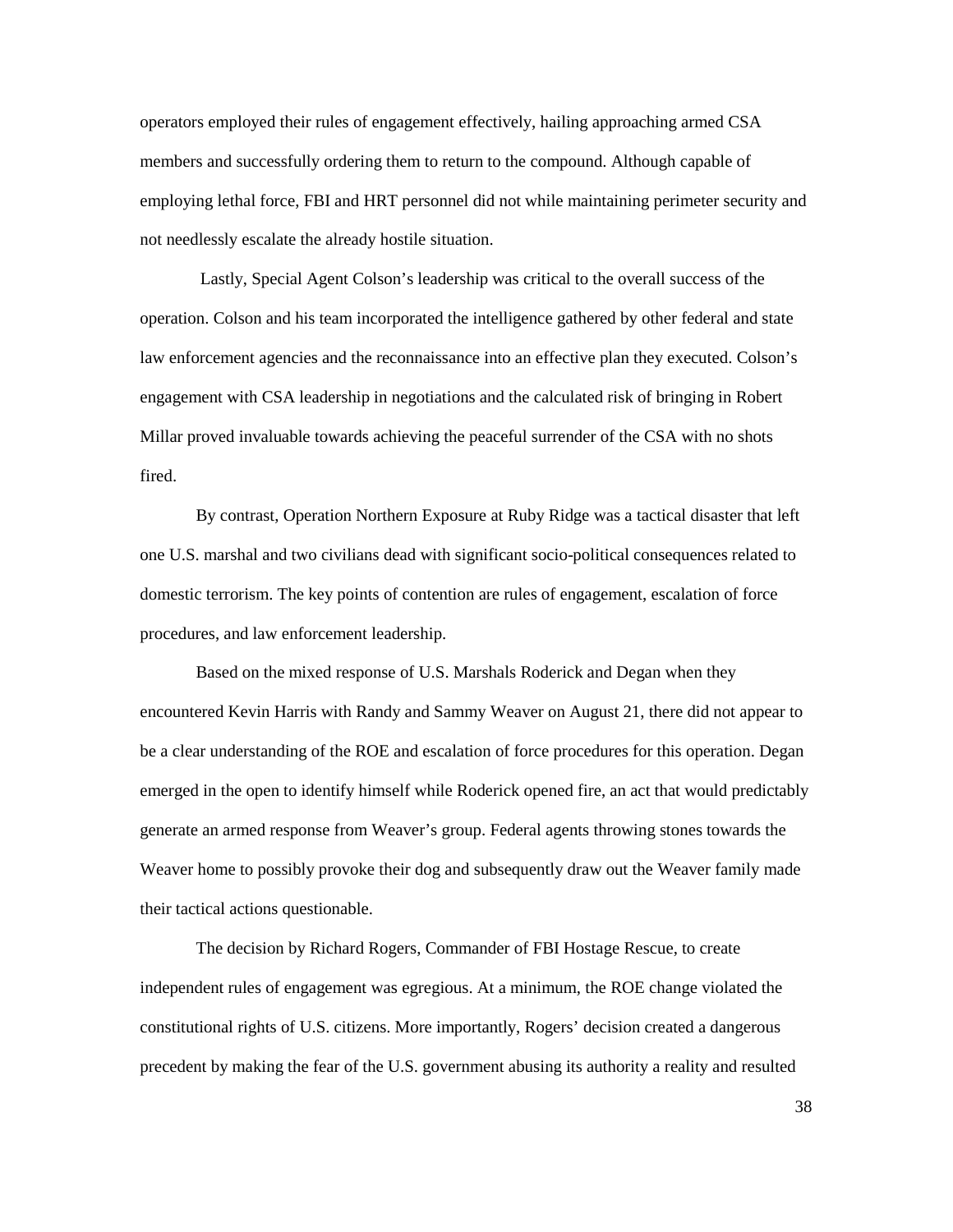operators employed their rules of engagement effectively, hailing approaching armed CSA members and successfully ordering them to return to the compound. Although capable of employing lethal force, FBI and HRT personnel did not while maintaining perimeter security and not needlessly escalate the already hostile situation.

Lastly, Special Agent Colson's leadership was critical to the overall success of the operation. Colson and his team incorporated the intelligence gathered by other federal and state law enforcement agencies and the reconnaissance into an effective plan they executed. Colson's engagement with CSA leadership in negotiations and the calculated risk of bringing in Robert Millar proved invaluable towards achieving the peaceful surrender of the CSA with no shots fired.

By contrast, Operation Northern Exposure at Ruby Ridge was a tactical disaster that left one U.S. marshal and two civilians dead with significant socio-political consequences related to domestic terrorism. The key points of contention are rules of engagement, escalation of force procedures, and law enforcement leadership.

Based on the mixed response of U.S. Marshals Roderick and Degan when they encountered Kevin Harris with Randy and Sammy Weaver on August 21, there did not appear to be a clear understanding of the ROE and escalation of force procedures for this operation. Degan emerged in the open to identify himself while Roderick opened fire, an act that would predictably generate an armed response from Weaver's group. Federal agents throwing stones towards the Weaver home to possibly provoke their dog and subsequently draw out the Weaver family made their tactical actions questionable.

The decision by Richard Rogers, Commander of FBI Hostage Rescue, to create independent rules of engagement was egregious. At a minimum, the ROE change violated the constitutional rights of U.S. citizens. More importantly, Rogers' decision created a dangerous precedent by making the fear of the U.S. government abusing its authority a reality and resulted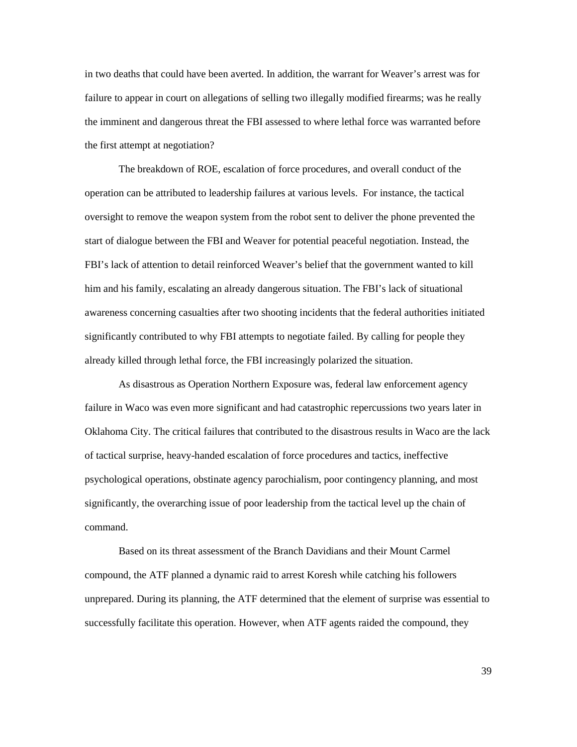in two deaths that could have been averted. In addition, the warrant for Weaver's arrest was for failure to appear in court on allegations of selling two illegally modified firearms; was he really the imminent and dangerous threat the FBI assessed to where lethal force was warranted before the first attempt at negotiation?

The breakdown of ROE, escalation of force procedures, and overall conduct of the operation can be attributed to leadership failures at various levels. For instance, the tactical oversight to remove the weapon system from the robot sent to deliver the phone prevented the start of dialogue between the FBI and Weaver for potential peaceful negotiation. Instead, the FBI's lack of attention to detail reinforced Weaver's belief that the government wanted to kill him and his family, escalating an already dangerous situation. The FBI's lack of situational awareness concerning casualties after two shooting incidents that the federal authorities initiated significantly contributed to why FBI attempts to negotiate failed. By calling for people they already killed through lethal force, the FBI increasingly polarized the situation.

As disastrous as Operation Northern Exposure was, federal law enforcement agency failure in Waco was even more significant and had catastrophic repercussions two years later in Oklahoma City. The critical failures that contributed to the disastrous results in Waco are the lack of tactical surprise, heavy-handed escalation of force procedures and tactics, ineffective psychological operations, obstinate agency parochialism, poor contingency planning, and most significantly, the overarching issue of poor leadership from the tactical level up the chain of command.

Based on its threat assessment of the Branch Davidians and their Mount Carmel compound, the ATF planned a dynamic raid to arrest Koresh while catching his followers unprepared. During its planning, the ATF determined that the element of surprise was essential to successfully facilitate this operation. However, when ATF agents raided the compound, they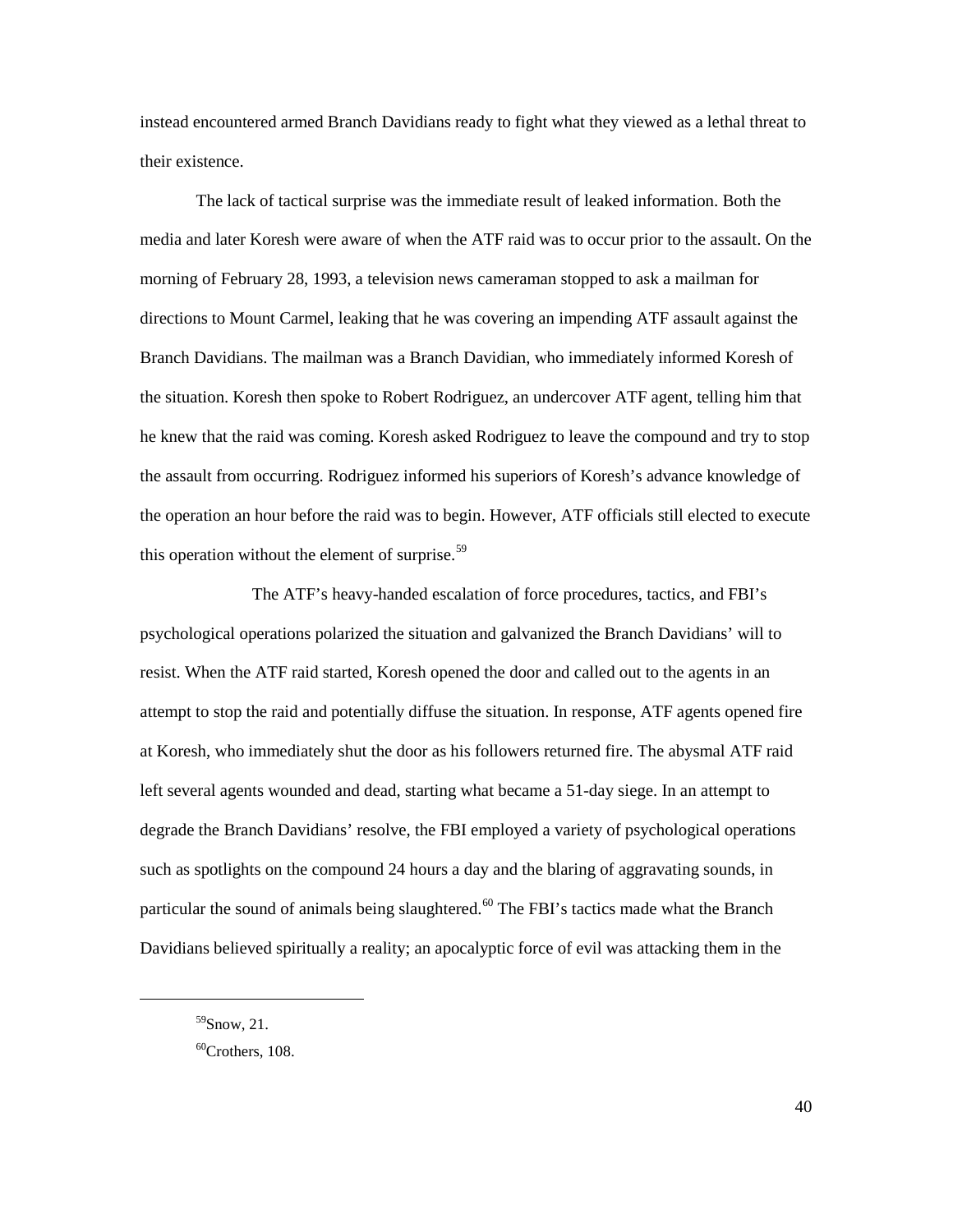instead encountered armed Branch Davidians ready to fight what they viewed as a lethal threat to their existence.

The lack of tactical surprise was the immediate result of leaked information. Both the media and later Koresh were aware of when the ATF raid was to occur prior to the assault. On the morning of February 28, 1993, a television news cameraman stopped to ask a mailman for directions to Mount Carmel, leaking that he was covering an impending ATF assault against the Branch Davidians. The mailman was a Branch Davidian, who immediately informed Koresh of the situation. Koresh then spoke to Robert Rodriguez, an undercover ATF agent, telling him that he knew that the raid was coming. Koresh asked Rodriguez to leave the compound and try to stop the assault from occurring. Rodriguez informed his superiors of Koresh's advance knowledge of the operation an hour before the raid was to begin. However, ATF officials still elected to execute this operation without the element of surprise.[59]

The ATF's heavy-handed escalation of force procedures, tactics, and FBI's psychological operations polarized the situation and galvanized the Branch Davidians' will to resist. When the ATF raid started, Koresh opened the door and called out to the agents in an attempt to stop the raid and potentially diffuse the situation. In response, ATF agents opened fire at Koresh, who immediately shut the door as his followers returned fire. The abysmal ATF raid left several agents wounded and dead, starting what became a 51-day siege. In an attempt to degrade the Branch Davidians' resolve, the FBI employed a variety of psychological operations such as spotlights on the compound 24 hours a day and the blaring of aggravating sounds, in particular the sound of animals being slaughtered.[60] The FBI's tactics made what the Branch Davidians believed spiritually a reality; an apocalyptic force of evil was attacking them in the

[59]Snow, 21.

[60]Crothers, 108.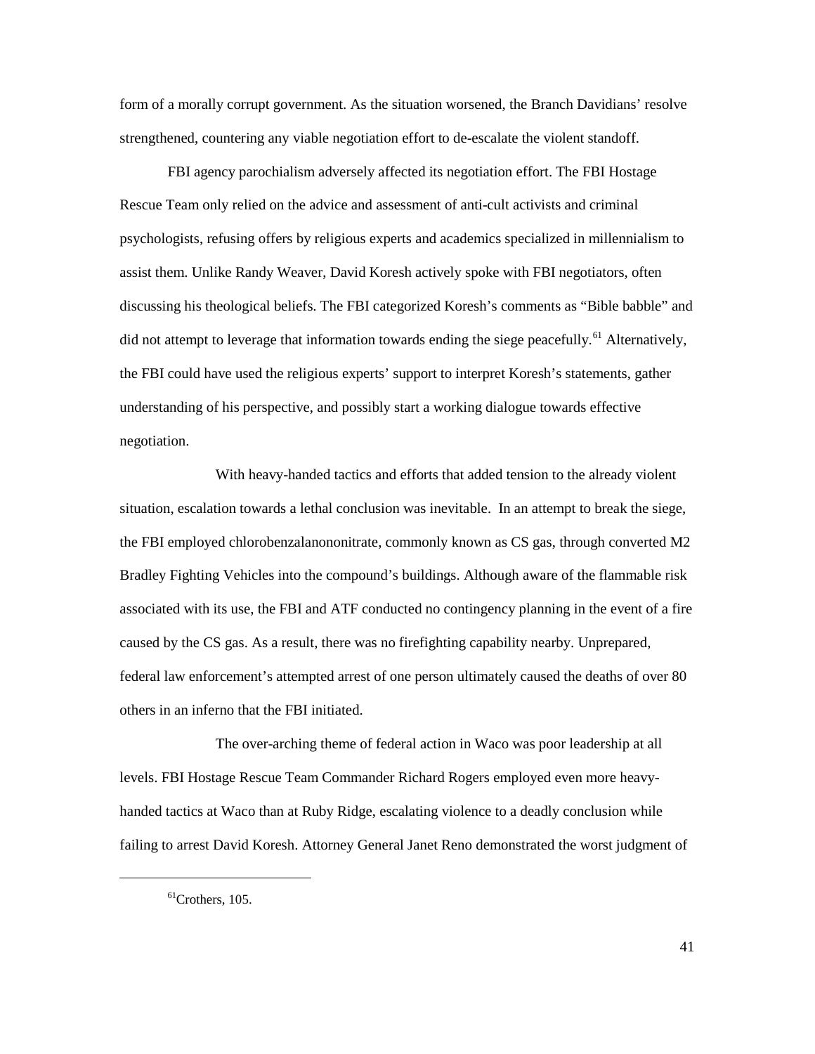form of a morally corrupt government. As the situation worsened, the Branch Davidians' resolve strengthened, countering any viable negotiation effort to de-escalate the violent standoff.

FBI agency parochialism adversely affected its negotiation effort. The FBI Hostage Rescue Team only relied on the advice and assessment of anti-cult activists and criminal psychologists, refusing offers by religious experts and academics specialized in millennialism to assist them. Unlike Randy Weaver, David Koresh actively spoke with FBI negotiators, often discussing his theological beliefs. The FBI categorized Koresh's comments as "Bible babble" and did not attempt to leverage that information towards ending the siege peacefully.[61] Alternatively, the FBI could have used the religious experts' support to interpret Koresh's statements, gather understanding of his perspective, and possibly start a working dialogue towards effective negotiation.

With heavy-handed tactics and efforts that added tension to the already violent situation, escalation towards a lethal conclusion was inevitable. In an attempt to break the siege, the FBI employed chlorobenzalanononitrate, commonly known as CS gas, through converted M2 Bradley Fighting Vehicles into the compound's buildings. Although aware of the flammable risk associated with its use, the FBI and ATF conducted no contingency planning in the event of a fire caused by the CS gas. As a result, there was no firefighting capability nearby. Unprepared, federal law enforcement's attempted arrest of one person ultimately caused the deaths of over 80 others in an inferno that the FBI initiated.

The over-arching theme of federal action in Waco was poor leadership at all levels. FBI Hostage Rescue Team Commander Richard Rogers employed even more heavy-handed tactics at Waco than at Ruby Ridge, escalating violence to a deadly conclusion while failing to arrest David Koresh. Attorney General Janet Reno demonstrated the worst judgment of

---

[61] Crothers, 105.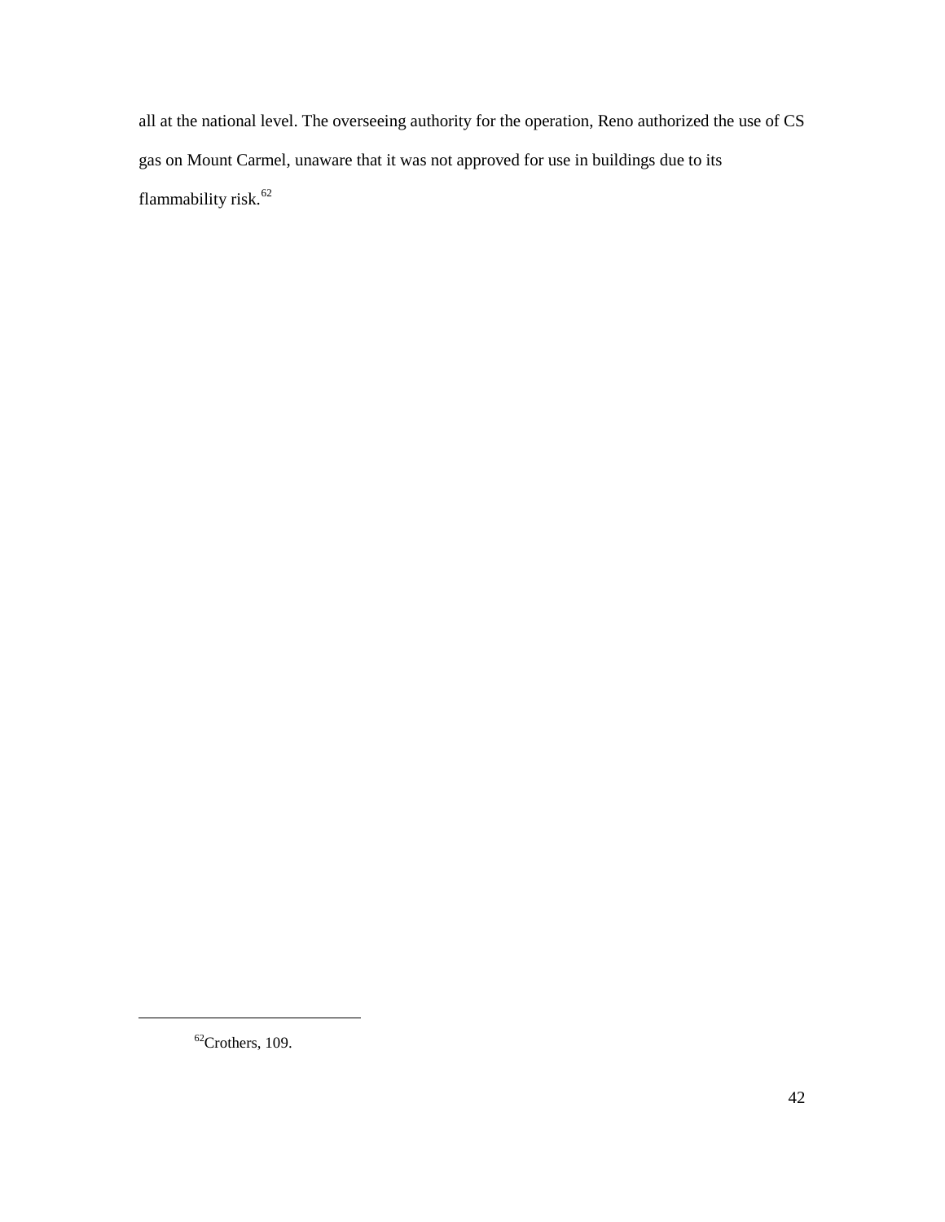all at the national level. The overseeing authority for the operation, Reno authorized the use of CS gas on Mount Carmel, unaware that it was not approved for use in buildings due to its flammability risk.[62]

[62]Crothers, 109.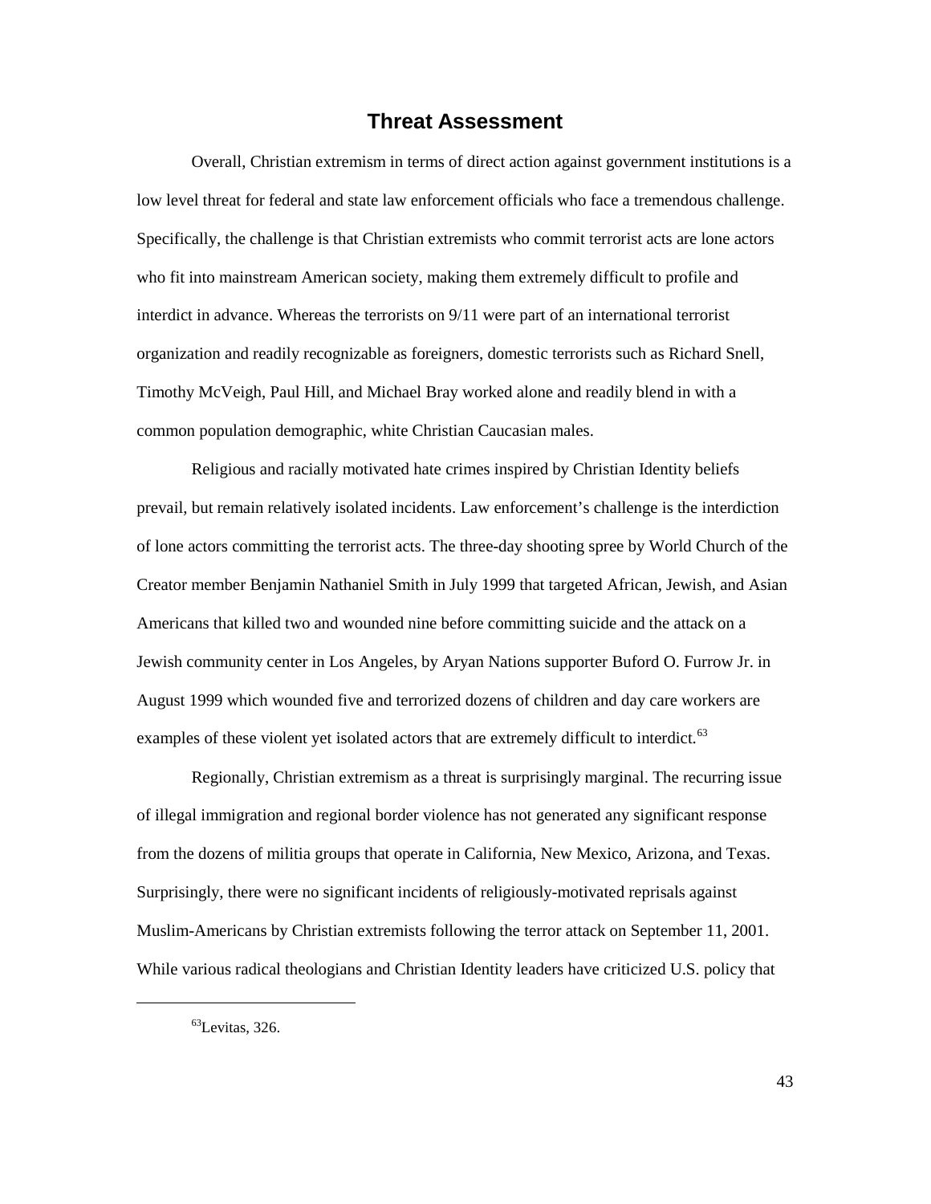## Threat Assessment

Overall, Christian extremism in terms of direct action against government institutions is a low level threat for federal and state law enforcement officials who face a tremendous challenge. Specifically, the challenge is that Christian extremists who commit terrorist acts are lone actors who fit into mainstream American society, making them extremely difficult to profile and interdict in advance. Whereas the terrorists on 9/11 were part of an international terrorist organization and readily recognizable as foreigners, domestic terrorists such as Richard Snell, Timothy McVeigh, Paul Hill, and Michael Bray worked alone and readily blend in with a common population demographic, white Christian Caucasian males.

Religious and racially motivated hate crimes inspired by Christian Identity beliefs prevail, but remain relatively isolated incidents. Law enforcement's challenge is the interdiction of lone actors committing the terrorist acts. The three-day shooting spree by World Church of the Creator member Benjamin Nathaniel Smith in July 1999 that targeted African, Jewish, and Asian Americans that killed two and wounded nine before committing suicide and the attack on a Jewish community center in Los Angeles, by Aryan Nations supporter Buford O. Furrow Jr. in August 1999 which wounded five and terrorized dozens of children and day care workers are examples of these violent yet isolated actors that are extremely difficult to interdict.[63]

Regionally, Christian extremism as a threat is surprisingly marginal. The recurring issue of illegal immigration and regional border violence has not generated any significant response from the dozens of militia groups that operate in California, New Mexico, Arizona, and Texas. Surprisingly, there were no significant incidents of religiously-motivated reprisals against Muslim-Americans by Christian extremists following the terror attack on September 11, 2001. While various radical theologians and Christian Identity leaders have criticized U.S. policy that

---

[63] Levitas, 326.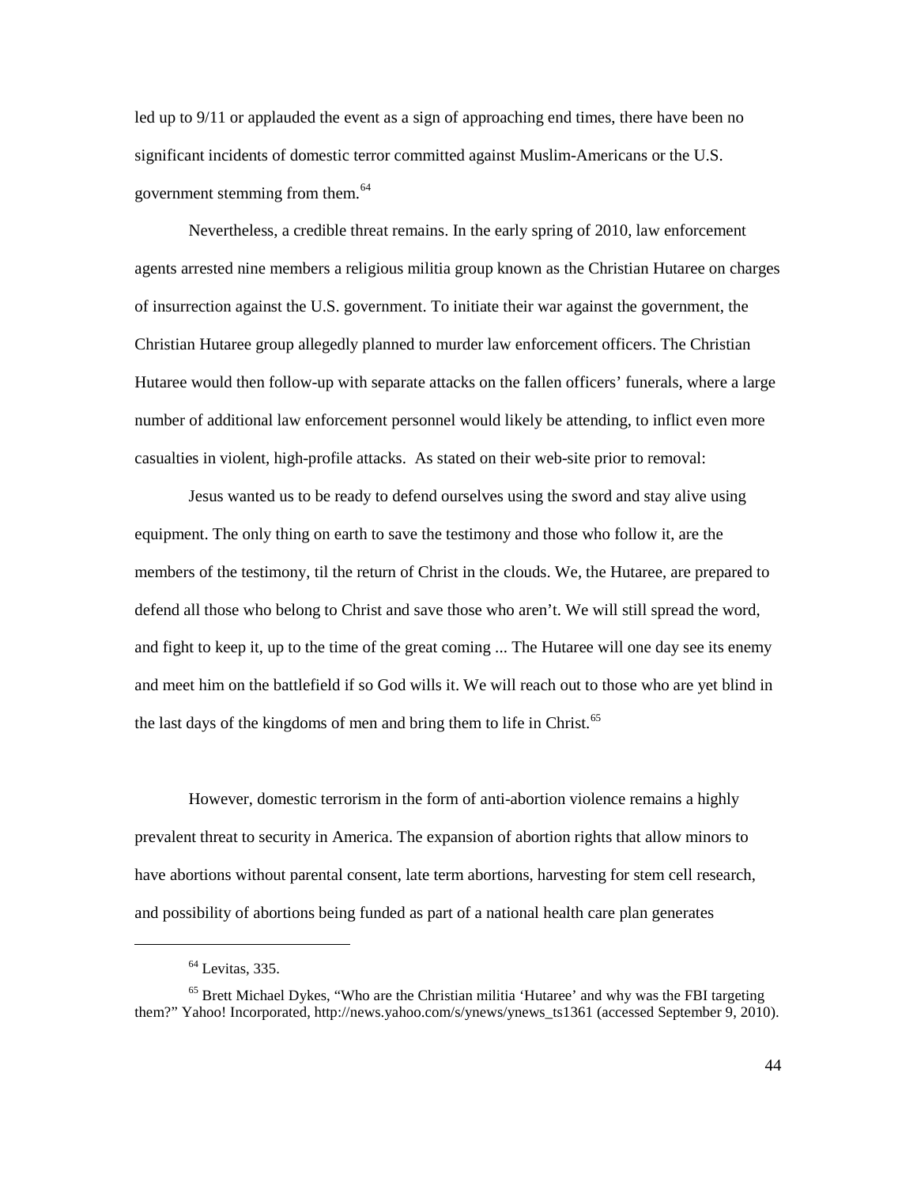led up to 9/11 or applauded the event as a sign of approaching end times, there have been no significant incidents of domestic terror committed against Muslim-Americans or the U.S. government stemming from them.[64]

Nevertheless, a credible threat remains. In the early spring of 2010, law enforcement agents arrested nine members a religious militia group known as the Christian Hutaree on charges of insurrection against the U.S. government. To initiate their war against the government, the Christian Hutaree group allegedly planned to murder law enforcement officers. The Christian Hutaree would then follow-up with separate attacks on the fallen officers' funerals, where a large number of additional law enforcement personnel would likely be attending, to inflict even more casualties in violent, high-profile attacks. As stated on their web-site prior to removal:

> Jesus wanted us to be ready to defend ourselves using the sword and stay alive using equipment. The only thing on earth to save the testimony and those who follow it, are the members of the testimony, til the return of Christ in the clouds. We, the Hutaree, are prepared to defend all those who belong to Christ and save those who aren't. We will still spread the word, and fight to keep it, up to the time of the great coming ... The Hutaree will one day see its enemy and meet him on the battlefield if so God wills it. We will reach out to those who are yet blind in the last days of the kingdoms of men and bring them to life in Christ.[65]

However, domestic terrorism in the form of anti-abortion violence remains a highly prevalent threat to security in America. The expansion of abortion rights that allow minors to have abortions without parental consent, late term abortions, harvesting for stem cell research, and possibility of abortions being funded as part of a national health care plan generates

---

[64] Levitas, 335.

[65] Brett Michael Dykes, "Who are the Christian militia 'Hutaree' and why was the FBI targeting them?" Yahoo! Incorporated, http://news.yahoo.com/s/ynews/ynews_ts1361 (accessed September 9, 2010).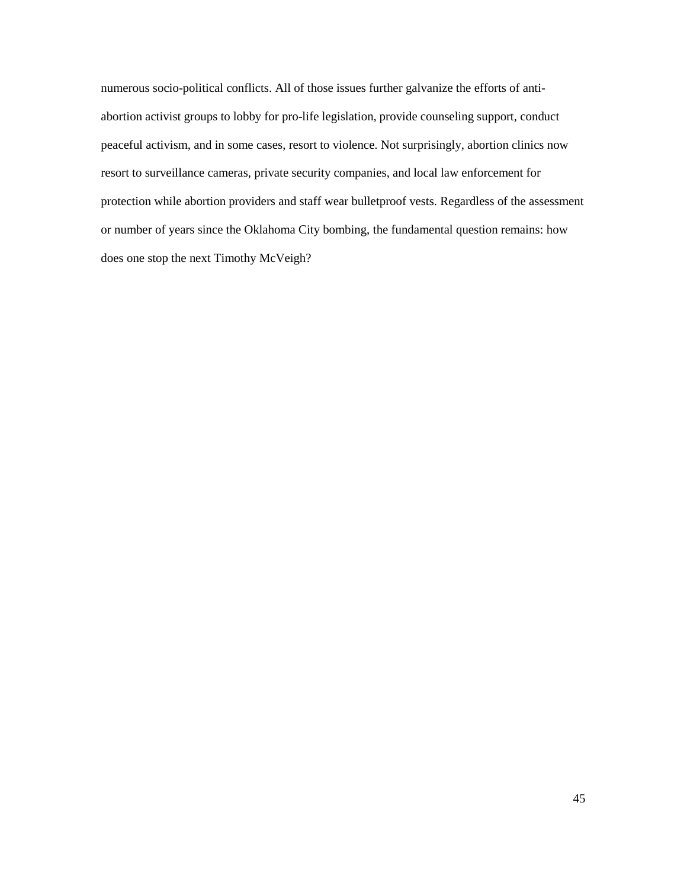numerous socio-political conflicts. All of those issues further galvanize the efforts of anti-abortion activist groups to lobby for pro-life legislation, provide counseling support, conduct peaceful activism, and in some cases, resort to violence. Not surprisingly, abortion clinics now resort to surveillance cameras, private security companies, and local law enforcement for protection while abortion providers and staff wear bulletproof vests. Regardless of the assessment or number of years since the Oklahoma City bombing, the fundamental question remains: how does one stop the next Timothy McVeigh?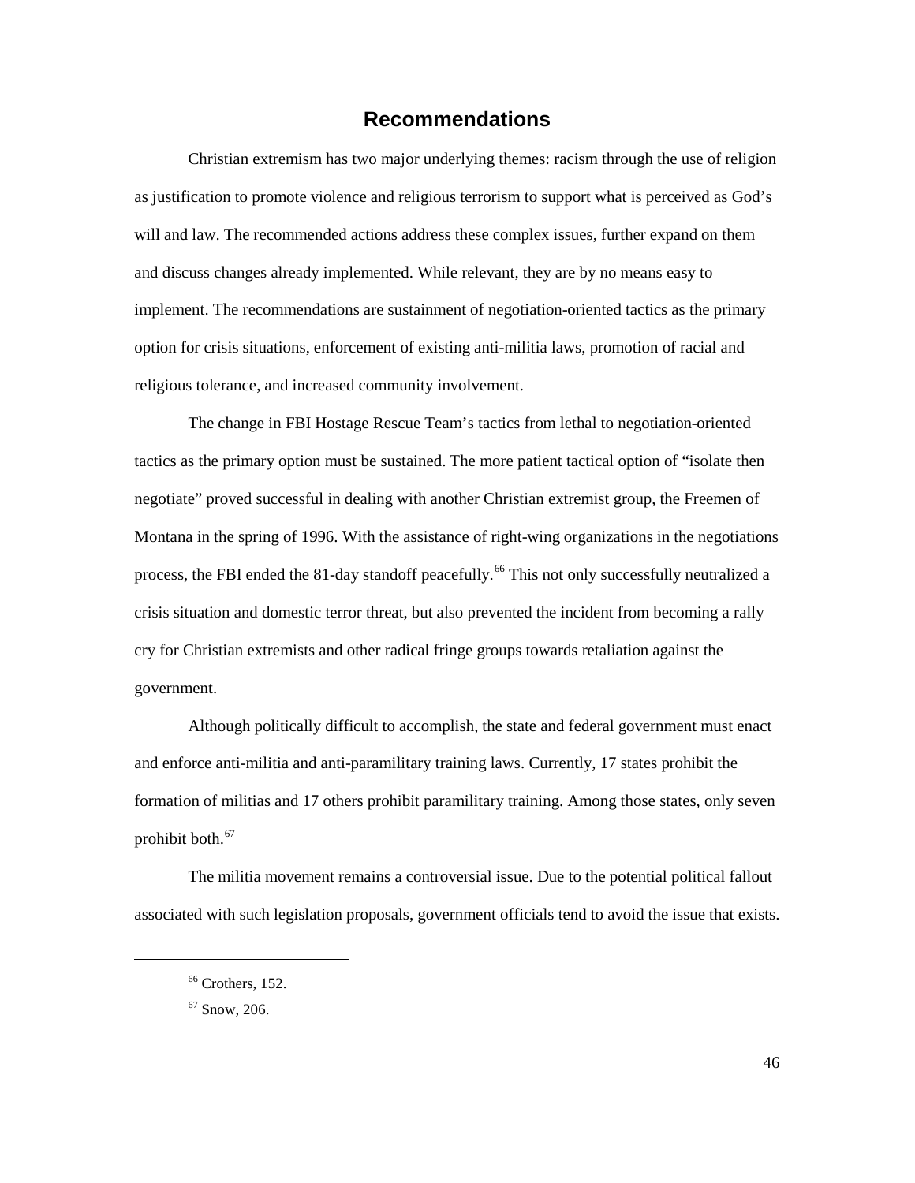## Recommendations

Christian extremism has two major underlying themes: racism through the use of religion as justification to promote violence and religious terrorism to support what is perceived as God's will and law. The recommended actions address these complex issues, further expand on them and discuss changes already implemented. While relevant, they are by no means easy to implement. The recommendations are sustainment of negotiation-oriented tactics as the primary option for crisis situations, enforcement of existing anti-militia laws, promotion of racial and religious tolerance, and increased community involvement.

The change in FBI Hostage Rescue Team's tactics from lethal to negotiation-oriented tactics as the primary option must be sustained. The more patient tactical option of "isolate then negotiate" proved successful in dealing with another Christian extremist group, the Freemen of Montana in the spring of 1996. With the assistance of right-wing organizations in the negotiations process, the FBI ended the 81-day standoff peacefully.[66] This not only successfully neutralized a crisis situation and domestic terror threat, but also prevented the incident from becoming a rally cry for Christian extremists and other radical fringe groups towards retaliation against the government.

Although politically difficult to accomplish, the state and federal government must enact and enforce anti-militia and anti-paramilitary training laws. Currently, 17 states prohibit the formation of militias and 17 others prohibit paramilitary training. Among those states, only seven prohibit both.[67]

The militia movement remains a controversial issue. Due to the potential political fallout associated with such legislation proposals, government officials tend to avoid the issue that exists.

---

[66] Crothers, 152.

[67] Snow, 206.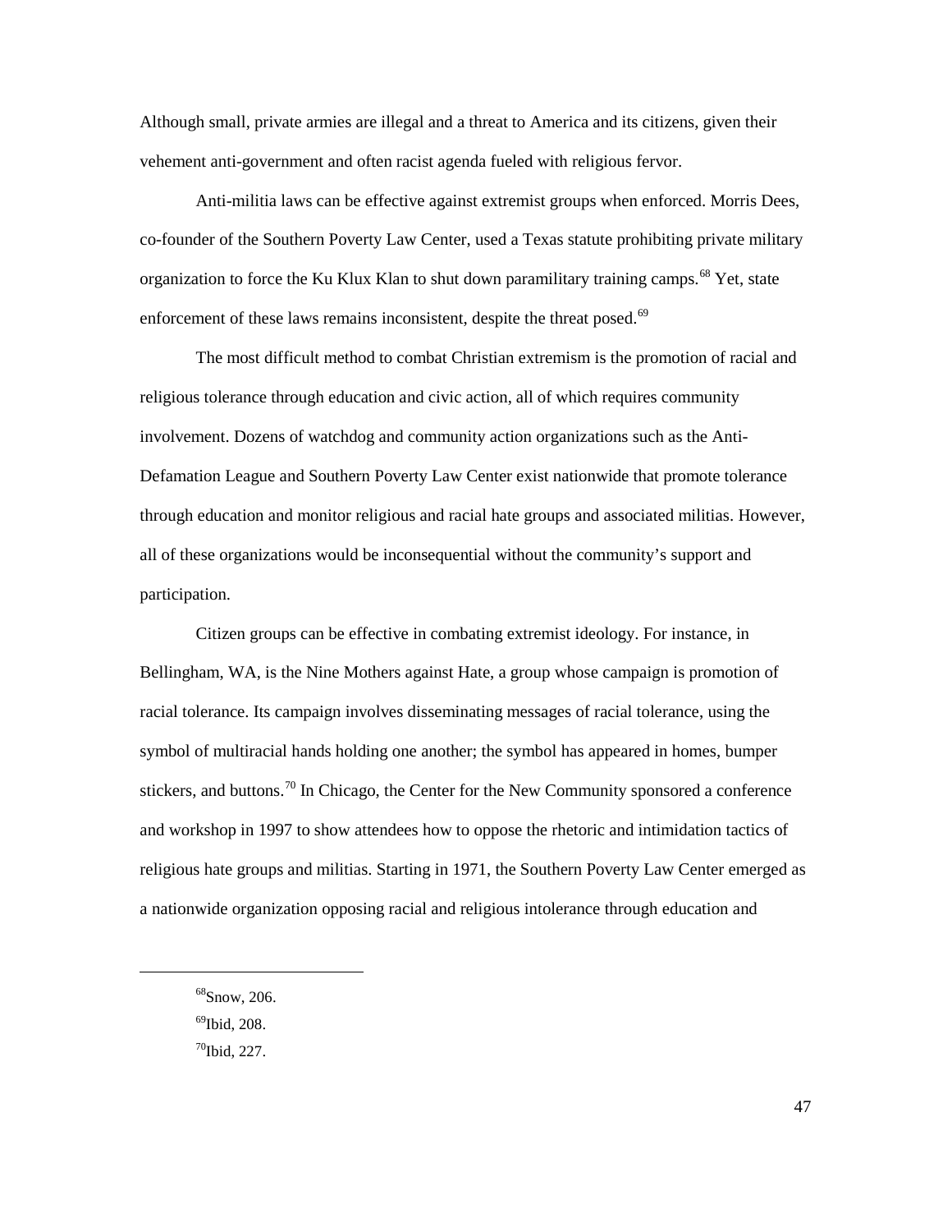Although small, private armies are illegal and a threat to America and its citizens, given their vehement anti-government and often racist agenda fueled with religious fervor.

Anti-militia laws can be effective against extremist groups when enforced. Morris Dees, co-founder of the Southern Poverty Law Center, used a Texas statute prohibiting private military organization to force the Ku Klux Klan to shut down paramilitary training camps.[68] Yet, state enforcement of these laws remains inconsistent, despite the threat posed.[69]

The most difficult method to combat Christian extremism is the promotion of racial and religious tolerance through education and civic action, all of which requires community involvement. Dozens of watchdog and community action organizations such as the Anti-Defamation League and Southern Poverty Law Center exist nationwide that promote tolerance through education and monitor religious and racial hate groups and associated militias. However, all of these organizations would be inconsequential without the community's support and participation.

Citizen groups can be effective in combating extremist ideology. For instance, in Bellingham, WA, is the Nine Mothers against Hate, a group whose campaign is promotion of racial tolerance. Its campaign involves disseminating messages of racial tolerance, using the symbol of multiracial hands holding one another; the symbol has appeared in homes, bumper stickers, and buttons.[70] In Chicago, the Center for the New Community sponsored a conference and workshop in 1997 to show attendees how to oppose the rhetoric and intimidation tactics of religious hate groups and militias. Starting in 1971, the Southern Poverty Law Center emerged as a nationwide organization opposing racial and religious intolerance through education and

---

[68] Snow, 206.

[69] Ibid, 208.

[70] Ibid, 227.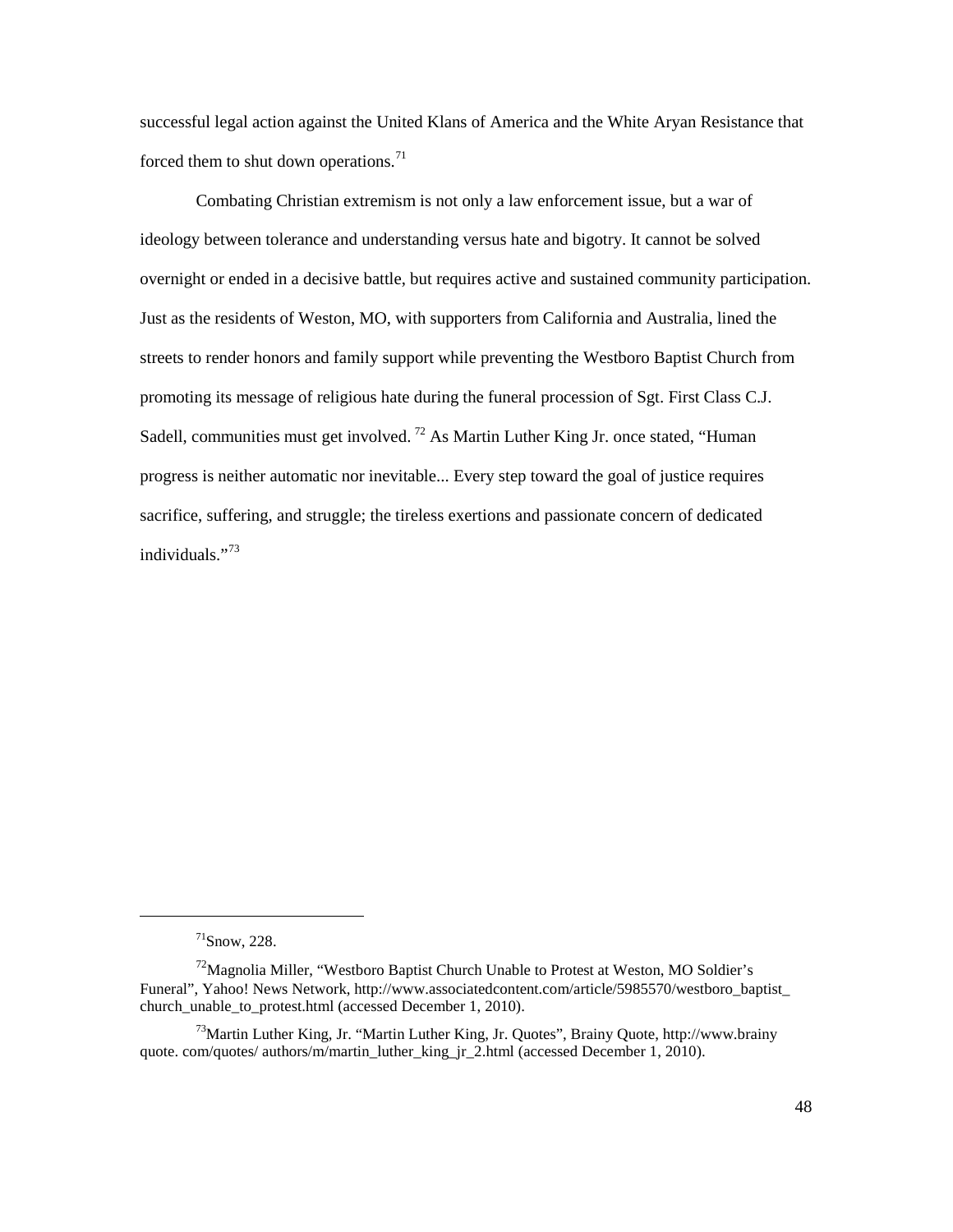successful legal action against the United Klans of America and the White Aryan Resistance that forced them to shut down operations.[71]

Combating Christian extremism is not only a law enforcement issue, but a war of ideology between tolerance and understanding versus hate and bigotry. It cannot be solved overnight or ended in a decisive battle, but requires active and sustained community participation. Just as the residents of Weston, MO, with supporters from California and Australia, lined the streets to render honors and family support while preventing the Westboro Baptist Church from promoting its message of religious hate during the funeral procession of Sgt. First Class C.J. Sadell, communities must get involved. [72] As Martin Luther King Jr. once stated, "Human progress is neither automatic nor inevitable... Every step toward the goal of justice requires sacrifice, suffering, and struggle; the tireless exertions and passionate concern of dedicated individuals."[73]

---

[71]Snow, 228.

[72]Magnolia Miller, "Westboro Baptist Church Unable to Protest at Weston, MO Soldier's Funeral", Yahoo! News Network, http://www.associatedcontent.com/article/5985570/westboro_baptist_church_unable_to_protest.html (accessed December 1, 2010).

[73]Martin Luther King, Jr. "Martin Luther King, Jr. Quotes", Brainy Quote, http://www.brainy quote. com/quotes/ authors/m/martin_luther_king_jr_2.html (accessed December 1, 2010).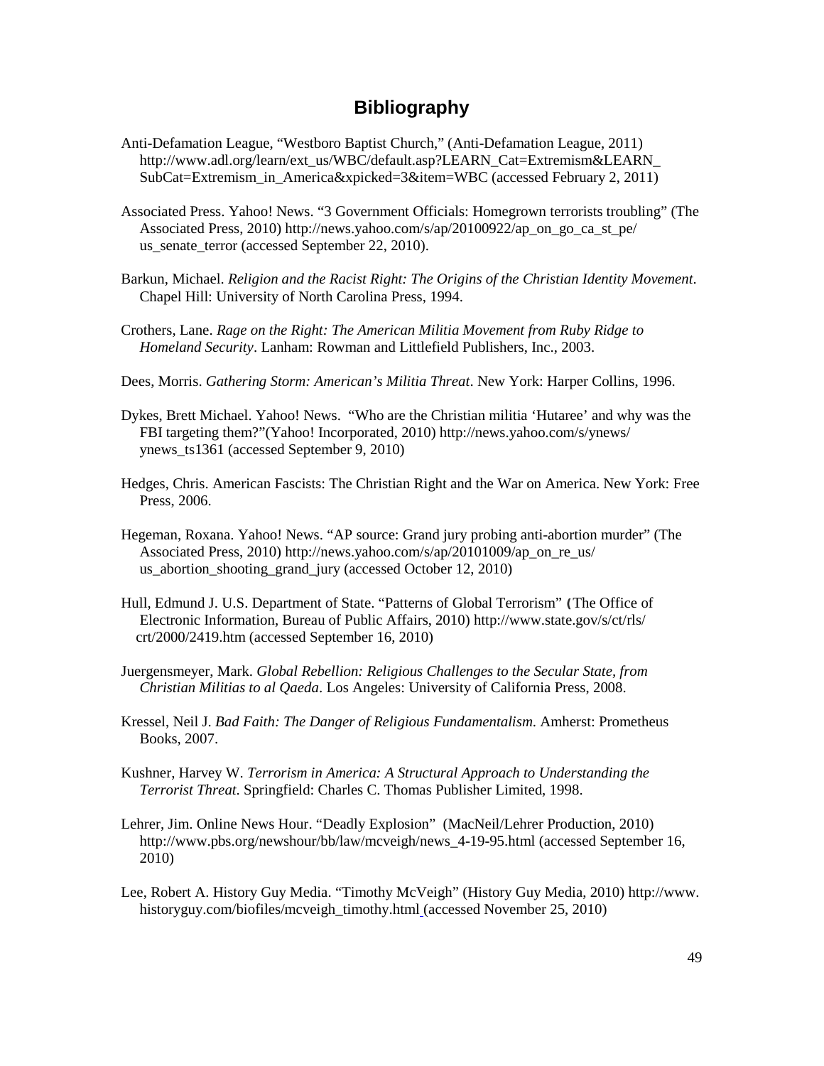## Bibliography

Anti-Defamation League, "Westboro Baptist Church," (Anti-Defamation League, 2011) http://www.adl.org/learn/ext_us/WBC/default.asp?LEARN_Cat=Extremism&LEARN_SubCat=Extremism_in_America&xpicked=3&item=WBC (accessed February 2, 2011)

Associated Press. Yahoo! News. "3 Government Officials: Homegrown terrorists troubling" (The Associated Press, 2010) http://news.yahoo.com/s/ap/20100922/ap_on_go_ca_st_pe/us_senate_terror (accessed September 22, 2010).

Barkun, Michael. *Religion and the Racist Right: The Origins of the Christian Identity Movement*. Chapel Hill: University of North Carolina Press, 1994.

Crothers, Lane. *Rage on the Right: The American Militia Movement from Ruby Ridge to Homeland Security*. Lanham: Rowman and Littlefield Publishers, Inc., 2003.

Dees, Morris. *Gathering Storm: American's Militia Threat*. New York: Harper Collins, 1996.

Dykes, Brett Michael. Yahoo! News. "Who are the Christian militia 'Hutaree' and why was the FBI targeting them?"(Yahoo! Incorporated, 2010) http://news.yahoo.com/s/ynews/ynews_ts1361 (accessed September 9, 2010)

Hedges, Chris. American Fascists: The Christian Right and the War on America. New York: Free Press, 2006.

Hegeman, Roxana. Yahoo! News. "AP source: Grand jury probing anti-abortion murder" (The Associated Press, 2010) http://news.yahoo.com/s/ap/20101009/ap_on_re_us/us_abortion_shooting_grand_jury (accessed October 12, 2010)

Hull, Edmund J. U.S. Department of State. "Patterns of Global Terrorism" (The Office of Electronic Information, Bureau of Public Affairs, 2010) http://www.state.gov/s/ct/rls/crt/2000/2419.htm (accessed September 16, 2010)

Juergensmeyer, Mark. *Global Rebellion: Religious Challenges to the Secular State, from Christian Militias to al Qaeda*. Los Angeles: University of California Press, 2008.

Kressel, Neil J. *Bad Faith: The Danger of Religious Fundamentalism.* Amherst: Prometheus Books, 2007.

Kushner, Harvey W. *Terrorism in America: A Structural Approach to Understanding the Terrorist Threat*. Springfield: Charles C. Thomas Publisher Limited, 1998.

Lehrer, Jim. Online News Hour. "Deadly Explosion" (MacNeil/Lehrer Production, 2010) http://www.pbs.org/newshour/bb/law/mcveigh/news_4-19-95.html (accessed September 16, 2010)

Lee, Robert A. History Guy Media. "Timothy McVeigh" (History Guy Media, 2010) http://www.historyguy.com/biofiles/mcveigh_timothy.html (accessed November 25, 2010)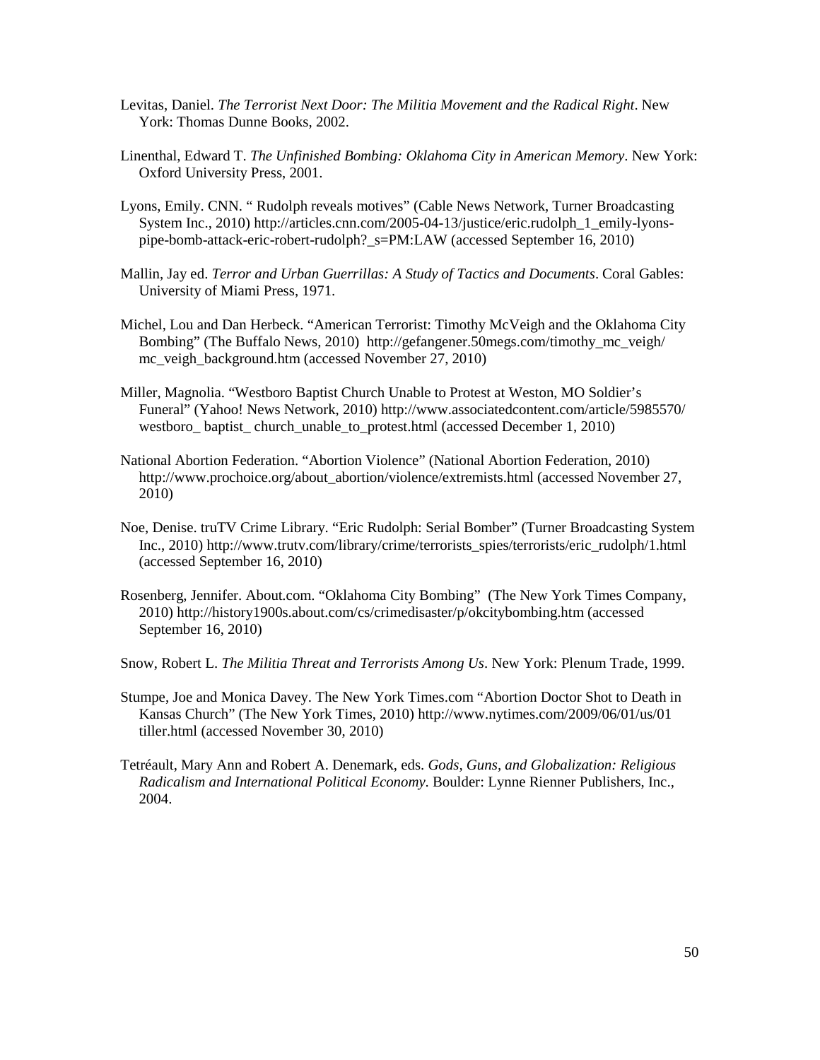Levitas, Daniel. *The Terrorist Next Door: The Militia Movement and the Radical Right*. New York: Thomas Dunne Books, 2002.

Linenthal, Edward T. *The Unfinished Bombing: Oklahoma City in American Memory*. New York: Oxford University Press, 2001.

Lyons, Emily. CNN. " Rudolph reveals motives" (Cable News Network, Turner Broadcasting System Inc., 2010) http://articles.cnn.com/2005-04-13/justice/eric.rudolph_1_emily-lyons-pipe-bomb-attack-eric-robert-rudolph?_s=PM:LAW (accessed September 16, 2010)

Mallin, Jay ed. *Terror and Urban Guerrillas: A Study of Tactics and Documents*. Coral Gables: University of Miami Press, 1971.

Michel, Lou and Dan Herbeck. "American Terrorist: Timothy McVeigh and the Oklahoma City Bombing" (The Buffalo News, 2010) http://gefangener.50megs.com/timothy_mc_veigh/ mc_veigh_background.htm (accessed November 27, 2010)

Miller, Magnolia. "Westboro Baptist Church Unable to Protest at Weston, MO Soldier's Funeral" (Yahoo! News Network, 2010) http://www.associatedcontent.com/article/5985570/ westboro_ baptist_ church_unable_to_protest.html (accessed December 1, 2010)

National Abortion Federation. "Abortion Violence" (National Abortion Federation, 2010) http://www.prochoice.org/about_abortion/violence/extremists.html (accessed November 27, 2010)

Noe, Denise. truTV Crime Library. "Eric Rudolph: Serial Bomber" (Turner Broadcasting System Inc., 2010) http://www.trutv.com/library/crime/terrorists_spies/terrorists/eric_rudolph/1.html (accessed September 16, 2010)

Rosenberg, Jennifer. About.com. "Oklahoma City Bombing" (The New York Times Company, 2010) http://history1900s.about.com/cs/crimedisaster/p/okcitybombing.htm (accessed September 16, 2010)

Snow, Robert L. *The Militia Threat and Terrorists Among Us*. New York: Plenum Trade, 1999.

Stumpe, Joe and Monica Davey. The New York Times.com "Abortion Doctor Shot to Death in Kansas Church" (The New York Times, 2010) http://www.nytimes.com/2009/06/01/us/01 tiller.html (accessed November 30, 2010)

Tetréault, Mary Ann and Robert A. Denemark, eds. *Gods, Guns, and Globalization: Religious Radicalism and International Political Economy*. Boulder: Lynne Rienner Publishers, Inc., 2004.